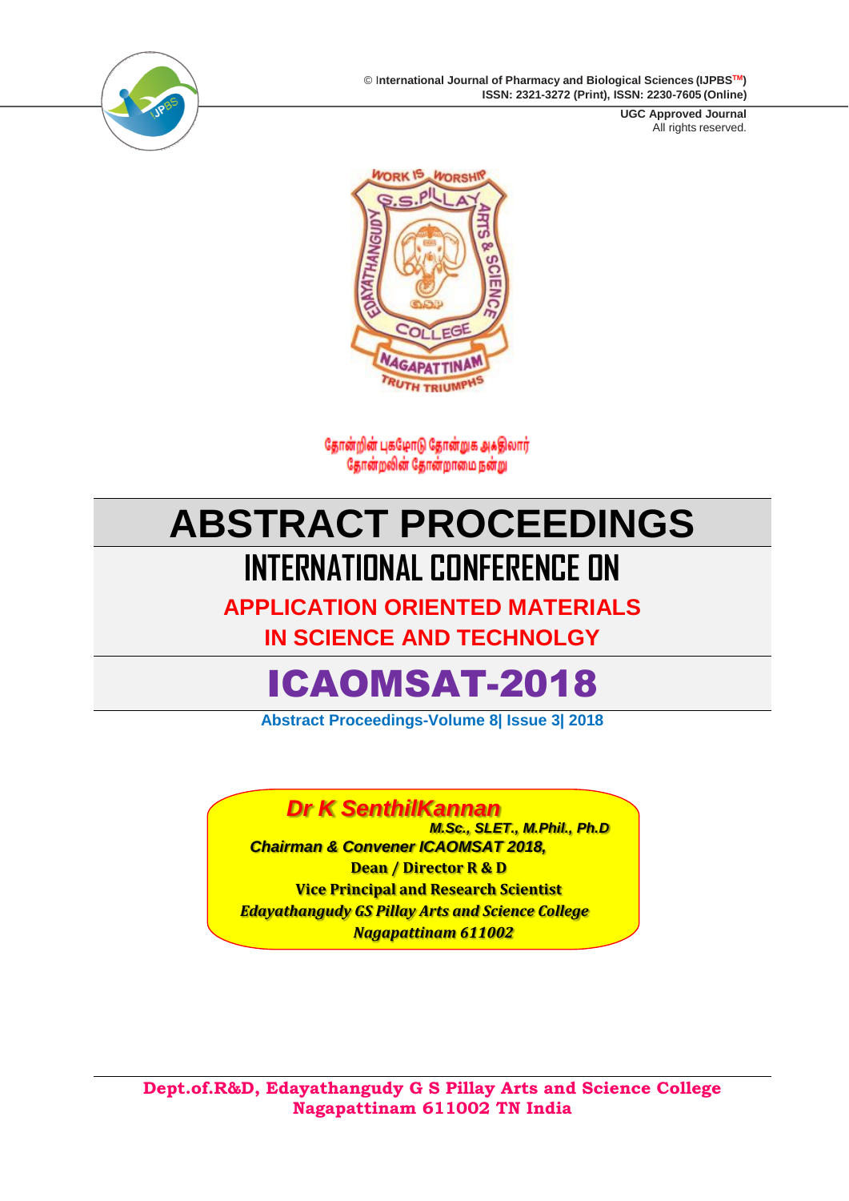© International Journal of Pharmacy and Biological Sciences (IJPBS™)
ISSN: 2321-3272 (Print), ISSN: 2230-7605 (Online)

UGC Approved Journal
All rights reserved.

தோன்றின் புகழொடு தோன்றுக அஃதிலார்
தோன்றலின் தோன்றாமை நன்று

# ABSTRACT PROCEEDINGS

## INTERNATIONAL CONFERENCE ON

## APPLICATION ORIENTED MATERIALS IN SCIENCE AND TECHNOLOGY

# ICAOMSAT-2018

**Abstract Proceedings-Volume 8| Issue 3| 2018**

***Dr K SenthilKannan***
***M.Sc., SLET., M.Phil., Ph.D***
***Chairman & Convener ICAOMSAT 2018,***
**Dean / Director R & D**
**Vice Principal and Research Scientist**
***Edayathangudy GS Pillay Arts and Science College***
***Nagapattinam 611002***

**Dept.of.R&D, Edayathangudy G S Pillay Arts and Science College**
**Nagapattinam 611002 TN India**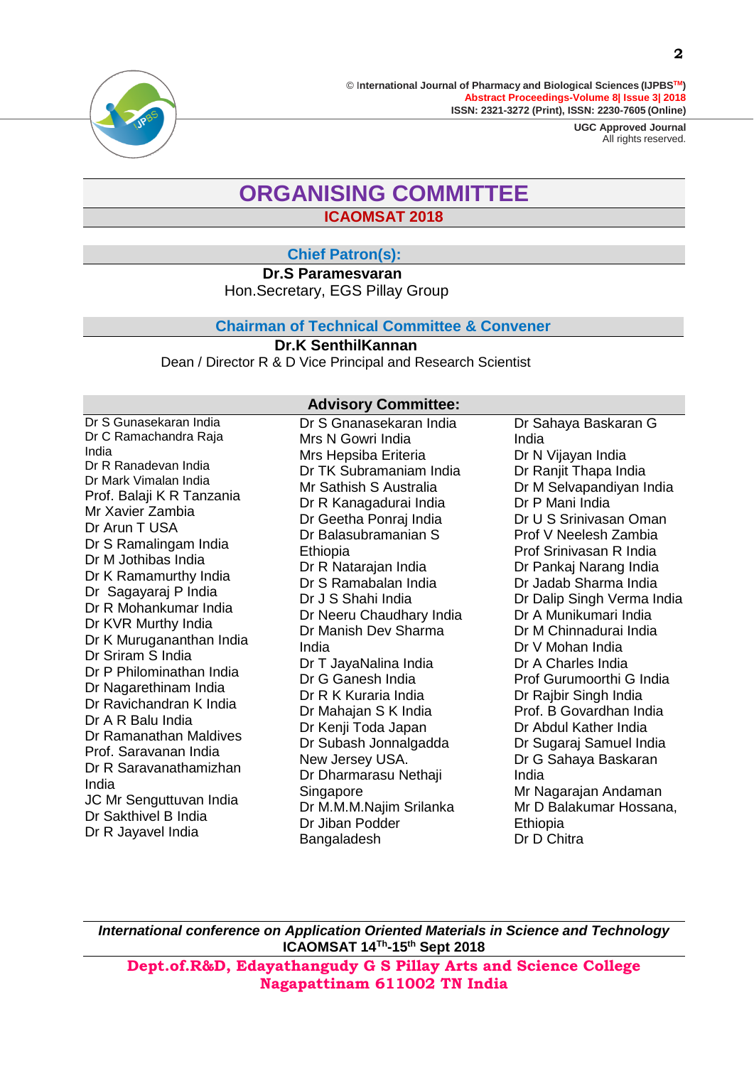# ORGANISING COMMITTEE

## ICAOMSAT 2018

### Chief Patron(s):

**Dr.S Paramesvaran**
Hon.Secretary, EGS Pillay Group

### Chairman of Technical Committee & Convener

**Dr.K SenthilKannan**
Dean / Director R & D Vice Principal and Research Scientist

### Advisory Committee:

Dr S Gunasekaran India
Dr C Ramachandra Raja India
Dr R Ranadevan India
Dr Mark Vimalan India
Prof. Balaji K R Tanzania
Mr Xavier Zambia
Dr Arun T USA
Dr S Ramalingam India
Dr M Jothibas India
Dr K Ramamurthy India
Dr Sagayaraj P India
Dr R Mohankumar India
Dr KVR Murthy India
Dr K Murugananthan India
Dr Sriram S India
Dr P Philominathan India
Dr Nagarethinam India
Dr Ravichandran K India
Dr A R Balu India
Dr Ramanathan Maldives
Prof. Saravanan India
Dr R Saravanathamizhan India
JC Mr Senguttuvan India
Dr Sakthivel B India
Dr R Jayavel India
Dr S Gnanasekaran India
Mrs N Gowri India
Mrs Hepsiba Eriteria
Dr TK Subramaniam India
Mr Sathish S Australia
Dr R Kanagadurai India
Dr Geetha Ponraj India
Dr Balasubramanian S Ethiopia
Dr R Natarajan India
Dr S Ramabalan India
Dr J S Shahi India
Dr Neeru Chaudhary India
Dr Manish Dev Sharma India
Dr T JayaNalina India
Dr G Ganesh India
Dr R K Kuraria India
Dr Mahajan S K India
Dr Kenji Toda Japan
Dr Subash Jonnalgadda New Jersey USA.
Dr Dharmarasu Nethaji Singapore
Dr M.M.M.Najim Srilanka
Dr Jiban Podder Bangaladesh
Dr Sahaya Baskaran G India
Dr N Vijayan India
Dr Ranjit Thapa India
Dr M Selvapandiyan India
Dr P Mani India
Dr U S Srinivasan Oman
Prof V Neelesh Zambia
Prof Srinivasan R India
Dr Pankaj Narang India
Dr Jadab Sharma India
Dr Dalip Singh Verma India
Dr A Munikumari India
Dr M Chinnadurai India
Dr V Mohan India
Dr A Charles India
Prof Gurumoorthi G India
Dr Rajbir Singh India
Prof. B Govardhan India
Dr Abdul Kather India
Dr Sugaraj Samuel India
Dr G Sahaya Baskaran India
Mr Nagarajan Andaman
Mr D Balakumar Hossana, Ethiopia
Dr D Chitra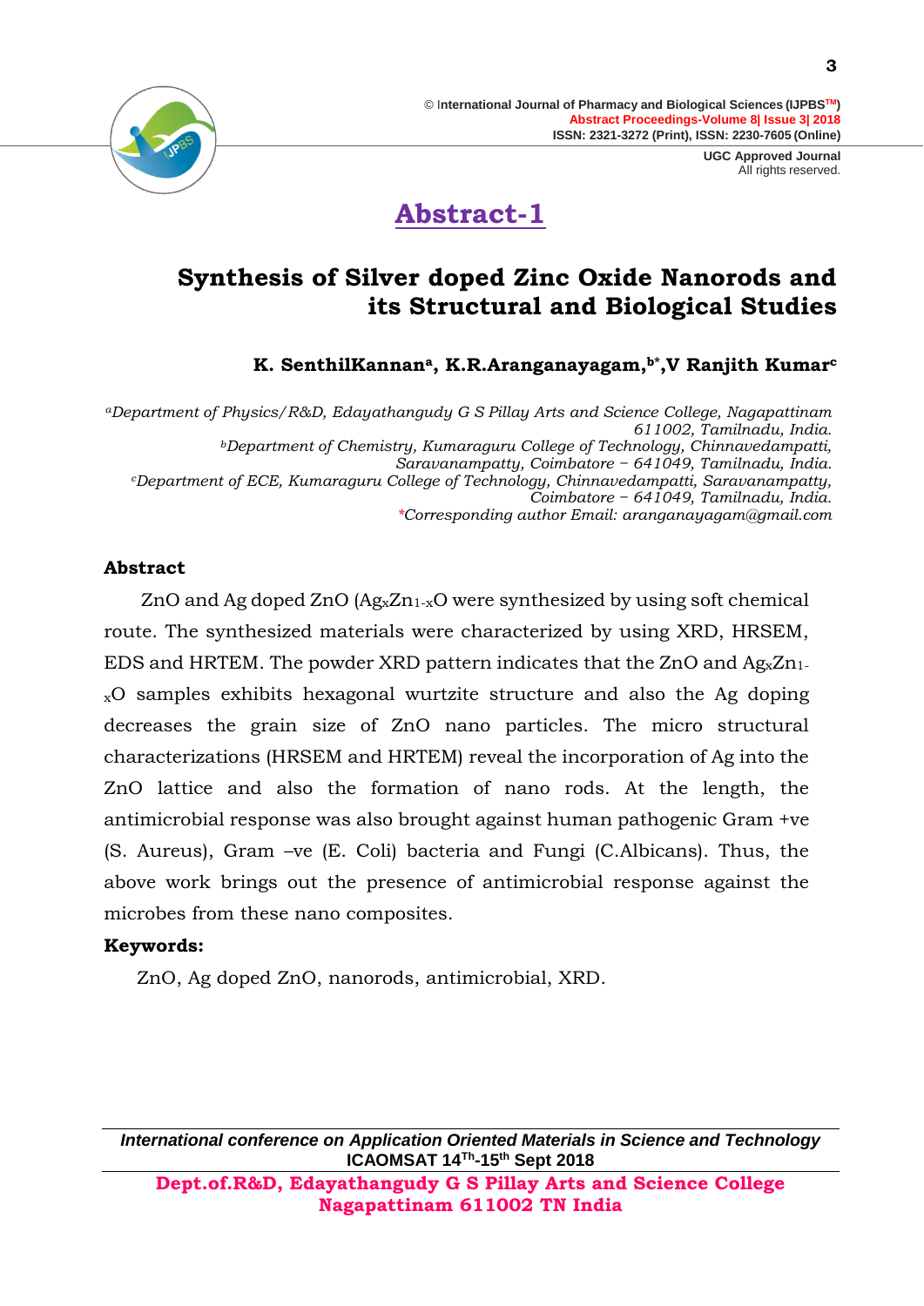# Abstract-1

## Synthesis of Silver doped Zinc Oxide Nanorods and its Structural and Biological Studies

**K. SenthilKannan[a], K.R.Aranganayagam,[b*],V Ranjith Kumar[c]**

*[a]Department of Physics/R&D, Edayathangudy G S Pillay Arts and Science College, Nagapattinam 611002, Tamilnadu, India.*
*[b]Department of Chemistry, Kumaraguru College of Technology, Chinnavedampatti, Saravanampatty, Coimbatore – 641049, Tamilnadu, India.*
*[c]Department of ECE, Kumaraguru College of Technology, Chinnavedampatti, Saravanampatty, Coimbatore – 641049, Tamilnadu, India.*
*\*Corresponding author Email: aranganayagam@gmail.com*

**Abstract**

ZnO and Ag doped ZnO ($Ag_xZn_{1-x}O$ were synthesized by using soft chemical route. The synthesized materials were characterized by using XRD, HRSEM, EDS and HRTEM. The powder XRD pattern indicates that the ZnO and $Ag_xZn_{1-x}O$ samples exhibits hexagonal wurtzite structure and also the Ag doping decreases the grain size of ZnO nano particles. The micro structural characterizations (HRSEM and HRTEM) reveal the incorporation of Ag into the ZnO lattice and also the formation of nano rods. At the length, the antimicrobial response was also brought against human pathogenic Gram +ve (S. Aureus), Gram –ve (E. Coli) bacteria and Fungi (C.Albicans). Thus, the above work brings out the presence of antimicrobial response against the microbes from these nano composites.

**Keywords:**

ZnO, Ag doped ZnO, nanorods, antimicrobial, XRD.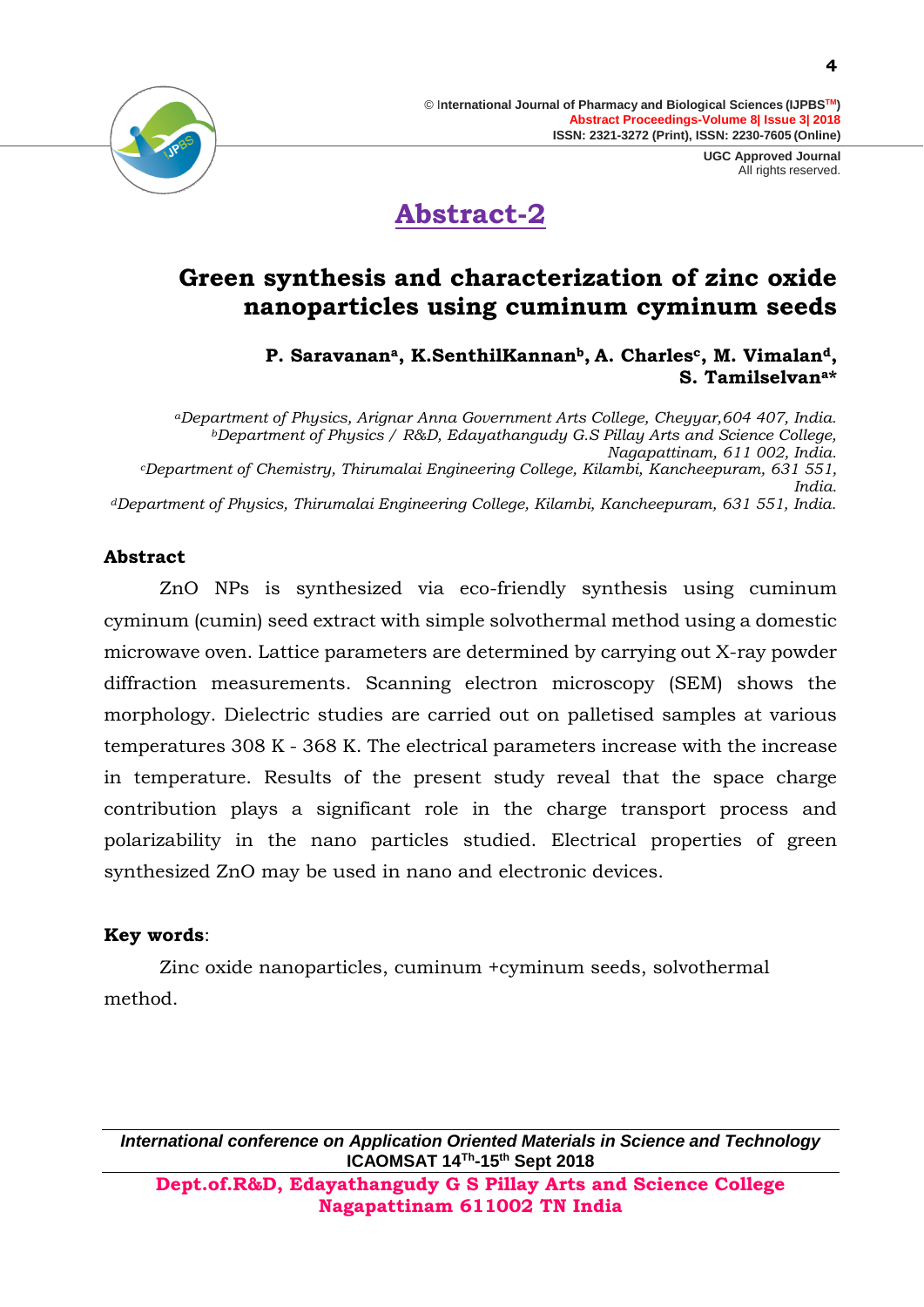## Abstract-2

# Green synthesis and characterization of zinc oxide nanoparticles using cuminum cyminum seeds

**P. Saravanan[a], K.SenthilKannan[b], A. Charles[c], M. Vimalan[d], S. Tamilselvan[a]***

*[a]Department of Physics, Arignar Anna Government Arts College, Cheyyar,604 407, India.*
*[b]Department of Physics / R&D, Edayathangudy G.S Pillay Arts and Science College, Nagapattinam, 611 002, India.*
*[c]Department of Chemistry, Thirumalai Engineering College, Kilambi, Kancheepuram, 631 551, India.*
*[d]Department of Physics, Thirumalai Engineering College, Kilambi, Kancheepuram, 631 551, India.*

### Abstract

ZnO NPs is synthesized via eco-friendly synthesis using cuminum cyminum (cumin) seed extract with simple solvothermal method using a domestic microwave oven. Lattice parameters are determined by carrying out X-ray powder diffraction measurements. Scanning electron microscopy (SEM) shows the morphology. Dielectric studies are carried out on palletised samples at various temperatures 308 K - 368 K. The electrical parameters increase with the increase in temperature. Results of the present study reveal that the space charge contribution plays a significant role in the charge transport process and polarizability in the nano particles studied. Electrical properties of green synthesized ZnO may be used in nano and electronic devices.

**Key words**:

Zinc oxide nanoparticles, cuminum +cyminum seeds, solvothermal method.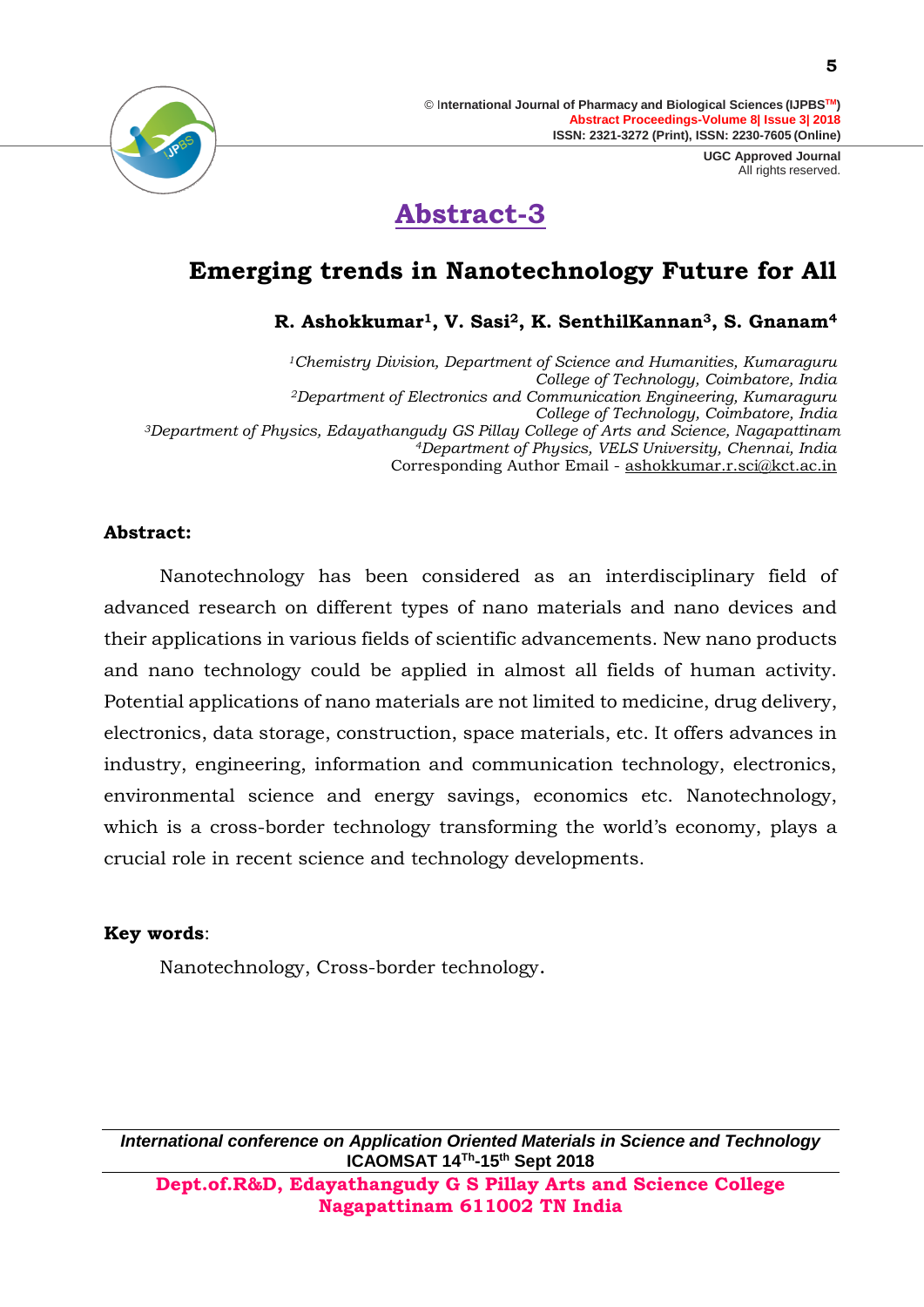# Abstract-3

## Emerging trends in Nanotechnology Future for All

**R. Ashokkumar[1], V. Sasi[2], K. SenthilKannan[3], S. Gnanam[4]**

*[1]Chemistry Division, Department of Science and Humanities, Kumaraguru College of Technology, Coimbatore, India*
*[2]Department of Electronics and Communication Engineering, Kumaraguru College of Technology, Coimbatore, India*
*[3]Department of Physics, Edayathangudy GS Pillay College of Arts and Science, Nagapattinam*
*[4]Department of Physics, VELS University, Chennai, India*
Corresponding Author Email - ashokkumar.r.sci@kct.ac.in

**Abstract:**

Nanotechnology has been considered as an interdisciplinary field of advanced research on different types of nano materials and nano devices and their applications in various fields of scientific advancements. New nano products and nano technology could be applied in almost all fields of human activity. Potential applications of nano materials are not limited to medicine, drug delivery, electronics, data storage, construction, space materials, etc. It offers advances in industry, engineering, information and communication technology, electronics, environmental science and energy savings, economics etc. Nanotechnology, which is a cross-border technology transforming the world's economy, plays a crucial role in recent science and technology developments.

**Key words**:

Nanotechnology, Cross-border technology.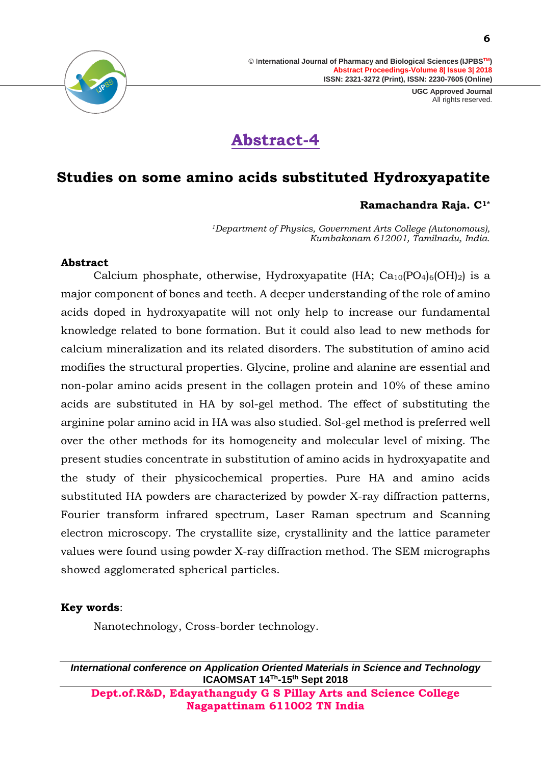# Abstract-4

## Studies on some amino acids substituted Hydroxyapatite

**Ramachandra Raja. C[1*]**

*[1]Department of Physics, Government Arts College (Autonomous), Kumbakonam 612001, Tamilnadu, India.*

### Abstract

Calcium phosphate, otherwise, Hydroxyapatite (HA; $Ca_{10}(PO_4)_6(OH)_2$) is a major component of bones and teeth. A deeper understanding of the role of amino acids doped in hydroxyapatite will not only help to increase our fundamental knowledge related to bone formation. But it could also lead to new methods for calcium mineralization and its related disorders. The substitution of amino acid modifies the structural properties. Glycine, proline and alanine are essential and non-polar amino acids present in the collagen protein and 10% of these amino acids are substituted in HA by sol-gel method. The effect of substituting the arginine polar amino acid in HA was also studied. Sol-gel method is preferred well over the other methods for its homogeneity and molecular level of mixing. The present studies concentrate in substitution of amino acids in hydroxyapatite and the study of their physicochemical properties. Pure HA and amino acids substituted HA powders are characterized by powder X-ray diffraction patterns, Fourier transform infrared spectrum, Laser Raman spectrum and Scanning electron microscopy. The crystallite size, crystallinity and the lattice parameter values were found using powder X-ray diffraction method. The SEM micrographs showed agglomerated spherical particles.

**Key words**:

Nanotechnology, Cross-border technology.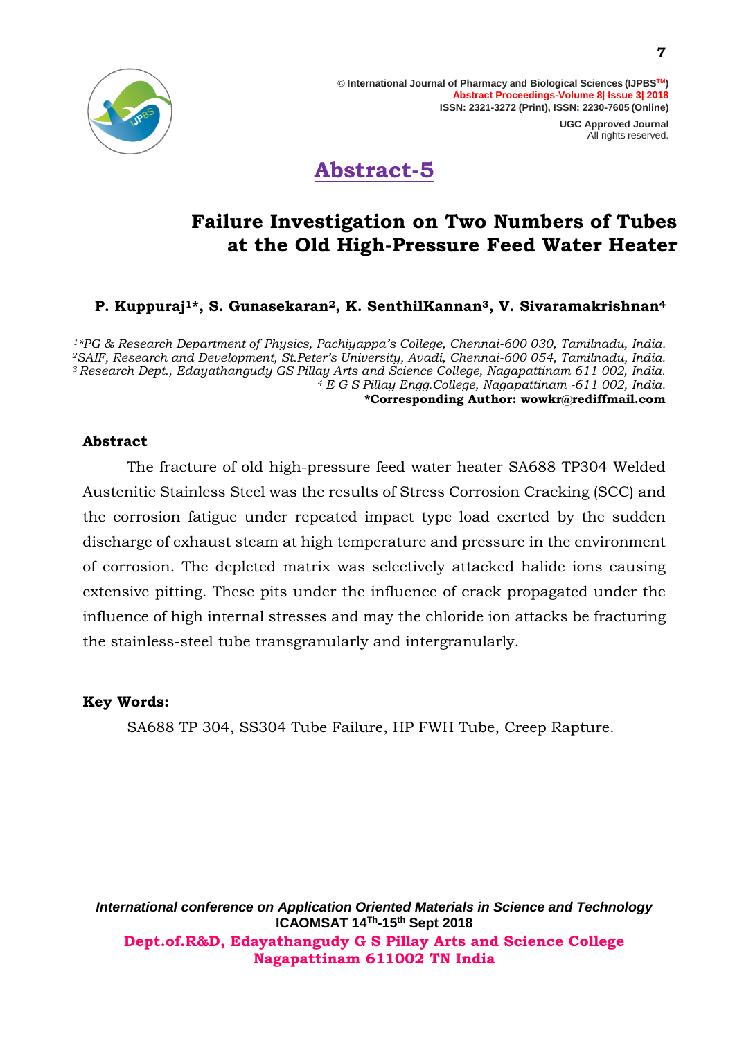# Abstract-5

## Failure Investigation on Two Numbers of Tubes at the Old High-Pressure Feed Water Heater

**P. Kuppuraj[1]*, S. Gunasekaran[2], K. SenthilKannan[3], V. Sivaramakrishnan[4]**

*[1]*PG & Research Department of Physics, Pachiyappa's College, Chennai-600 030, Tamilnadu, India.*
*[2]SAIF, Research and Development, St.Peter's University, Avadi, Chennai-600 054, Tamilnadu, India.*
*[3] Research Dept., Edayathangudy GS Pillay Arts and Science College, Nagapattinam 611 002, India.*
*[4] E G S Pillay Engg.College, Nagapattinam -611 002, India.*
**\*Corresponding Author: wowkr@rediffmail.com**

### Abstract

The fracture of old high-pressure feed water heater SA688 TP304 Welded Austenitic Stainless Steel was the results of Stress Corrosion Cracking (SCC) and the corrosion fatigue under repeated impact type load exerted by the sudden discharge of exhaust steam at high temperature and pressure in the environment of corrosion. The depleted matrix was selectively attacked halide ions causing extensive pitting. These pits under the influence of crack propagated under the influence of high internal stresses and may the chloride ion attacks be fracturing the stainless-steel tube transgranularly and intergranularly.

**Key Words:**

SA688 TP 304, SS304 Tube Failure, HP FWH Tube, Creep Rapture.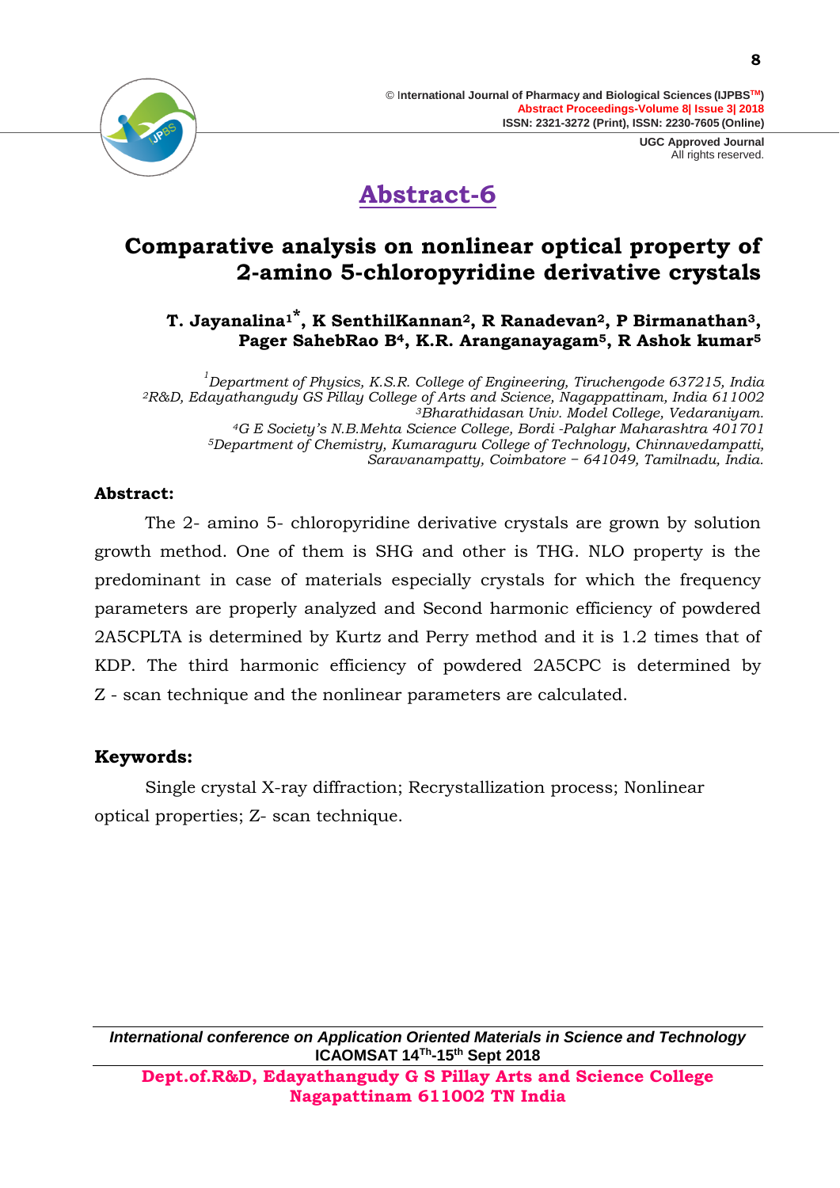# Abstract-6

## Comparative analysis on nonlinear optical property of 2-amino 5-chloropyridine derivative crystals

**T. Jayanalina[1*], K SenthilKannan[2], R Ranadevan[2], P Birmanathan[3], Pager SahebRao B[4], K.R. Aranganayagam[5], R Ashok kumar[5]**

*[1]Department of Physics, K.S.R. College of Engineering, Tiruchengode 637215, India*
*[2]R&D, Edayathangudy GS Pillay College of Arts and Science, Nagappattinam, India 611002*
*[3]Bharathidasan Univ. Model College, Vedaraniyam.*
*[4]G E Society's N.B.Mehta Science College, Bordi -Palghar Maharashtra 401701*
*[5]Department of Chemistry, Kumaraguru College of Technology, Chinnavedampatti, Saravanampatty, Coimbatore – 641049, Tamilnadu, India.*

**Abstract:**

The 2- amino 5- chloropyridine derivative crystals are grown by solution growth method. One of them is SHG and other is THG. NLO property is the predominant in case of materials especially crystals for which the frequency parameters are properly analyzed and Second harmonic efficiency of powdered 2A5CPLTA is determined by Kurtz and Perry method and it is 1.2 times that of KDP. The third harmonic efficiency of powdered 2A5CPC is determined by Z - scan technique and the nonlinear parameters are calculated.

**Keywords:**

Single crystal X-ray diffraction; Recrystallization process; Nonlinear optical properties; Z- scan technique.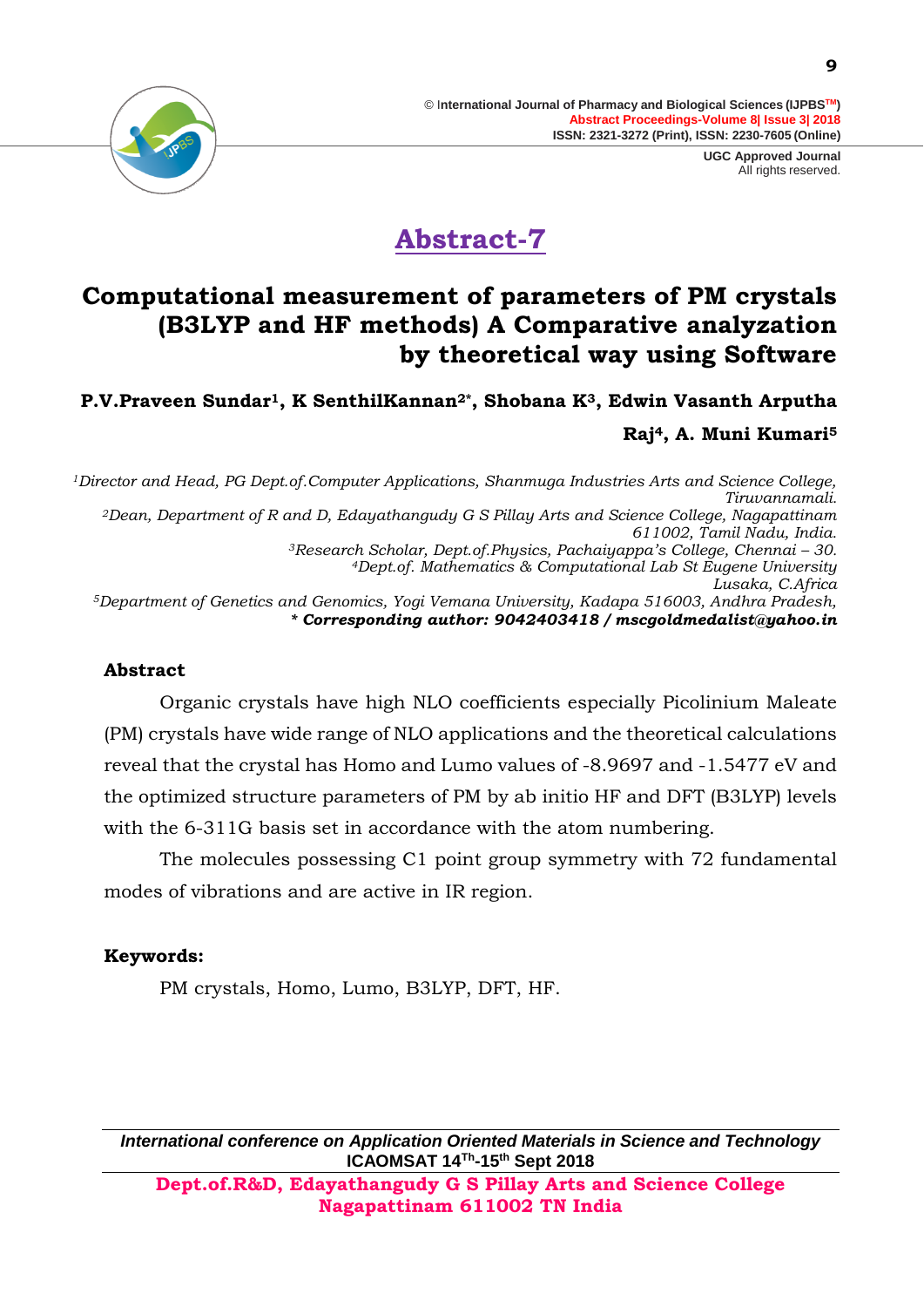# Abstract-7

## Computational measurement of parameters of PM crystals (B3LYP and HF methods) A Comparative analyzation by theoretical way using Software

**P.V.Praveen Sundar[1], K SenthilKannan[2*], Shobana K[3], Edwin Vasanth Arputha Raj[4], A. Muni Kumari[5]**

*[1]Director and Head, PG Dept.of.Computer Applications, Shanmuga Industries Arts and Science College, Tiruvannamali.*
*[2]Dean, Department of R and D, Edayathangudy G S Pillay Arts and Science College, Nagapattinam 611002, Tamil Nadu, India.*
*[3]Research Scholar, Dept.of.Physics, Pachaiyappa's College, Chennai – 30.*
*[4]Dept.of. Mathematics & Computational Lab St Eugene University Lusaka, C.Africa*
*[5]Department of Genetics and Genomics, Yogi Vemana University, Kadapa 516003, Andhra Pradesh,*
***\* Corresponding author: 9042403418 / mscgoldmedalist@yahoo.in***

### Abstract

Organic crystals have high NLO coefficients especially Picolinium Maleate (PM) crystals have wide range of NLO applications and the theoretical calculations reveal that the crystal has Homo and Lumo values of -8.9697 and -1.5477 eV and the optimized structure parameters of PM by ab initio HF and DFT (B3LYP) levels with the 6-311G basis set in accordance with the atom numbering.

The molecules possessing C1 point group symmetry with 72 fundamental modes of vibrations and are active in IR region.

### Keywords:

PM crystals, Homo, Lumo, B3LYP, DFT, HF.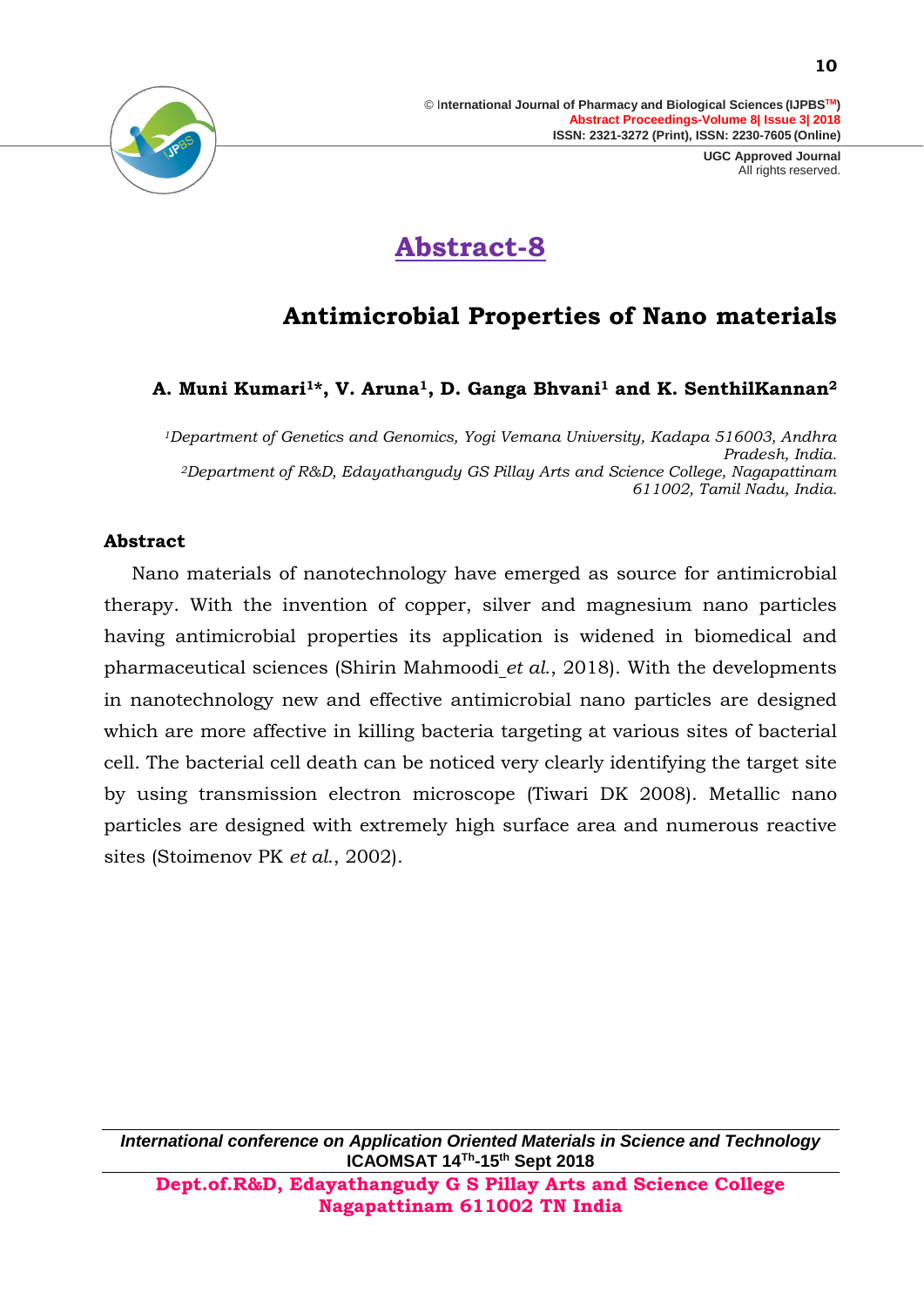## Abstract-8

# Antimicrobial Properties of Nano materials

**A. Muni Kumari[1]*, V. Aruna[1], D. Ganga Bhvani[1] and K. SenthilKannan[2]**

*[1]Department of Genetics and Genomics, Yogi Vemana University, Kadapa 516003, Andhra Pradesh, India.*
*[2]Department of R&D, Edayathangudy GS Pillay Arts and Science College, Nagapattinam 611002, Tamil Nadu, India.*

### Abstract

Nano materials of nanotechnology have emerged as source for antimicrobial therapy. With the invention of copper, silver and magnesium nano particles having antimicrobial properties its application is widened in biomedical and pharmaceutical sciences (Shirin Mahmoodi *et al.*, 2018). With the developments in nanotechnology new and effective antimicrobial nano particles are designed which are more affective in killing bacteria targeting at various sites of bacterial cell. The bacterial cell death can be noticed very clearly identifying the target site by using transmission electron microscope (Tiwari DK 2008). Metallic nano particles are designed with extremely high surface area and numerous reactive sites (Stoimenov PK *et al.*, 2002).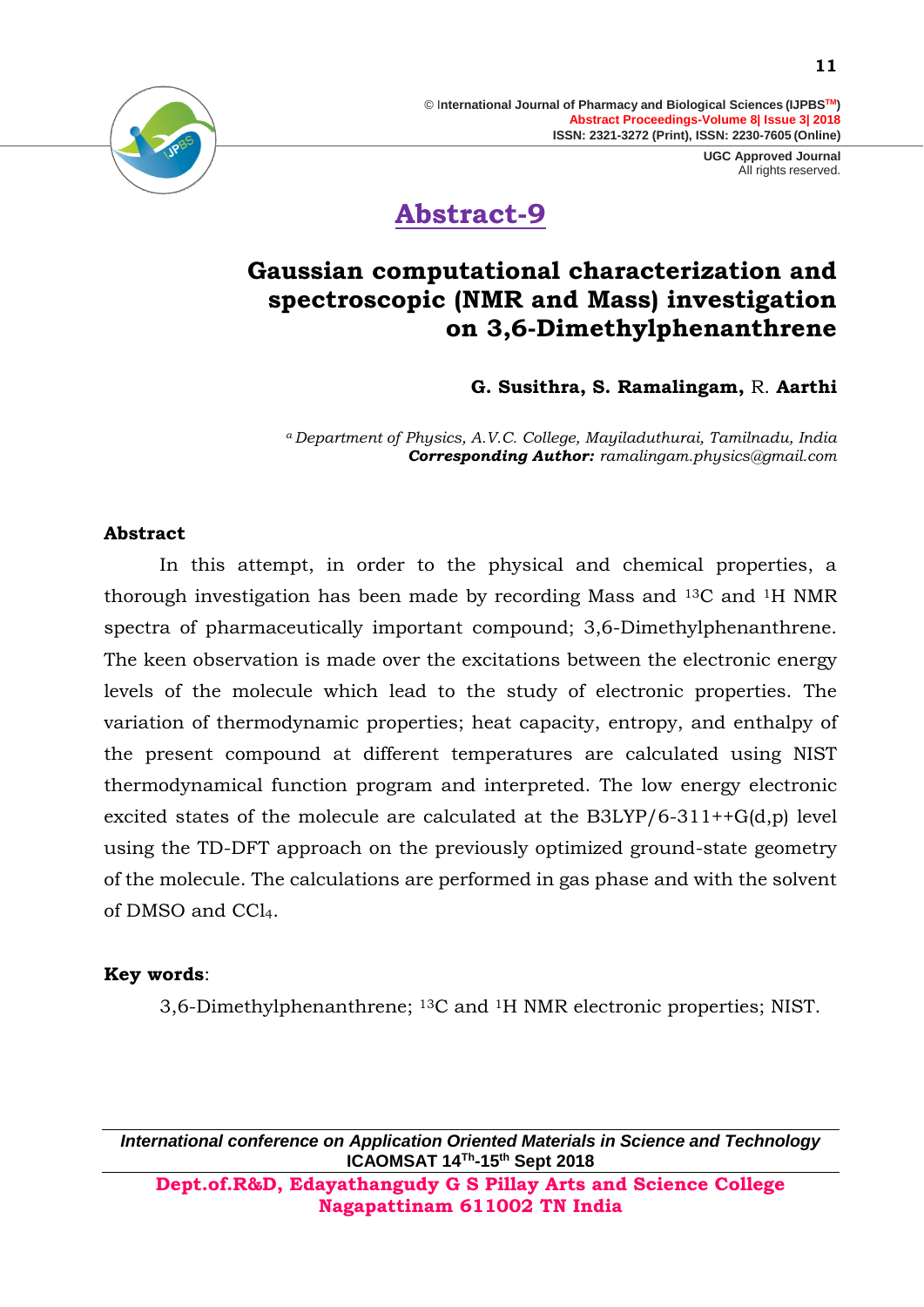## Abstract-9

# Gaussian computational characterization and spectroscopic (NMR and Mass) investigation on 3,6-Dimethylphenanthrene

**G. Susithra, S. Ramalingam,** R. **Aarthi**

*[a] Department of Physics, A.V.C. College, Mayiladuthurai, Tamilnadu, India*
***Corresponding Author:*** *ramalingam.physics@gmail.com*

### Abstract

In this attempt, in order to the physical and chemical properties, a thorough investigation has been made by recording Mass and $^{13}C$ and $^{1}H$ NMR spectra of pharmaceutically important compound; 3,6-Dimethylphenanthrene. The keen observation is made over the excitations between the electronic energy levels of the molecule which lead to the study of electronic properties. The variation of thermodynamic properties; heat capacity, entropy, and enthalpy of the present compound at different temperatures are calculated using NIST thermodynamical function program and interpreted. The low energy electronic excited states of the molecule are calculated at the B3LYP/6-311++G(d,p) level using the TD-DFT approach on the previously optimized ground-state geometry of the molecule. The calculations are performed in gas phase and with the solvent of DMSO and $CCl_4$.

**Key words**:

3,6-Dimethylphenanthrene; $^{13}C$ and $^{1}H$ NMR electronic properties; NIST.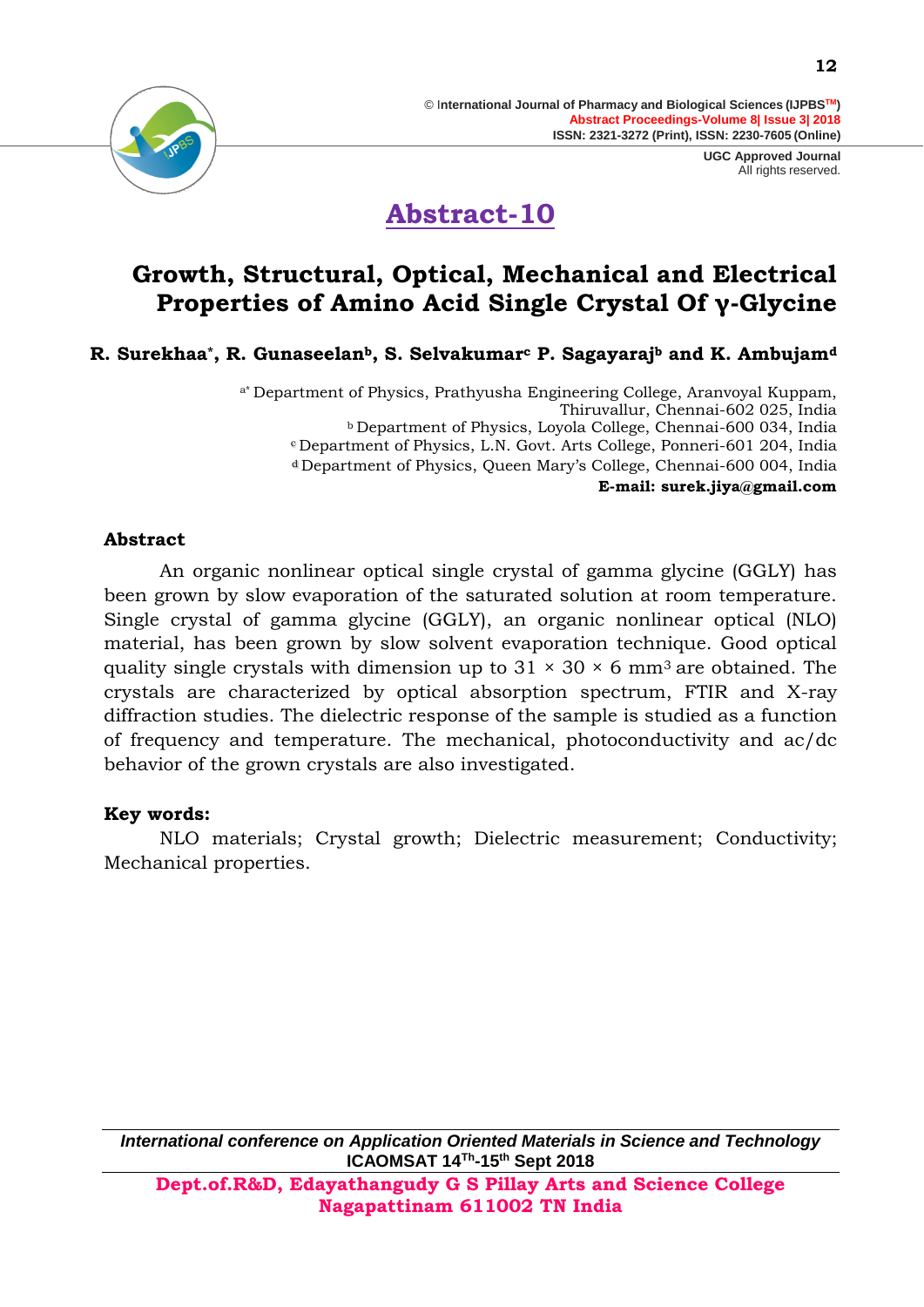# Abstract-10

## Growth, Structural, Optical, Mechanical and Electrical Properties of Amino Acid Single Crystal Of γ-Glycine

**R. Surekhaa[*], R. Gunaseelan[b], S. Selvakumar[c] P. Sagayaraj[b] and K. Ambujam[d]**

[a*] Department of Physics, Prathyusha Engineering College, Aranvoyal Kuppam, Thiruvallur, Chennai-602 025, India
[b] Department of Physics, Loyola College, Chennai-600 034, India
[c] Department of Physics, L.N. Govt. Arts College, Ponneri-601 204, India
[d] Department of Physics, Queen Mary's College, Chennai-600 004, India
**E-mail: surek.jiya@gmail.com**

### Abstract

An organic nonlinear optical single crystal of gamma glycine (GGLY) has been grown by slow evaporation of the saturated solution at room temperature. Single crystal of gamma glycine (GGLY), an organic nonlinear optical (NLO) material, has been grown by slow solvent evaporation technique. Good optical quality single crystals with dimension up to 31 × 30 × 6 $mm^3$ are obtained. The crystals are characterized by optical absorption spectrum, FTIR and X-ray diffraction studies. The dielectric response of the sample is studied as a function of frequency and temperature. The mechanical, photoconductivity and ac/dc behavior of the grown crystals are also investigated.

**Key words:**

NLO materials; Crystal growth; Dielectric measurement; Conductivity; Mechanical properties.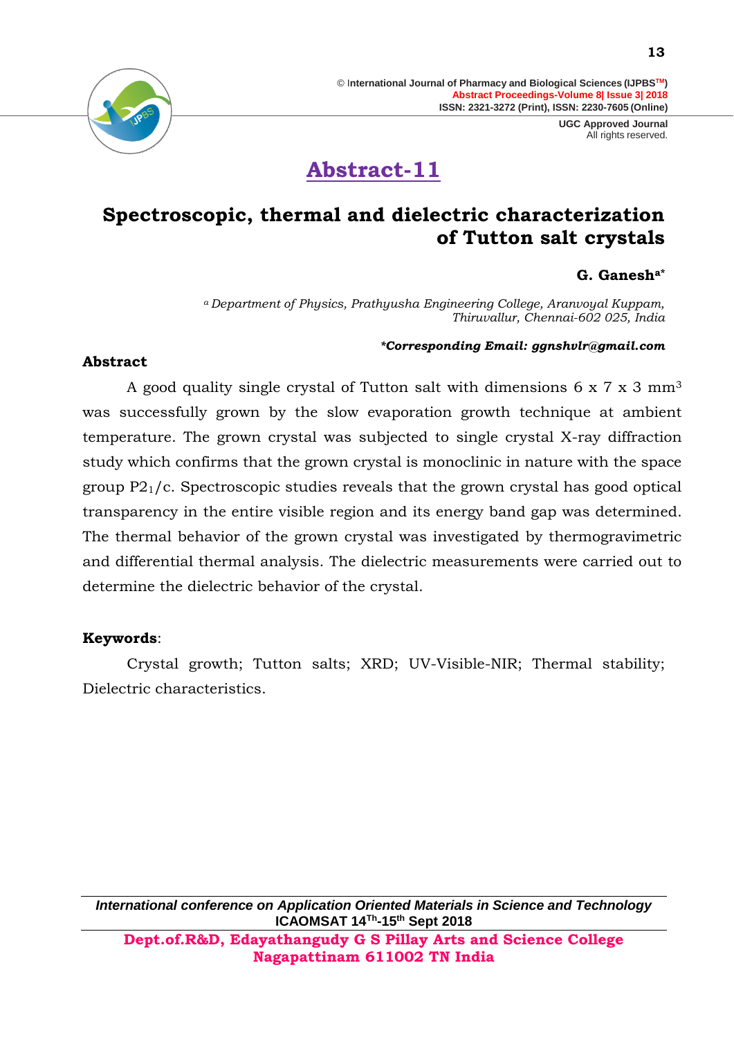# Abstract-11

## Spectroscopic, thermal and dielectric characterization of Tutton salt crystals

**G. Ganesh[a*]**

*[a] Department of Physics, Prathyusha Engineering College, Aranvoyal Kuppam, Thiruvallur, Chennai-602 025, India*

***Corresponding Email: ggnshvlr@gmail.com**

**Abstract**

A good quality single crystal of Tutton salt with dimensions 6 x 7 x 3 $mm^3$ was successfully grown by the slow evaporation growth technique at ambient temperature. The grown crystal was subjected to single crystal X-ray diffraction study which confirms that the grown crystal is monoclinic in nature with the space group $P2_1/c$. Spectroscopic studies reveals that the grown crystal has good optical transparency in the entire visible region and its energy band gap was determined. The thermal behavior of the grown crystal was investigated by thermogravimetric and differential thermal analysis. The dielectric measurements were carried out to determine the dielectric behavior of the crystal.

**Keywords**:

Crystal growth; Tutton salts; XRD; UV-Visible-NIR; Thermal stability; Dielectric characteristics.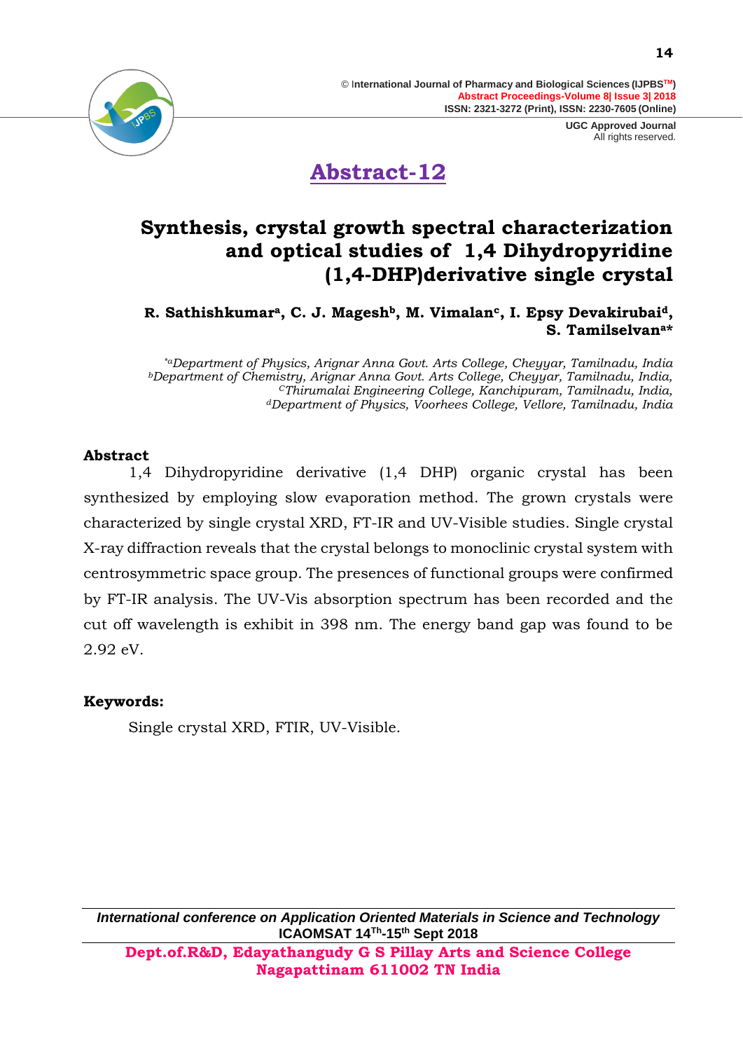# Abstract-12

## Synthesis, crystal growth spectral characterization and optical studies of 1,4 Dihydropyridine (1,4-DHP)derivative single crystal

**R. Sathishkumar[a], C. J. Magesh[b], M. Vimalan[c], I. Epsy Devakirubai[d], S. Tamilselvan[a*]**

*[*a]Department of Physics, Arignar Anna Govt. Arts College, Cheyyar, Tamilnadu, India*
*[b]Department of Chemistry, Arignar Anna Govt. Arts College, Cheyyar, Tamilnadu, India,*
*[C]Thirumalai Engineering College, Kanchipuram, Tamilnadu, India,*
*[d]Department of Physics, Voorhees College, Vellore, Tamilnadu, India*

### Abstract

1,4 Dihydropyridine derivative (1,4 DHP) organic crystal has been synthesized by employing slow evaporation method. The grown crystals were characterized by single crystal XRD, FT-IR and UV-Visible studies. Single crystal X-ray diffraction reveals that the crystal belongs to monoclinic crystal system with centrosymmetric space group. The presences of functional groups were confirmed by FT-IR analysis. The UV-Vis absorption spectrum has been recorded and the cut off wavelength is exhibit in 398 nm. The energy band gap was found to be 2.92 eV.

### Keywords:

Single crystal XRD, FTIR, UV-Visible.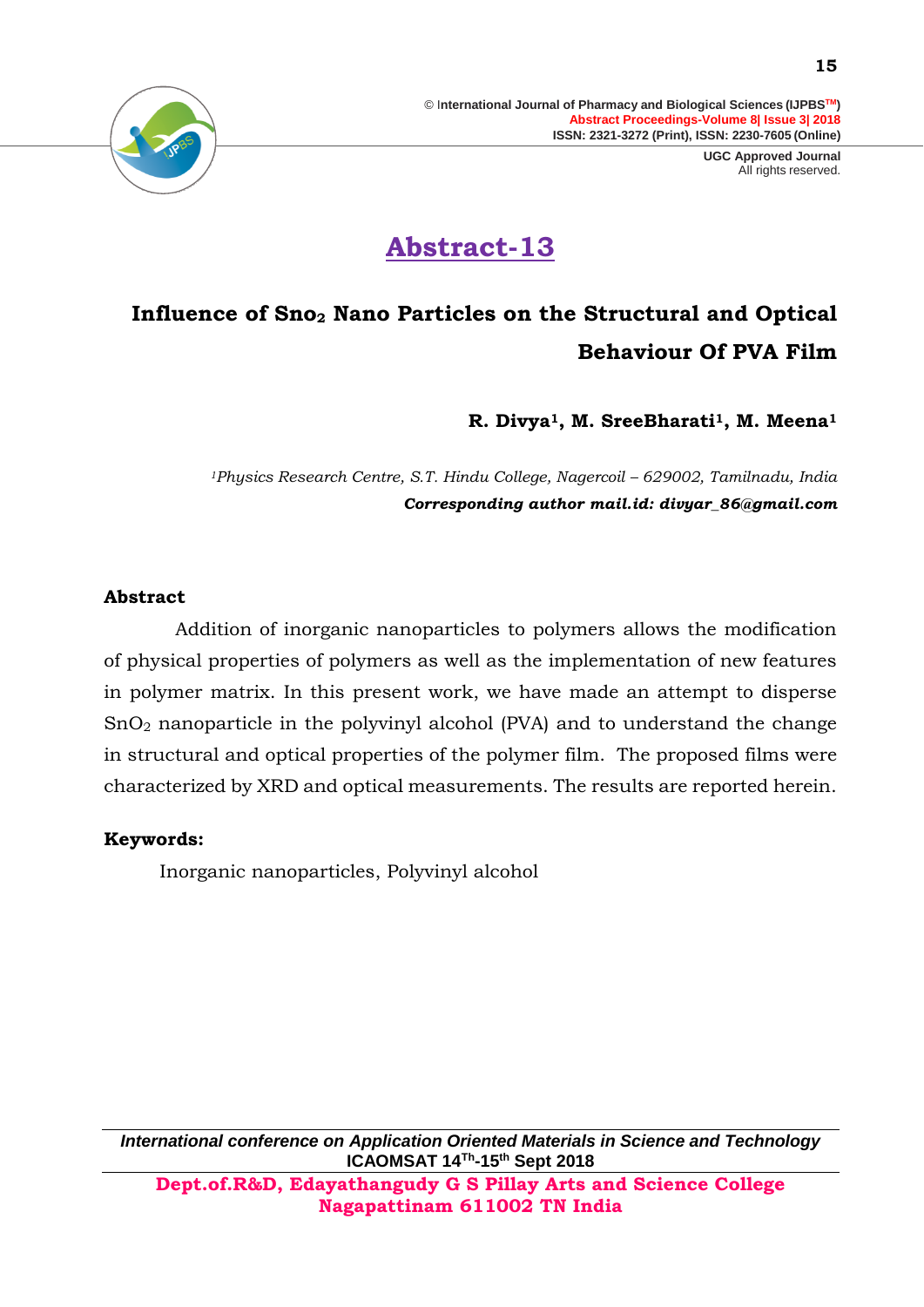# Abstract-13

## Influence of $SnO_2$ Nano Particles on the Structural and Optical Behaviour Of PVA Film

**R. Divya[1], M. SreeBharati[1], M. Meena[1]**

*[1]Physics Research Centre, S.T. Hindu College, Nagercoil – 629002, Tamilnadu, India*

***Corresponding author mail.id: divyar_86@gmail.com***

### Abstract

Addition of inorganic nanoparticles to polymers allows the modification of physical properties of polymers as well as the implementation of new features in polymer matrix. In this present work, we have made an attempt to disperse $SnO_2$ nanoparticle in the polyvinyl alcohol (PVA) and to understand the change in structural and optical properties of the polymer film. The proposed films were characterized by XRD and optical measurements. The results are reported herein.

### Keywords:

Inorganic nanoparticles, Polyvinyl alcohol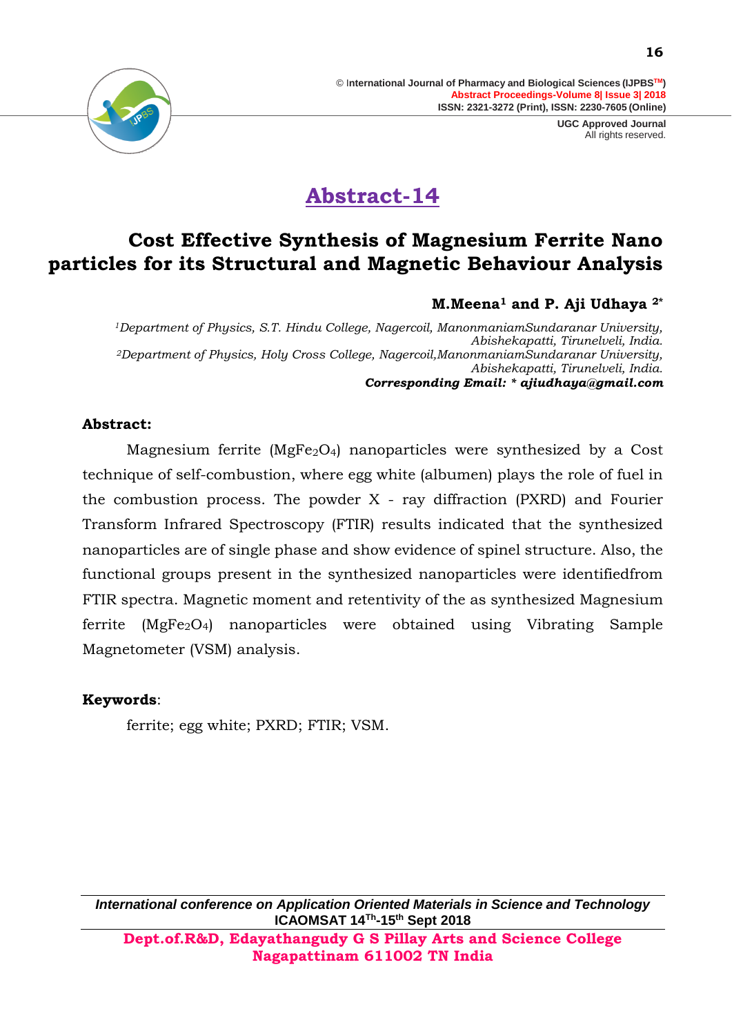# Abstract-14

## Cost Effective Synthesis of Magnesium Ferrite Nano particles for its Structural and Magnetic Behaviour Analysis

**M.Meena[1] and P. Aji Udhaya [2*]**

*[1]Department of Physics, S.T. Hindu College, Nagercoil, ManonmaniamSundaranar University, Abishekapatti, Tirunelveli, India.*
*[2]Department of Physics, Holy Cross College, Nagercoil,ManonmaniamSundaranar University, Abishekapatti, Tirunelveli, India.*
***Corresponding Email: * ajiudhaya@gmail.com***

**Abstract:**

Magnesium ferrite ($MgFe_2O_4$) nanoparticles were synthesized by a Cost technique of self-combustion, where egg white (albumen) plays the role of fuel in the combustion process. The powder X - ray diffraction (PXRD) and Fourier Transform Infrared Spectroscopy (FTIR) results indicated that the synthesized nanoparticles are of single phase and show evidence of spinel structure. Also, the functional groups present in the synthesized nanoparticles were identifiedfrom FTIR spectra. Magnetic moment and retentivity of the as synthesized Magnesium ferrite ($MgFe_2O_4$) nanoparticles were obtained using Vibrating Sample Magnetometer (VSM) analysis.

**Keywords**:

ferrite; egg white; PXRD; FTIR; VSM.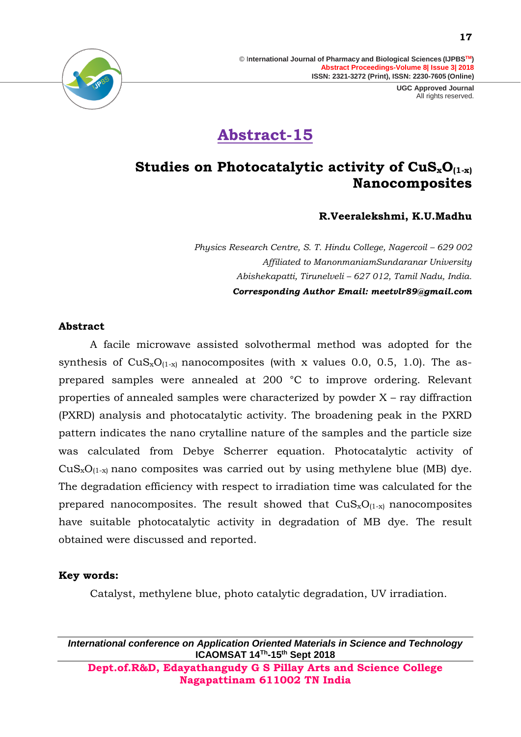# Abstract-15

## Studies on Photocatalytic activity of $CuS_xO_{(1-x)}$ Nanocomposites

**R.Veeralekshmi, K.U.Madhu**

*Physics Research Centre, S. T. Hindu College, Nagercoil – 629 002*
*Affiliated to ManonmaniamSundaranar University*
*Abishekapatti, Tirunelveli – 627 012, Tamil Nadu, India.*
***Corresponding Author Email: meetvlr89@gmail.com***

### Abstract

A facile microwave assisted solvothermal method was adopted for the synthesis of $CuS_xO_{(1-x)}$ nanocomposites (with x values 0.0, 0.5, 1.0). The as-prepared samples were annealed at 200 °C to improve ordering. Relevant properties of annealed samples were characterized by powder X – ray diffraction (PXRD) analysis and photocatalytic activity. The broadening peak in the PXRD pattern indicates the nano crytalline nature of the samples and the particle size was calculated from Debye Scherrer equation. Photocatalytic activity of $CuS_xO_{(1-x)}$ nano composites was carried out by using methylene blue (MB) dye. The degradation efficiency with respect to irradiation time was calculated for the prepared nanocomposites. The result showed that $CuS_xO_{(1-x)}$ nanocomposites have suitable photocatalytic activity in degradation of MB dye. The result obtained were discussed and reported.

### Key words:

Catalyst, methylene blue, photo catalytic degradation, UV irradiation.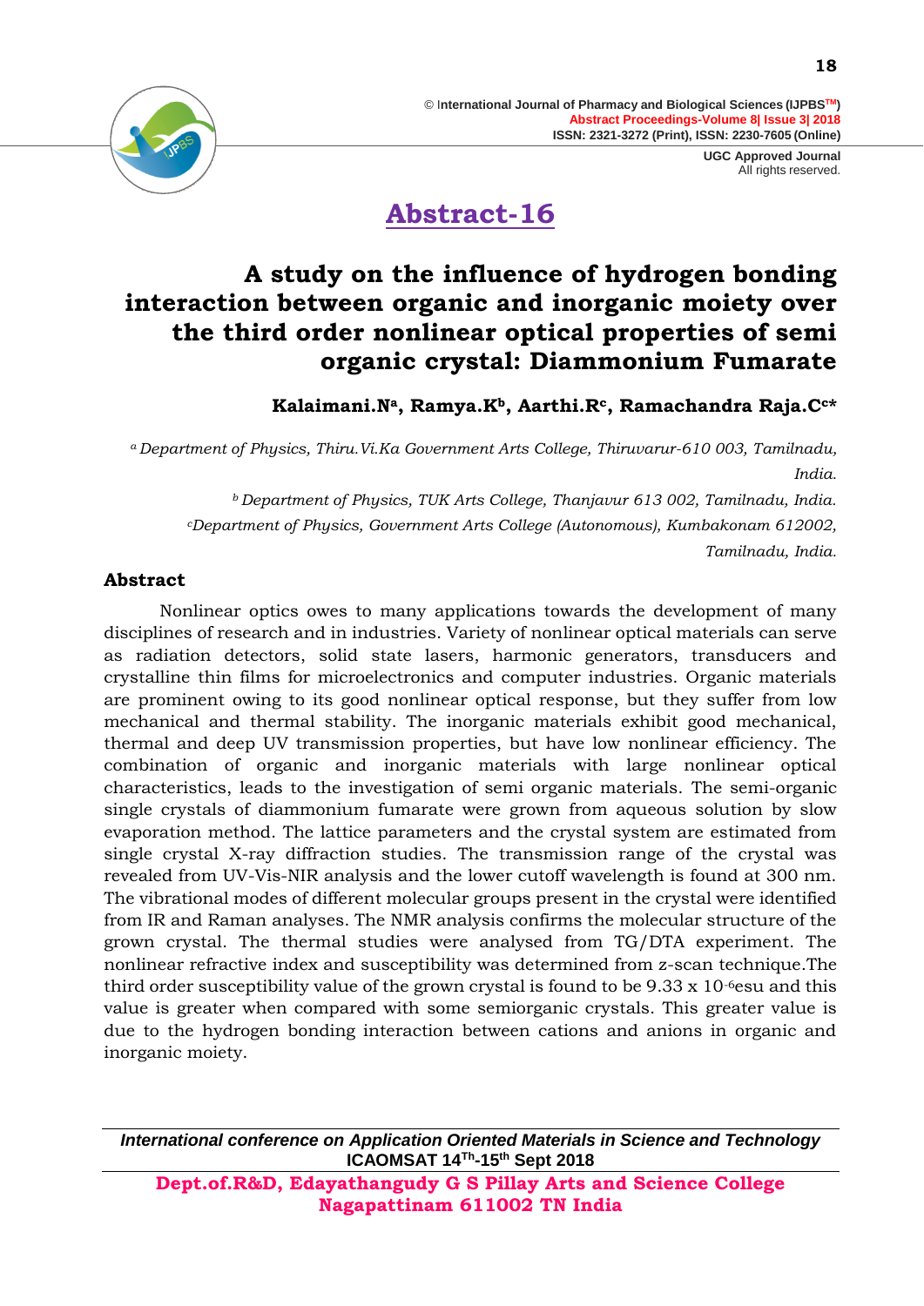# Abstract-16

## A study on the influence of hydrogen bonding interaction between organic and inorganic moiety over the third order nonlinear optical properties of semi organic crystal: Diammonium Fumarate

**Kalaimani.N[a], Ramya.K[b], Aarthi.R[c], Ramachandra Raja.C[c]***

*[a] Department of Physics, Thiru.Vi.Ka Government Arts College, Thiruvarur-610 003, Tamilnadu, India.*

*[b] Department of Physics, TUK Arts College, Thanjavur 613 002, Tamilnadu, India.*

*[c]Department of Physics, Government Arts College (Autonomous), Kumbakonam 612002, Tamilnadu, India.*

### Abstract

Nonlinear optics owes to many applications towards the development of many disciplines of research and in industries. Variety of nonlinear optical materials can serve as radiation detectors, solid state lasers, harmonic generators, transducers and crystalline thin films for microelectronics and computer industries. Organic materials are prominent owing to its good nonlinear optical response, but they suffer from low mechanical and thermal stability. The inorganic materials exhibit good mechanical, thermal and deep UV transmission properties, but have low nonlinear efficiency. The combination of organic and inorganic materials with large nonlinear optical characteristics, leads to the investigation of semi organic materials. The semi-organic single crystals of diammonium fumarate were grown from aqueous solution by slow evaporation method. The lattice parameters and the crystal system are estimated from single crystal X-ray diffraction studies. The transmission range of the crystal was revealed from UV-Vis-NIR analysis and the lower cutoff wavelength is found at 300 nm. The vibrational modes of different molecular groups present in the crystal were identified from IR and Raman analyses. The NMR analysis confirms the molecular structure of the grown crystal. The thermal studies were analysed from TG/DTA experiment. The nonlinear refractive index and susceptibility was determined from z-scan technique.The third order susceptibility value of the grown crystal is found to be $9.33 \times 10^{-6}$esu and this value is greater when compared with some semiorganic crystals. This greater value is due to the hydrogen bonding interaction between cations and anions in organic and inorganic moiety.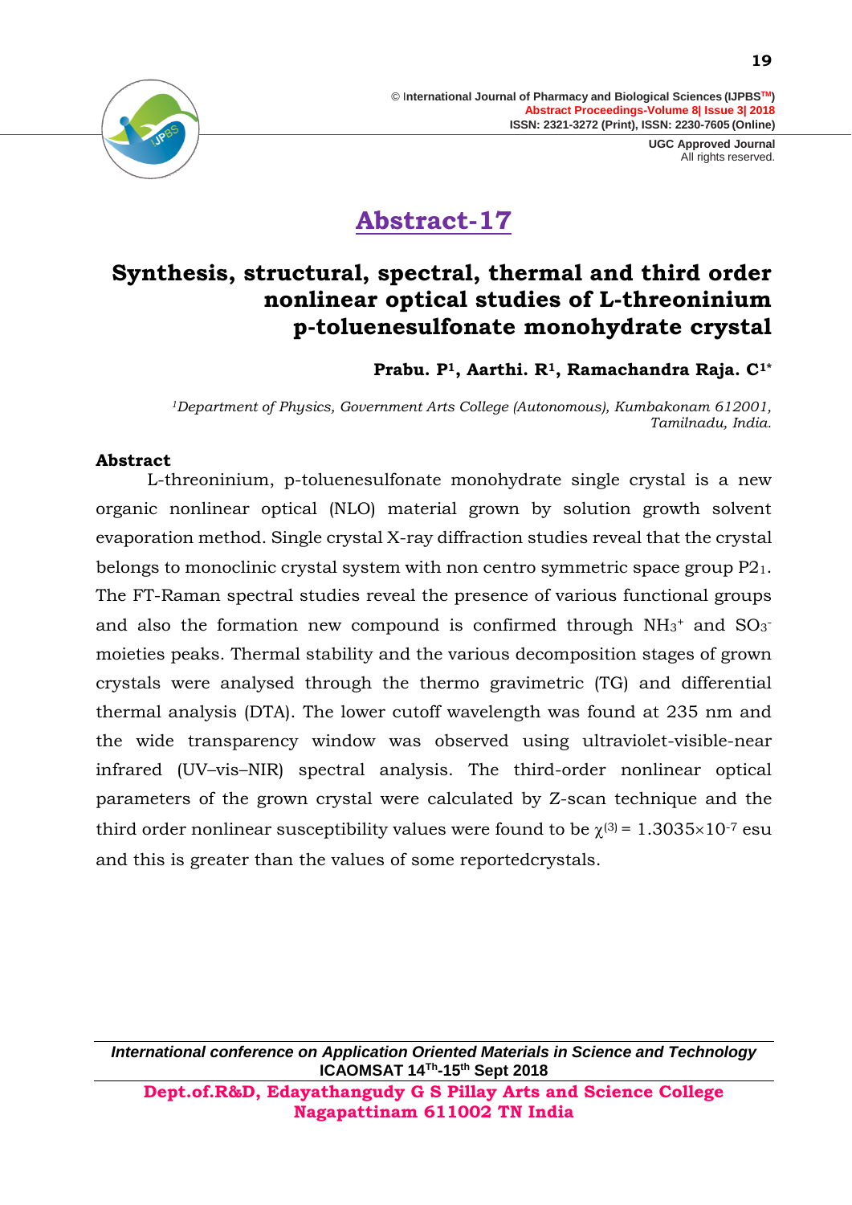## Abstract-17

# Synthesis, structural, spectral, thermal and third order nonlinear optical studies of L-threoninium p-toluenesulfonate monohydrate crystal

**Prabu. P[1], Aarthi. R[1], Ramachandra Raja. C[1*]**

*[1]Department of Physics, Government Arts College (Autonomous), Kumbakonam 612001, Tamilnadu, India.*

### Abstract

L-threoninium, p-toluenesulfonate monohydrate single crystal is a new organic nonlinear optical (NLO) material grown by solution growth solvent evaporation method. Single crystal X-ray diffraction studies reveal that the crystal belongs to monoclinic crystal system with non centro symmetric space group $P2_1$. The FT-Raman spectral studies reveal the presence of various functional groups and also the formation new compound is confirmed through $NH_3^+$ and $SO_3^-$ moieties peaks. Thermal stability and the various decomposition stages of grown crystals were analysed through the thermo gravimetric (TG) and differential thermal analysis (DTA). The lower cutoff wavelength was found at 235 nm and the wide transparency window was observed using ultraviolet-visible-near infrared (UV–vis–NIR) spectral analysis. The third-order nonlinear optical parameters of the grown crystal were calculated by Z-scan technique and the third order nonlinear susceptibility values were found to be $\chi^{(3)} = 1.3035\times10^{-7}$ esu and this is greater than the values of some reportedcrystals.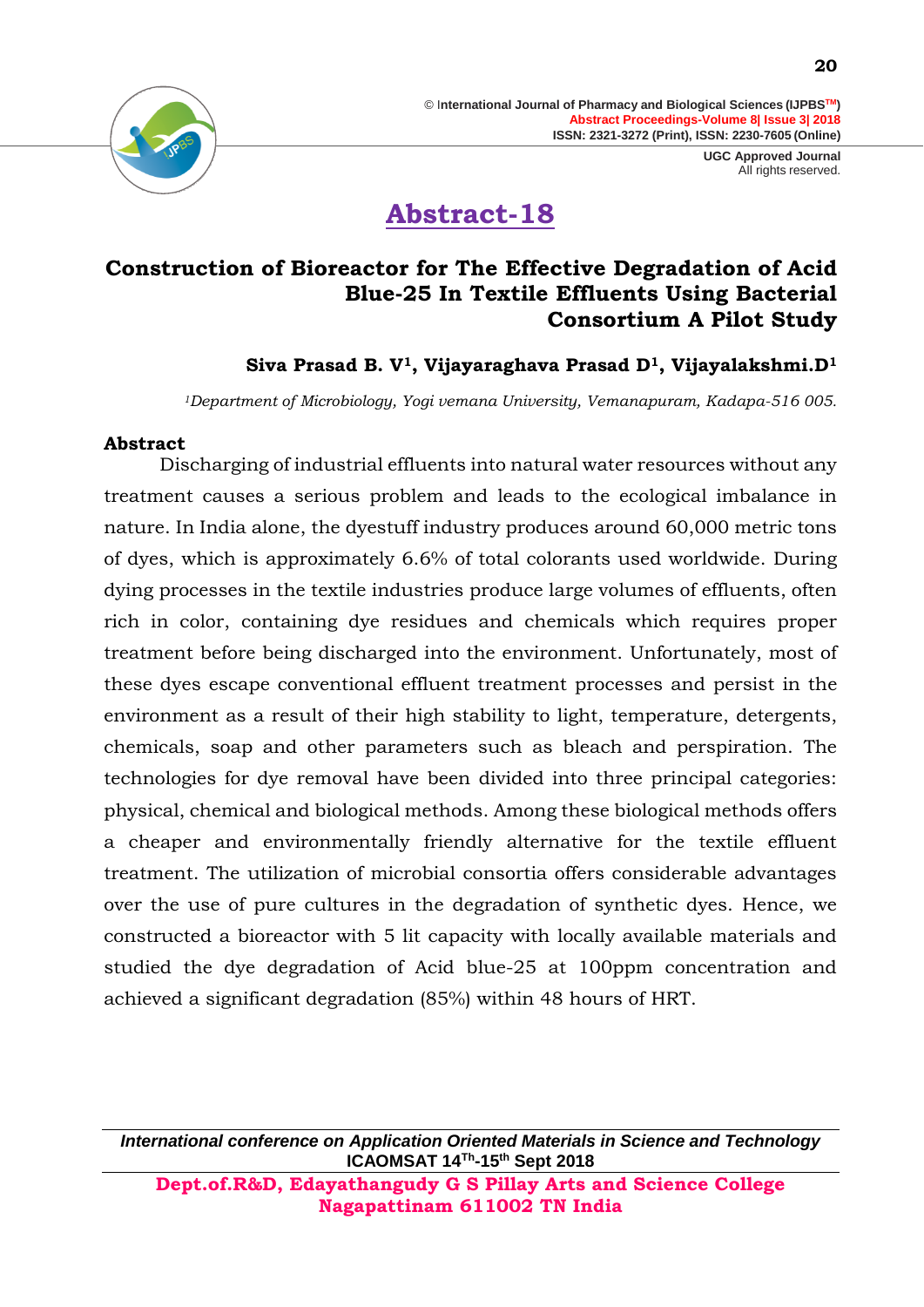# Abstract-18

## Construction of Bioreactor for The Effective Degradation of Acid Blue-25 In Textile Effluents Using Bacterial Consortium A Pilot Study

**Siva Prasad B. V[1], Vijayaraghava Prasad D[1], Vijayalakshmi.D[1]**

*[1]Department of Microbiology, Yogi vemana University, Vemanapuram, Kadapa-516 005.*

**Abstract**

Discharging of industrial effluents into natural water resources without any treatment causes a serious problem and leads to the ecological imbalance in nature. In India alone, the dyestuff industry produces around 60,000 metric tons of dyes, which is approximately 6.6% of total colorants used worldwide. During dying processes in the textile industries produce large volumes of effluents, often rich in color, containing dye residues and chemicals which requires proper treatment before being discharged into the environment. Unfortunately, most of these dyes escape conventional effluent treatment processes and persist in the environment as a result of their high stability to light, temperature, detergents, chemicals, soap and other parameters such as bleach and perspiration. The technologies for dye removal have been divided into three principal categories: physical, chemical and biological methods. Among these biological methods offers a cheaper and environmentally friendly alternative for the textile effluent treatment. The utilization of microbial consortia offers considerable advantages over the use of pure cultures in the degradation of synthetic dyes. Hence, we constructed a bioreactor with 5 lit capacity with locally available materials and studied the dye degradation of Acid blue-25 at 100ppm concentration and achieved a significant degradation (85%) within 48 hours of HRT.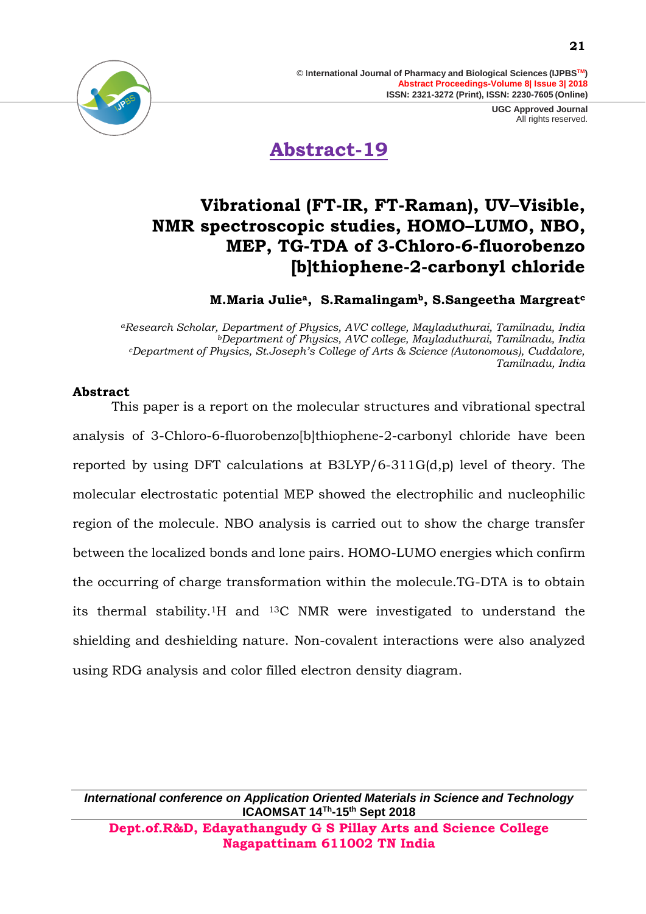## Abstract-19

# Vibrational (FT-IR, FT-Raman), UV–Visible, NMR spectroscopic studies, HOMO–LUMO, NBO, MEP, TG-TDA of 3-Chloro-6-fluorobenzo [b]thiophene-2-carbonyl chloride

**M.Maria Julie[a], S.Ramalingam[b], S.Sangeetha Margreat[c]**

*[a]Research Scholar, Department of Physics, AVC college, Mayladuthurai, Tamilnadu, India*
*[b]Department of Physics, AVC college, Mayladuthurai, Tamilnadu, India*
*[c]Department of Physics, St.Joseph's College of Arts & Science (Autonomous), Cuddalore, Tamilnadu, India*

### Abstract

This paper is a report on the molecular structures and vibrational spectral analysis of 3-Chloro-6-fluorobenzo[b]thiophene-2-carbonyl chloride have been reported by using DFT calculations at B3LYP/6-311G(d,p) level of theory. The molecular electrostatic potential MEP showed the electrophilic and nucleophilic region of the molecule. NBO analysis is carried out to show the charge transfer between the localized bonds and lone pairs. HOMO-LUMO energies which confirm the occurring of charge transformation within the molecule.TG-DTA is to obtain its thermal stability.$^{1}$H and $^{13}$C NMR were investigated to understand the shielding and deshielding nature. Non-covalent interactions were also analyzed using RDG analysis and color filled electron density diagram.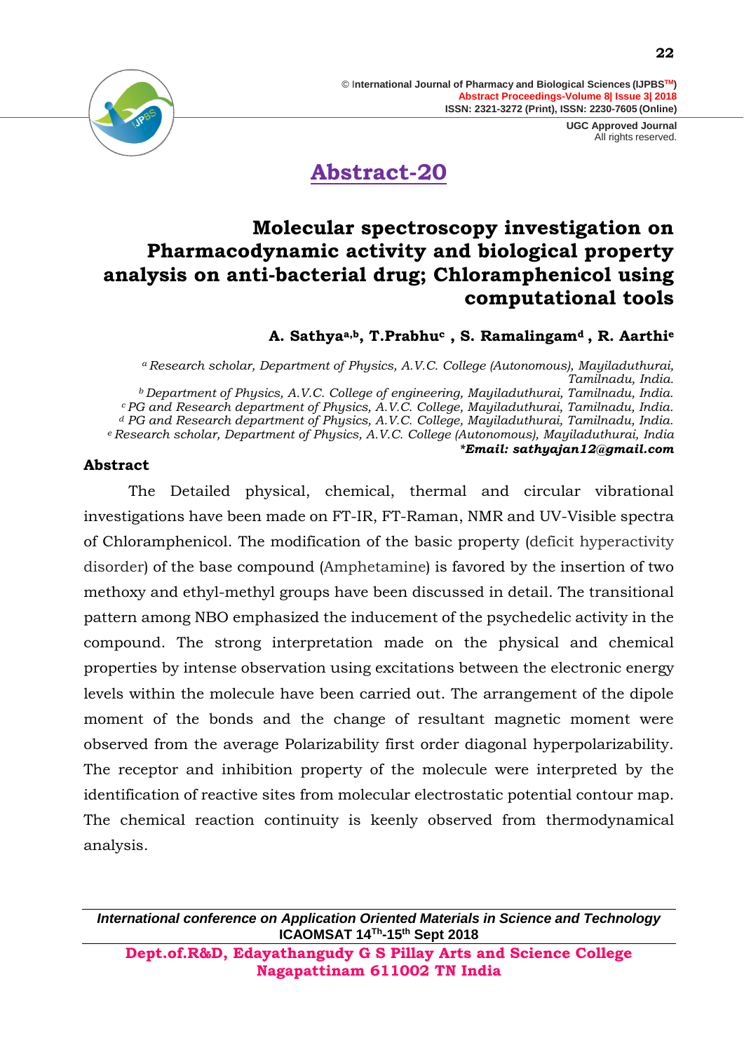## Abstract-20

# Molecular spectroscopy investigation on Pharmacodynamic activity and biological property analysis on anti-bacterial drug; Chloramphenicol using computational tools

**A. Sathya[a,b], T.Prabhu[c] , S. Ramalingam[d] , R. Aarthi[e]**

*[a] Research scholar, Department of Physics, A.V.C. College (Autonomous), Mayiladuthurai, Tamilnadu, India.*
*[b] Department of Physics, A.V.C. College of engineering, Mayiladuthurai, Tamilnadu, India.*
*[c] PG and Research department of Physics, A.V.C. College, Mayiladuthurai, Tamilnadu, India.*
*[d] PG and Research department of Physics, A.V.C. College, Mayiladuthurai, Tamilnadu, India.*
*[e] Research scholar, Department of Physics, A.V.C. College (Autonomous), Mayiladuthurai, India*
***Email: sathyajan12@gmail.com***

### Abstract

The Detailed physical, chemical, thermal and circular vibrational investigations have been made on FT-IR, FT-Raman, NMR and UV-Visible spectra of Chloramphenicol. The modification of the basic property (deficit hyperactivity disorder) of the base compound (Amphetamine) is favored by the insertion of two methoxy and ethyl-methyl groups have been discussed in detail. The transitional pattern among NBO emphasized the inducement of the psychedelic activity in the compound. The strong interpretation made on the physical and chemical properties by intense observation using excitations between the electronic energy levels within the molecule have been carried out. The arrangement of the dipole moment of the bonds and the change of resultant magnetic moment were observed from the average Polarizability first order diagonal hyperpolarizability. The receptor and inhibition property of the molecule were interpreted by the identification of reactive sites from molecular electrostatic potential contour map. The chemical reaction continuity is keenly observed from thermodynamical analysis.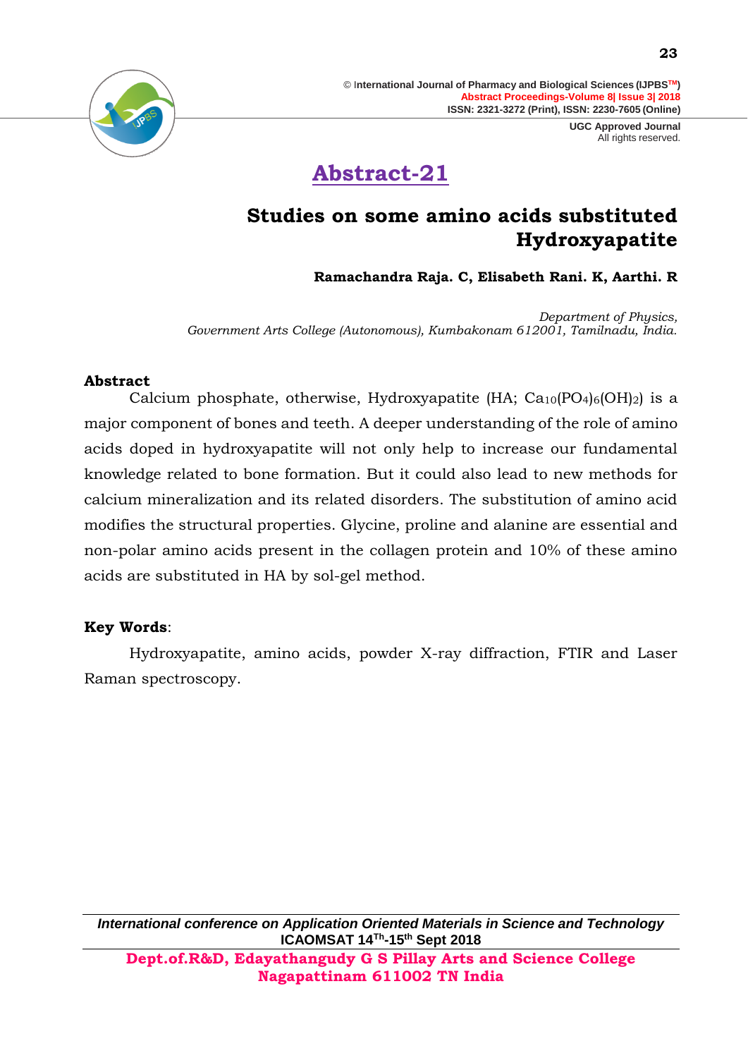# Abstract-21

## Studies on some amino acids substituted Hydroxyapatite

**Ramachandra Raja. C, Elisabeth Rani. K, Aarthi. R**

*Department of Physics,*
*Government Arts College (Autonomous), Kumbakonam 612001, Tamilnadu, India.*

### Abstract

Calcium phosphate, otherwise, Hydroxyapatite (HA; $Ca_{10}(PO_4)_6(OH)_2$) is a major component of bones and teeth. A deeper understanding of the role of amino acids doped in hydroxyapatite will not only help to increase our fundamental knowledge related to bone formation. But it could also lead to new methods for calcium mineralization and its related disorders. The substitution of amino acid modifies the structural properties. Glycine, proline and alanine are essential and non-polar amino acids present in the collagen protein and 10% of these amino acids are substituted in HA by sol-gel method.

**Key Words**:

Hydroxyapatite, amino acids, powder X-ray diffraction, FTIR and Laser Raman spectroscopy.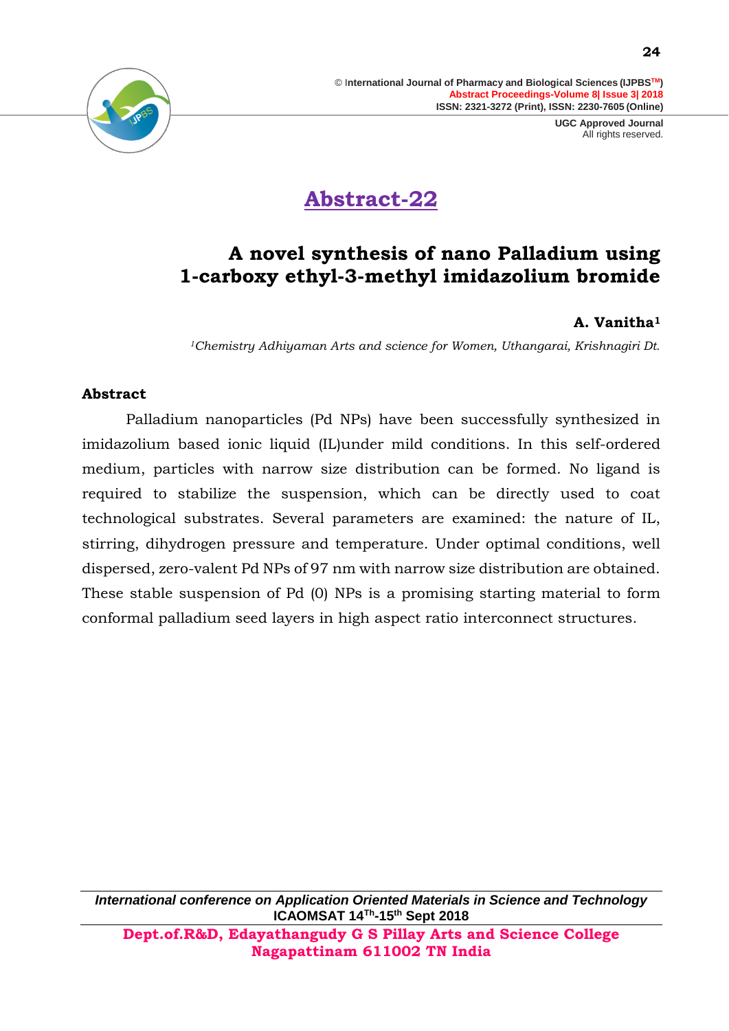# Abstract-22

## A novel synthesis of nano Palladium using 1-carboxy ethyl-3-methyl imidazolium bromide

**A. Vanitha[1]**

*[1]Chemistry Adhiyaman Arts and science for Women, Uthangarai, Krishnagiri Dt.*

### Abstract

Palladium nanoparticles (Pd NPs) have been successfully synthesized in imidazolium based ionic liquid (IL)under mild conditions. In this self-ordered medium, particles with narrow size distribution can be formed. No ligand is required to stabilize the suspension, which can be directly used to coat technological substrates. Several parameters are examined: the nature of IL, stirring, dihydrogen pressure and temperature. Under optimal conditions, well dispersed, zero-valent Pd NPs of 97 nm with narrow size distribution are obtained. These stable suspension of Pd (0) NPs is a promising starting material to form conformal palladium seed layers in high aspect ratio interconnect structures.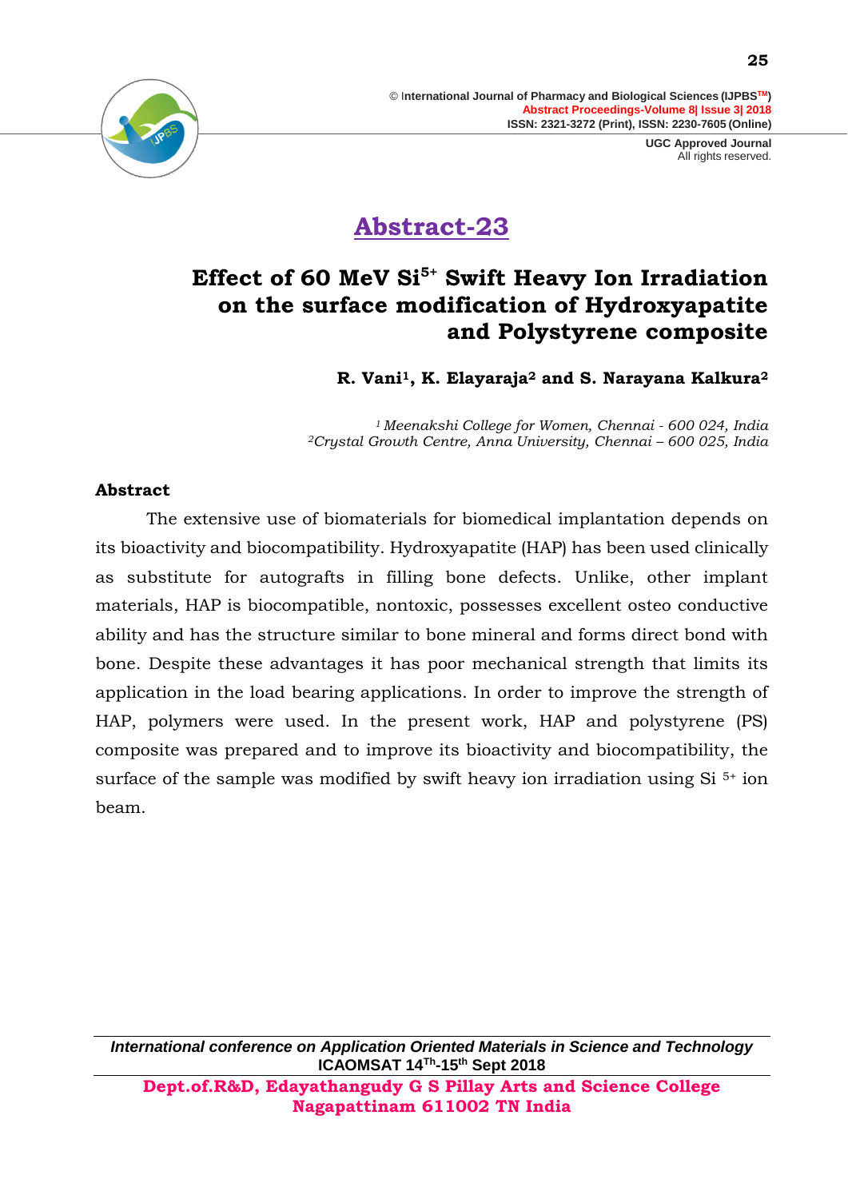# Abstract-23

## Effect of 60 MeV $Si^{5+}$ Swift Heavy Ion Irradiation on the surface modification of Hydroxyapatite and Polystyrene composite

**R. Vani[1], K. Elayaraja[2] and S. Narayana Kalkura[2]**

*[1] Meenakshi College for Women, Chennai - 600 024, India*
*[2]Crystal Growth Centre, Anna University, Chennai – 600 025, India*

### Abstract

The extensive use of biomaterials for biomedical implantation depends on its bioactivity and biocompatibility. Hydroxyapatite (HAP) has been used clinically as substitute for autografts in filling bone defects. Unlike, other implant materials, HAP is biocompatible, nontoxic, possesses excellent osteo conductive ability and has the structure similar to bone mineral and forms direct bond with bone. Despite these advantages it has poor mechanical strength that limits its application in the load bearing applications. In order to improve the strength of HAP, polymers were used. In the present work, HAP and polystyrene (PS) composite was prepared and to improve its bioactivity and biocompatibility, the surface of the sample was modified by swift heavy ion irradiation using $Si^{5+}$ ion beam.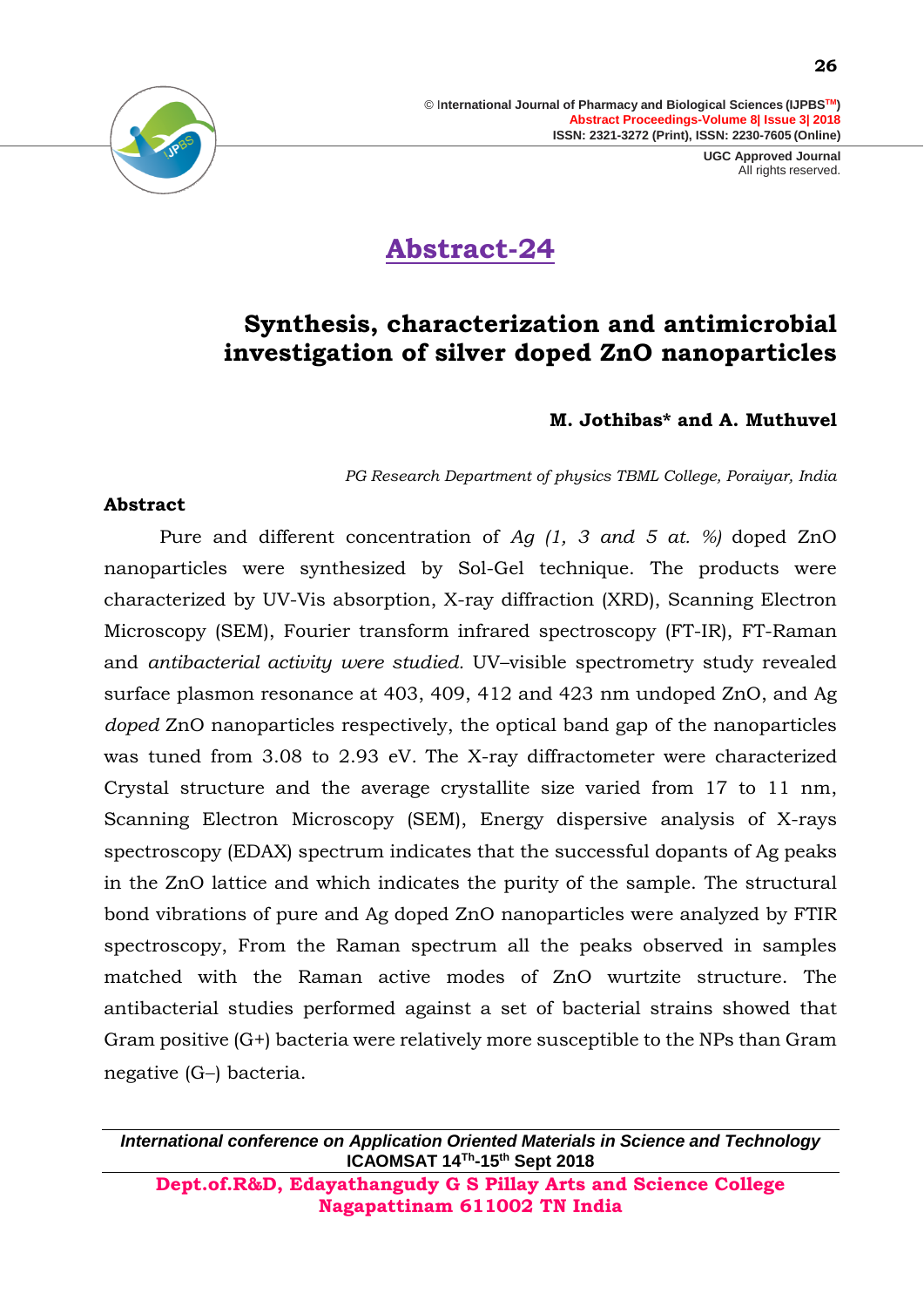# Abstract-24

## Synthesis, characterization and antimicrobial investigation of silver doped ZnO nanoparticles

**M. Jothibas\* and A. Muthuvel**

*PG Research Department of physics TBML College, Poraiyar, India*

### Abstract

Pure and different concentration of *Ag (1, 3 and 5 at. %)* doped ZnO nanoparticles were synthesized by Sol-Gel technique. The products were characterized by UV-Vis absorption, X-ray diffraction (XRD), Scanning Electron Microscopy (SEM), Fourier transform infrared spectroscopy (FT-IR), FT-Raman and *antibacterial activity were studied.* UV–visible spectrometry study revealed surface plasmon resonance at 403, 409, 412 and 423 nm undoped ZnO, and Ag *doped* ZnO nanoparticles respectively, the optical band gap of the nanoparticles was tuned from 3.08 to 2.93 eV. The X-ray diffractometer were characterized Crystal structure and the average crystallite size varied from 17 to 11 nm, Scanning Electron Microscopy (SEM), Energy dispersive analysis of X-rays spectroscopy (EDAX) spectrum indicates that the successful dopants of Ag peaks in the ZnO lattice and which indicates the purity of the sample. The structural bond vibrations of pure and Ag doped ZnO nanoparticles were analyzed by FTIR spectroscopy, From the Raman spectrum all the peaks observed in samples matched with the Raman active modes of ZnO wurtzite structure. The antibacterial studies performed against a set of bacterial strains showed that Gram positive (G+) bacteria were relatively more susceptible to the NPs than Gram negative (G–) bacteria.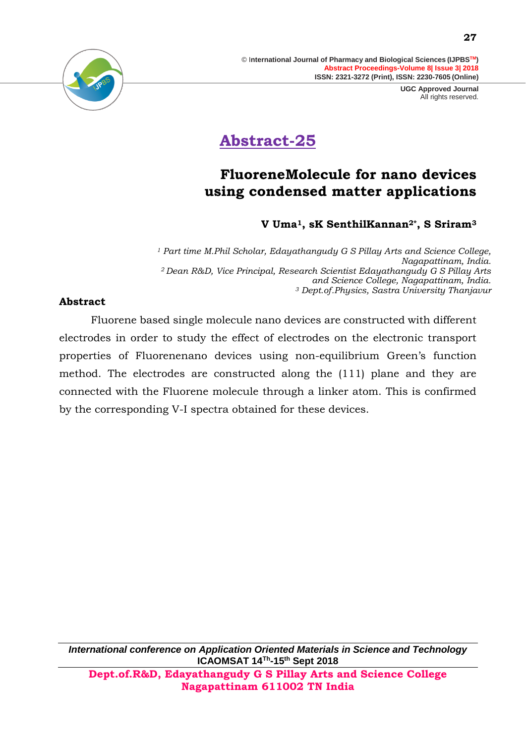## Abstract-25

# FluoreneMolecule for nano devices using condensed matter applications

**V Uma[1], sK SenthilKannan[2*], S Sriram[3]**

*[1] Part time M.Phil Scholar, Edayathangudy G S Pillay Arts and Science College, Nagapattinam, India.*
*[2] Dean R&D, Vice Principal, Research Scientist Edayathangudy G S Pillay Arts and Science College, Nagapattinam, India.*
*[3] Dept.of.Physics, Sastra University Thanjavur*

### Abstract

Fluorene based single molecule nano devices are constructed with different electrodes in order to study the effect of electrodes on the electronic transport properties of Fluorenenano devices using non-equilibrium Green's function method. The electrodes are constructed along the (111) plane and they are connected with the Fluorene molecule through a linker atom. This is confirmed by the corresponding V-I spectra obtained for these devices.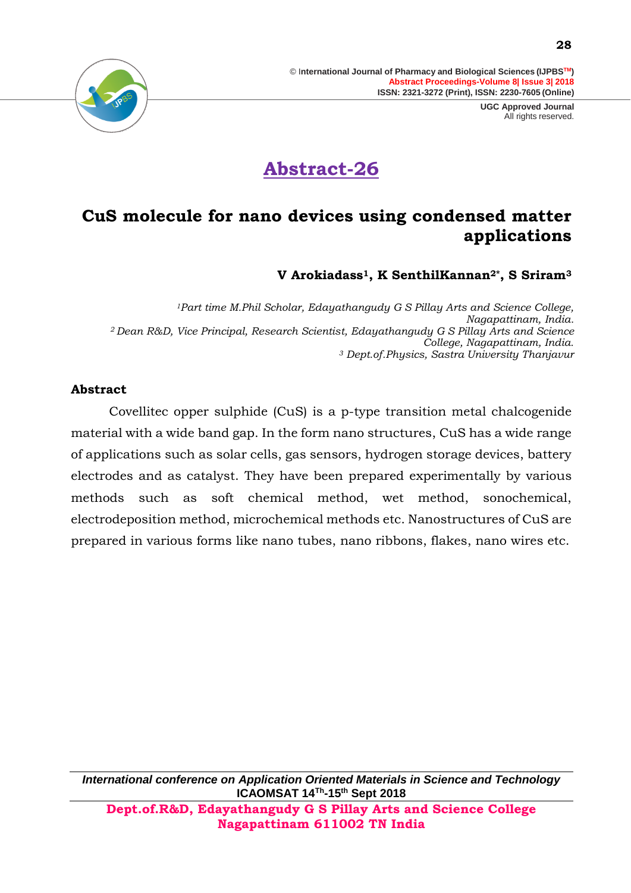# Abstract-26

## CuS molecule for nano devices using condensed matter applications

**V Arokiadass[1], K SenthilKannan[2*], S Sriram[3]**

*[1]Part time M.Phil Scholar, Edayathangudy G S Pillay Arts and Science College, Nagapattinam, India.*
*[2] Dean R&D, Vice Principal, Research Scientist, Edayathangudy G S Pillay Arts and Science College, Nagapattinam, India.*
*[3] Dept.of.Physics, Sastra University Thanjavur*

### Abstract

Covellitec opper sulphide (CuS) is a p-type transition metal chalcogenide material with a wide band gap. In the form nano structures, CuS has a wide range of applications such as solar cells, gas sensors, hydrogen storage devices, battery electrodes and as catalyst. They have been prepared experimentally by various methods such as soft chemical method, wet method, sonochemical, electrodeposition method, microchemical methods etc. Nanostructures of CuS are prepared in various forms like nano tubes, nano ribbons, flakes, nano wires etc.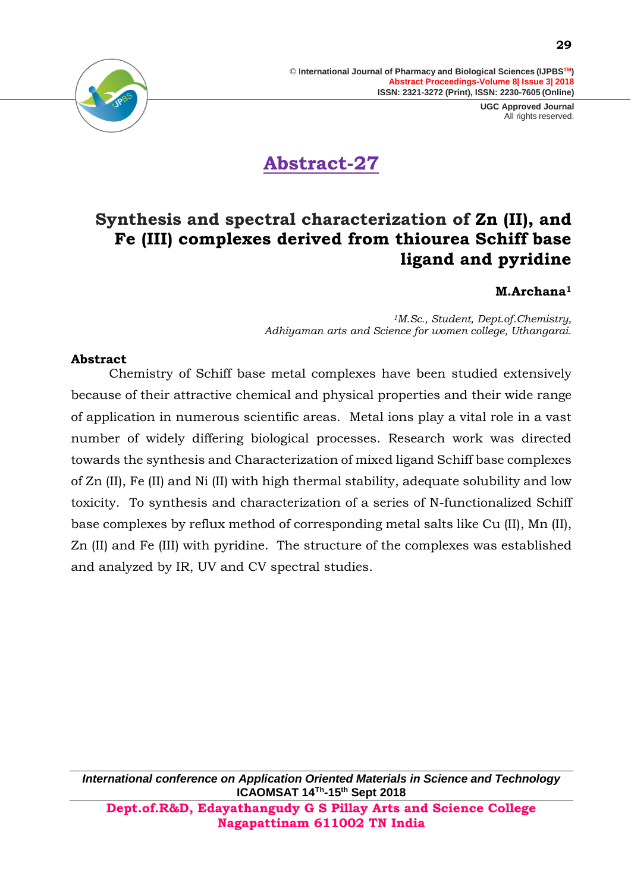## Abstract-27

# Synthesis and spectral characterization of Zn (II), and Fe (III) complexes derived from thiourea Schiff base ligand and pyridine

**M.Archana[1]**

*[1]M.Sc., Student, Dept.of.Chemistry, Adhiyaman arts and Science for women college, Uthangarai.*

**Abstract**

Chemistry of Schiff base metal complexes have been studied extensively because of their attractive chemical and physical properties and their wide range of application in numerous scientific areas. Metal ions play a vital role in a vast number of widely differing biological processes. Research work was directed towards the synthesis and Characterization of mixed ligand Schiff base complexes of Zn (II), Fe (II) and Ni (II) with high thermal stability, adequate solubility and low toxicity. To synthesis and characterization of a series of N-functionalized Schiff base complexes by reflux method of corresponding metal salts like Cu (II), Mn (II), Zn (II) and Fe (III) with pyridine. The structure of the complexes was established and analyzed by IR, UV and CV spectral studies.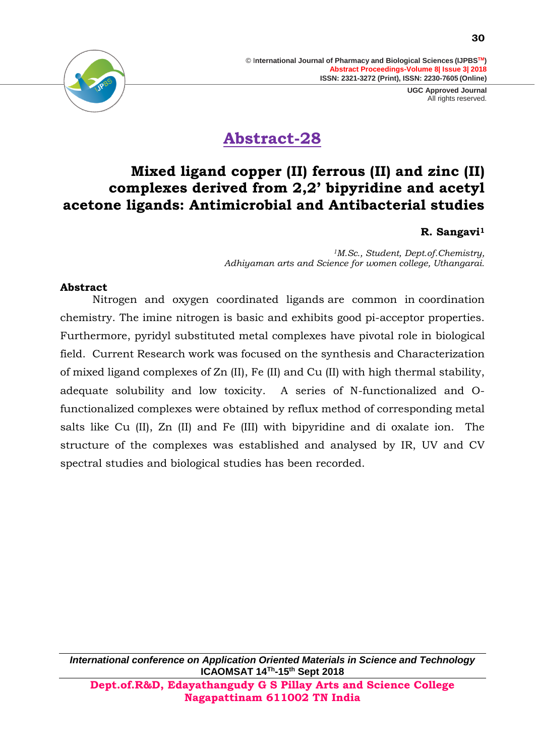# Abstract-28

## Mixed ligand copper (II) ferrous (II) and zinc (II) complexes derived from 2,2' bipyridine and acetyl acetone ligands: Antimicrobial and Antibacterial studies

**R. Sangavi[1]**

*[1]M.Sc., Student, Dept.of.Chemistry, Adhiyaman arts and Science for women college, Uthangarai.*

### Abstract

Nitrogen and oxygen coordinated ligands are common in coordination chemistry. The imine nitrogen is basic and exhibits good pi-acceptor properties. Furthermore, pyridyl substituted metal complexes have pivotal role in biological field. Current Research work was focused on the synthesis and Characterization of mixed ligand complexes of Zn (II), Fe (II) and Cu (II) with high thermal stability, adequate solubility and low toxicity. A series of N-functionalized and O-functionalized complexes were obtained by reflux method of corresponding metal salts like Cu (II), Zn (II) and Fe (III) with bipyridine and di oxalate ion. The structure of the complexes was established and analysed by IR, UV and CV spectral studies and biological studies has been recorded.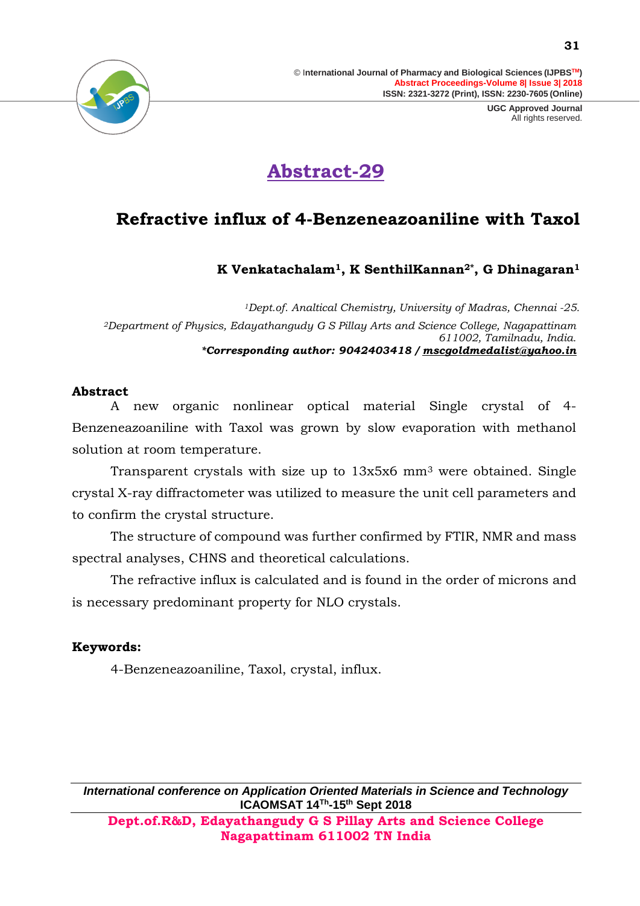# Abstract-29

## Refractive influx of 4-Benzeneazoaniline with Taxol

**K Venkatachalam[1], K SenthilKannan[2*], G Dhinagaran[1]**

*[1]Dept.of. Analtical Chemistry, University of Madras, Chennai -25.*

*[2]Department of Physics, Edayathangudy G S Pillay Arts and Science College, Nagapattinam 611002, Tamilnadu, India.*

***Corresponding author: 9042403418 / mscgoldmedalist@yahoo.in**

**Abstract**

A new organic nonlinear optical material Single crystal of 4-Benzeneazoaniline with Taxol was grown by slow evaporation with methanol solution at room temperature.

Transparent crystals with size up to 13x5x6 $mm^3$ were obtained. Single crystal X-ray diffractometer was utilized to measure the unit cell parameters and to confirm the crystal structure.

The structure of compound was further confirmed by FTIR, NMR and mass spectral analyses, CHNS and theoretical calculations.

The refractive influx is calculated and is found in the order of microns and is necessary predominant property for NLO crystals.

**Keywords:**

4-Benzeneazoaniline, Taxol, crystal, influx.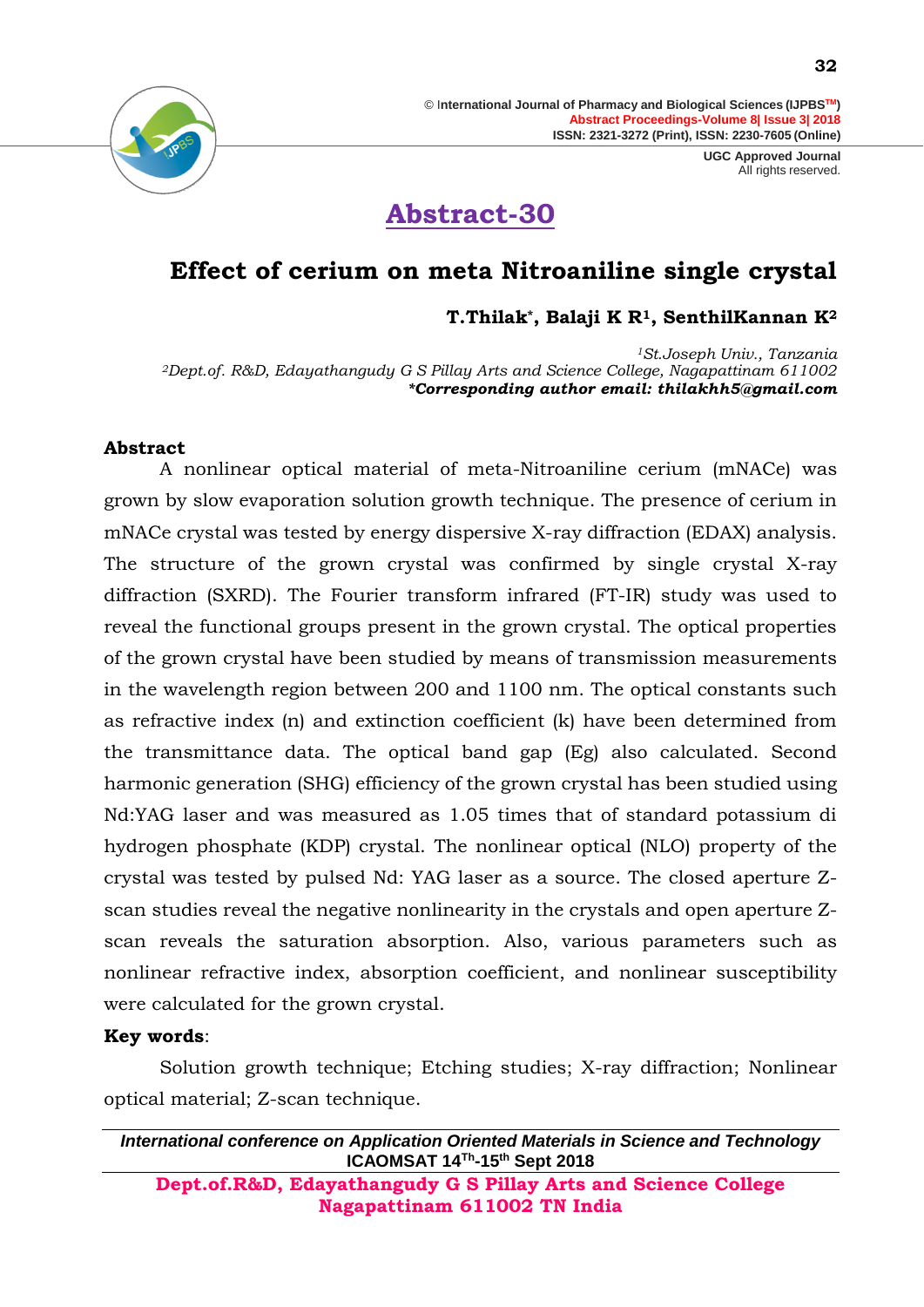# Abstract-30

## Effect of cerium on meta Nitroaniline single crystal

**T.Thilak*, Balaji K R[1], SenthilKannan K[2]**

*[1]St.Joseph Univ., Tanzania*
*[2]Dept.of. R&D, Edayathangudy G S Pillay Arts and Science College, Nagapattinam 611002*
***Corresponding author email: thilakhh5@gmail.com***

### Abstract

A nonlinear optical material of meta-Nitroaniline cerium (mNACe) was grown by slow evaporation solution growth technique. The presence of cerium in mNACe crystal was tested by energy dispersive X-ray diffraction (EDAX) analysis. The structure of the grown crystal was confirmed by single crystal X-ray diffraction (SXRD). The Fourier transform infrared (FT-IR) study was used to reveal the functional groups present in the grown crystal. The optical properties of the grown crystal have been studied by means of transmission measurements in the wavelength region between 200 and 1100 nm. The optical constants such as refractive index (n) and extinction coefficient (k) have been determined from the transmittance data. The optical band gap (Eg) also calculated. Second harmonic generation (SHG) efficiency of the grown crystal has been studied using Nd:YAG laser and was measured as 1.05 times that of standard potassium di hydrogen phosphate (KDP) crystal. The nonlinear optical (NLO) property of the crystal was tested by pulsed Nd: YAG laser as a source. The closed aperture Z-scan studies reveal the negative nonlinearity in the crystals and open aperture Z-scan reveals the saturation absorption. Also, various parameters such as nonlinear refractive index, absorption coefficient, and nonlinear susceptibility were calculated for the grown crystal.

**Key words**:

Solution growth technique; Etching studies; X-ray diffraction; Nonlinear optical material; Z-scan technique.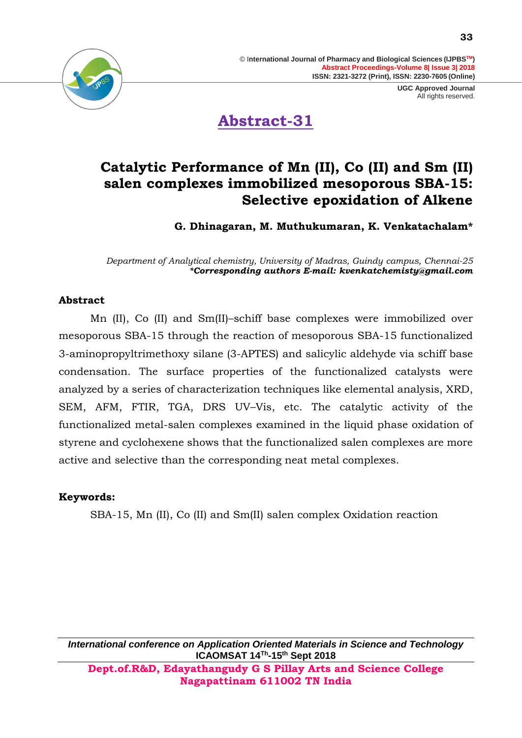## Abstract-31

# Catalytic Performance of Mn (II), Co (II) and Sm (II) salen complexes immobilized mesoporous SBA-15: Selective epoxidation of Alkene

**G. Dhinagaran, M. Muthukumaran, K. Venkatachalam***

*Department of Analytical chemistry, University of Madras, Guindy campus, Chennai-25*
***Corresponding authors E-mail: kvenkatchemisty@gmail.com***

### Abstract

Mn (II), Co (II) and Sm(II)–schiff base complexes were immobilized over mesoporous SBA-15 through the reaction of mesoporous SBA-15 functionalized 3-aminopropyltrimethoxy silane (3-APTES) and salicylic aldehyde via schiff base condensation. The surface properties of the functionalized catalysts were analyzed by a series of characterization techniques like elemental analysis, XRD, SEM, AFM, FTIR, TGA, DRS UV–Vis, etc. The catalytic activity of the functionalized metal-salen complexes examined in the liquid phase oxidation of styrene and cyclohexene shows that the functionalized salen complexes are more active and selective than the corresponding neat metal complexes.

### Keywords:

SBA-15, Mn (II), Co (II) and Sm(II) salen complex Oxidation reaction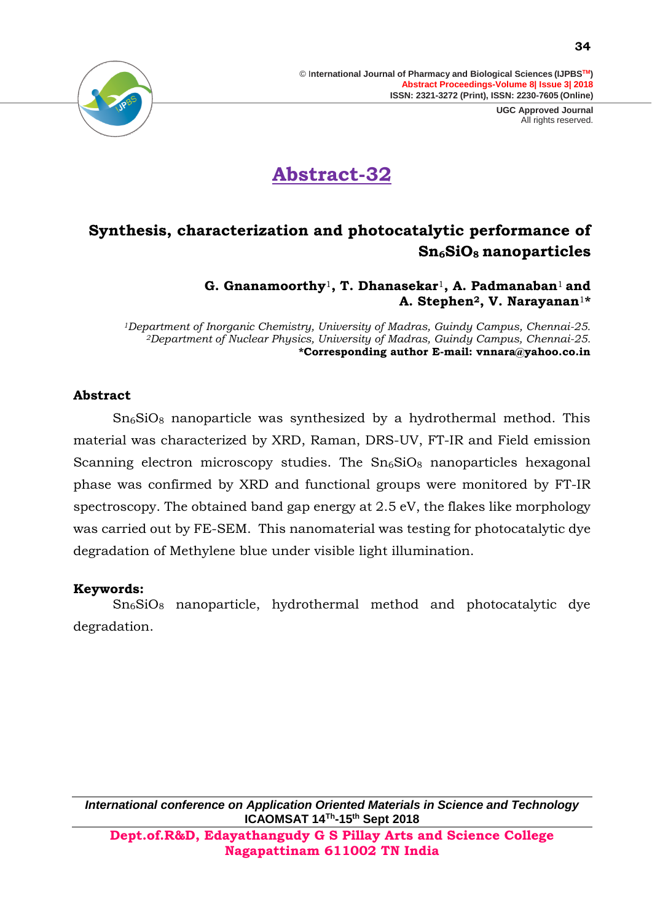# Abstract-32

## Synthesis, characterization and photocatalytic performance of $Sn_6SiO_8$ nanoparticles

**G. Gnanamoorthy[1], T. Dhanasekar[1], A. Padmanaban[1] and A. Stephen[2], V. Narayanan[1]***

*[1]Department of Inorganic Chemistry, University of Madras, Guindy Campus, Chennai-25.*
*[2]Department of Nuclear Physics, University of Madras, Guindy Campus, Chennai-25.*
**\*Corresponding author E-mail: vnnara@yahoo.co.in**

### Abstract

$Sn_6SiO_8$ nanoparticle was synthesized by a hydrothermal method. This material was characterized by XRD, Raman, DRS-UV, FT-IR and Field emission Scanning electron microscopy studies. The $Sn_6SiO_8$ nanoparticles hexagonal phase was confirmed by XRD and functional groups were monitored by FT-IR spectroscopy. The obtained band gap energy at 2.5 eV, the flakes like morphology was carried out by FE-SEM. This nanomaterial was testing for photocatalytic dye degradation of Methylene blue under visible light illumination.

**Keywords:**

$Sn_6SiO_8$ nanoparticle, hydrothermal method and photocatalytic dye degradation.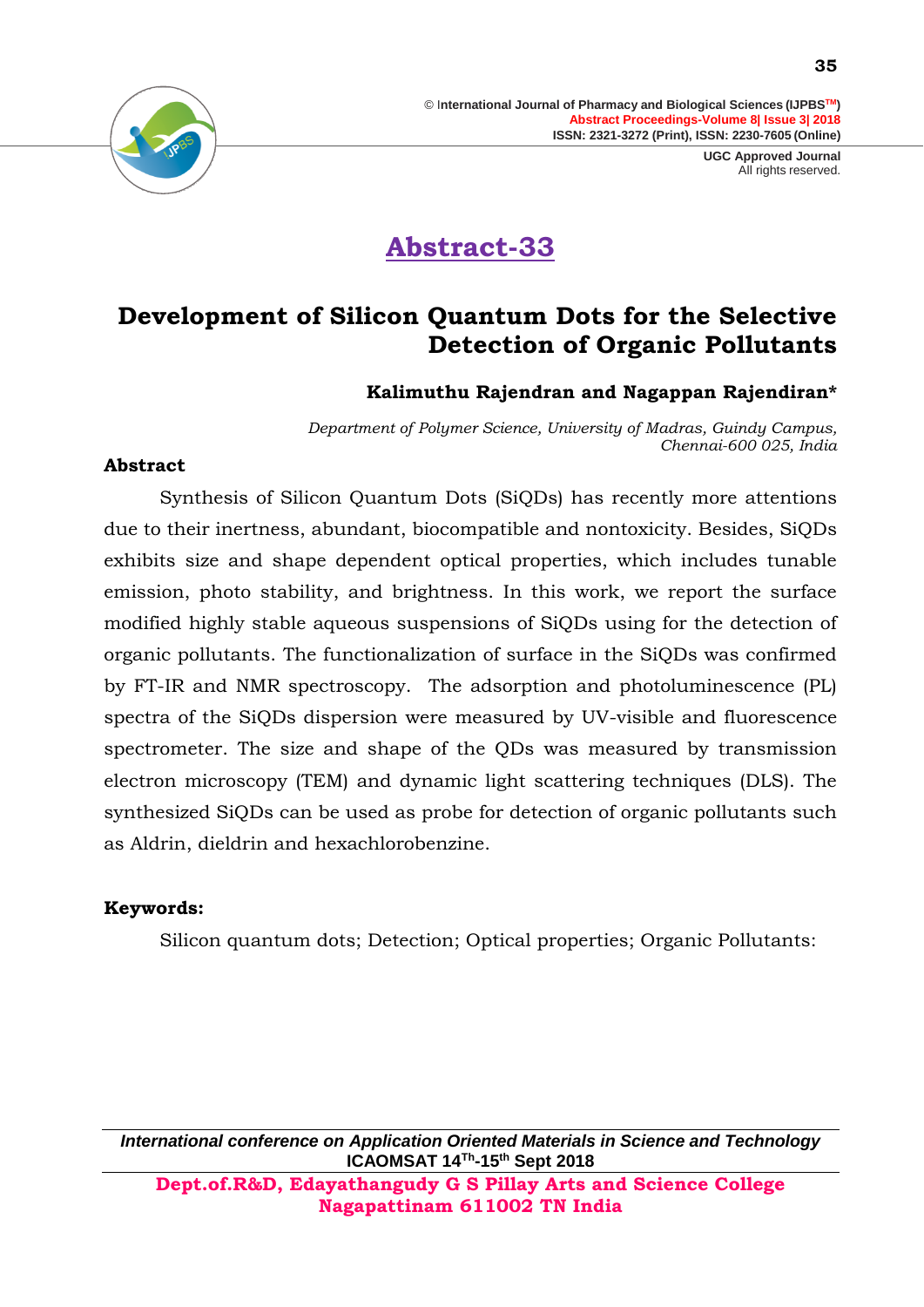# Abstract-33

## Development of Silicon Quantum Dots for the Selective Detection of Organic Pollutants

**Kalimuthu Rajendran and Nagappan Rajendiran***

*Department of Polymer Science, University of Madras, Guindy Campus, Chennai-600 025, India*

### Abstract

Synthesis of Silicon Quantum Dots (SiQDs) has recently more attentions due to their inertness, abundant, biocompatible and nontoxicity. Besides, SiQDs exhibits size and shape dependent optical properties, which includes tunable emission, photo stability, and brightness. In this work, we report the surface modified highly stable aqueous suspensions of SiQDs using for the detection of organic pollutants. The functionalization of surface in the SiQDs was confirmed by FT-IR and NMR spectroscopy. The adsorption and photoluminescence (PL) spectra of the SiQDs dispersion were measured by UV-visible and fluorescence spectrometer. The size and shape of the QDs was measured by transmission electron microscopy (TEM) and dynamic light scattering techniques (DLS). The synthesized SiQDs can be used as probe for detection of organic pollutants such as Aldrin, dieldrin and hexachlorobenzine.

### Keywords:

Silicon quantum dots; Detection; Optical properties; Organic Pollutants: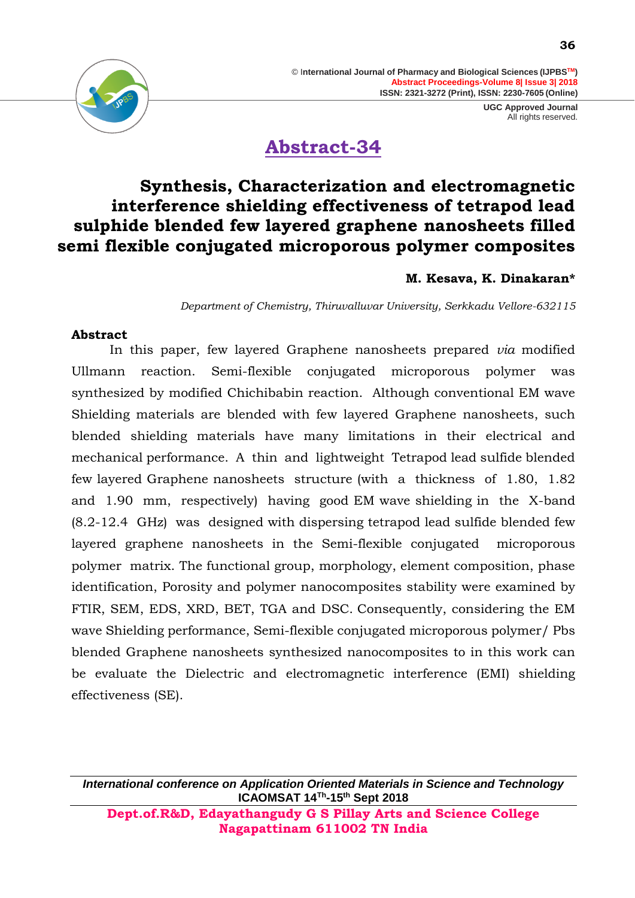## Abstract-34

# Synthesis, Characterization and electromagnetic interference shielding effectiveness of tetrapod lead sulphide blended few layered graphene nanosheets filled semi flexible conjugated microporous polymer composites

**M. Kesava, K. Dinakaran***

*Department of Chemistry, Thiruvalluvar University, Serkkadu Vellore-632115*

### Abstract

In this paper, few layered Graphene nanosheets prepared *via* modified Ullmann reaction. Semi-flexible conjugated microporous polymer was synthesized by modified Chichibabin reaction. Although conventional EM wave Shielding materials are blended with few layered Graphene nanosheets, such blended shielding materials have many limitations in their electrical and mechanical performance. A thin and lightweight Tetrapod lead sulfide blended few layered Graphene nanosheets structure (with a thickness of 1.80, 1.82 and 1.90 mm, respectively) having good EM wave shielding in the X-band (8.2-12.4 GHz) was designed with dispersing tetrapod lead sulfide blended few layered graphene nanosheets in the Semi-flexible conjugated microporous polymer matrix. The functional group, morphology, element composition, phase identification, Porosity and polymer nanocomposites stability were examined by FTIR, SEM, EDS, XRD, BET, TGA and DSC. Consequently, considering the EM wave Shielding performance, Semi-flexible conjugated microporous polymer/ Pbs blended Graphene nanosheets synthesized nanocomposites to in this work can be evaluate the Dielectric and electromagnetic interference (EMI) shielding effectiveness (SE).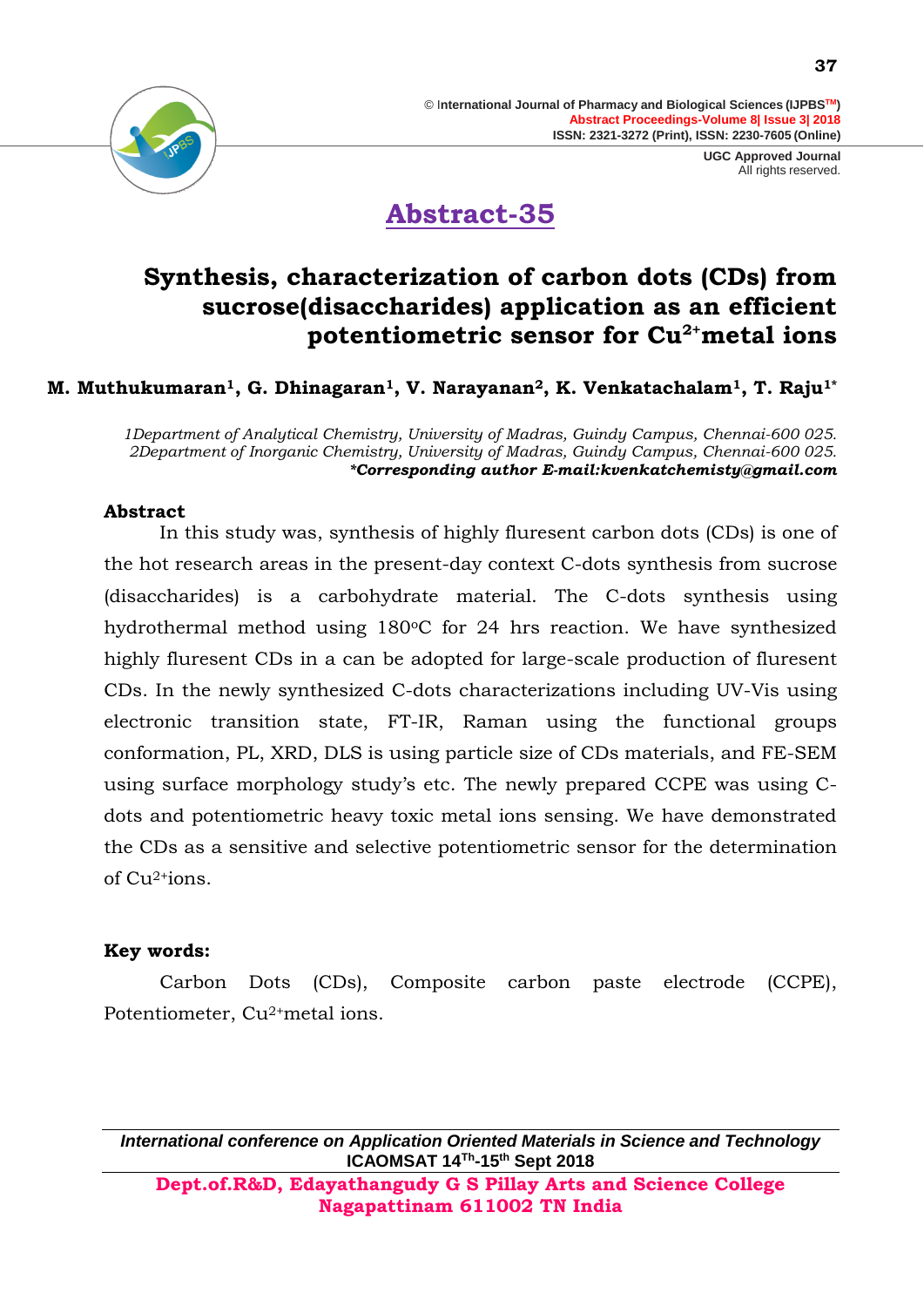# Abstract-35

## Synthesis, characterization of carbon dots (CDs) from sucrose(disaccharides) application as an efficient potentiometric sensor for $Cu^{2+}$metal ions

**M. Muthukumaran[1], G. Dhinagaran[1], V. Narayanan[2], K. Venkatachalam[1], T. Raju[1*]**

*1Department of Analytical Chemistry, University of Madras, Guindy Campus, Chennai-600 025.*
*2Department of Inorganic Chemistry, University of Madras, Guindy Campus, Chennai-600 025.*
***Corresponding author E-mail:kvenkatchemisty@gmail.com***

### Abstract

In this study was, synthesis of highly fluresent carbon dots (CDs) is one of the hot research areas in the present-day context C-dots synthesis from sucrose (disaccharides) is a carbohydrate material. The C-dots synthesis using hydrothermal method using 180°C for 24 hrs reaction. We have synthesized highly fluresent CDs in a can be adopted for large-scale production of fluresent CDs. In the newly synthesized C-dots characterizations including UV-Vis using electronic transition state, FT-IR, Raman using the functional groups conformation, PL, XRD, DLS is using particle size of CDs materials, and FE-SEM using surface morphology study's etc. The newly prepared CCPE was using C-dots and potentiometric heavy toxic metal ions sensing. We have demonstrated the CDs as a sensitive and selective potentiometric sensor for the determination of $Cu^{2+}$ions.

### Key words:

Carbon Dots (CDs), Composite carbon paste electrode (CCPE), Potentiometer, $Cu^{2+}$metal ions.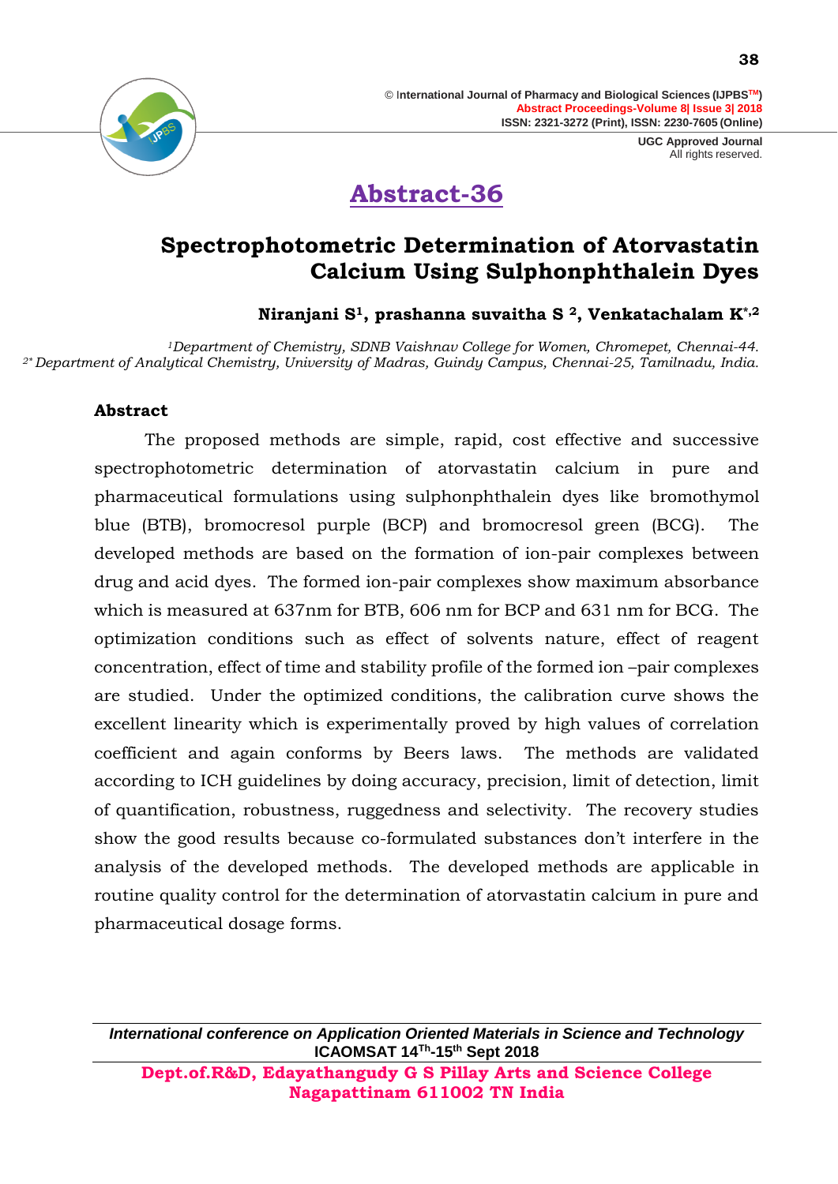# Abstract-36

## Spectrophotometric Determination of Atorvastatin Calcium Using Sulphonphthalein Dyes

**Niranjani S[1], prashanna suvaitha S [2], Venkatachalam K[*,2]**

*[1]Department of Chemistry, SDNB Vaishnav College for Women, Chromepet, Chennai-44.*
*[2*] Department of Analytical Chemistry, University of Madras, Guindy Campus, Chennai-25, Tamilnadu, India.*

### Abstract

The proposed methods are simple, rapid, cost effective and successive spectrophotometric determination of atorvastatin calcium in pure and pharmaceutical formulations using sulphonphthalein dyes like bromothymol blue (BTB), bromocresol purple (BCP) and bromocresol green (BCG). The developed methods are based on the formation of ion-pair complexes between drug and acid dyes. The formed ion-pair complexes show maximum absorbance which is measured at 637nm for BTB, 606 nm for BCP and 631 nm for BCG. The optimization conditions such as effect of solvents nature, effect of reagent concentration, effect of time and stability profile of the formed ion –pair complexes are studied. Under the optimized conditions, the calibration curve shows the excellent linearity which is experimentally proved by high values of correlation coefficient and again conforms by Beers laws. The methods are validated according to ICH guidelines by doing accuracy, precision, limit of detection, limit of quantification, robustness, ruggedness and selectivity. The recovery studies show the good results because co-formulated substances don't interfere in the analysis of the developed methods. The developed methods are applicable in routine quality control for the determination of atorvastatin calcium in pure and pharmaceutical dosage forms.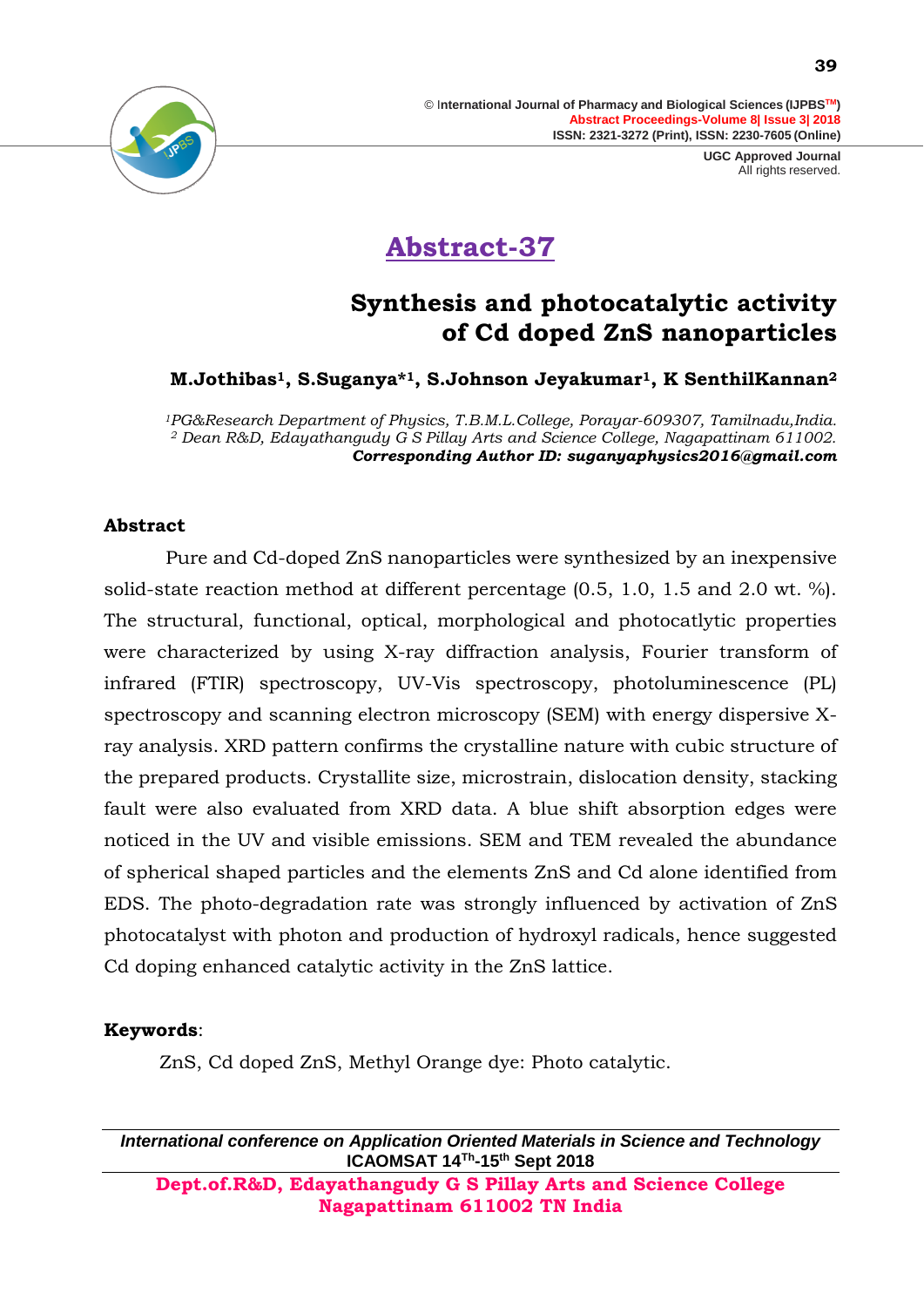# Abstract-37

## Synthesis and photocatalytic activity of Cd doped ZnS nanoparticles

**M.Jothibas[1], S.Suganya*[1], S.Johnson Jeyakumar[1], K SenthilKannan[2]**

*[1]PG&Research Department of Physics, T.B.M.L.College, Porayar-609307, Tamilnadu,India.*
*[2] Dean R&D, Edayathangudy G S Pillay Arts and Science College, Nagapattinam 611002.*
***Corresponding Author ID: suganyaphysics2016@gmail.com***

### Abstract

Pure and Cd-doped ZnS nanoparticles were synthesized by an inexpensive solid-state reaction method at different percentage (0.5, 1.0, 1.5 and 2.0 wt. %). The structural, functional, optical, morphological and photocatlytic properties were characterized by using X-ray diffraction analysis, Fourier transform of infrared (FTIR) spectroscopy, UV-Vis spectroscopy, photoluminescence (PL) spectroscopy and scanning electron microscopy (SEM) with energy dispersive X-ray analysis. XRD pattern confirms the crystalline nature with cubic structure of the prepared products. Crystallite size, microstrain, dislocation density, stacking fault were also evaluated from XRD data. A blue shift absorption edges were noticed in the UV and visible emissions. SEM and TEM revealed the abundance of spherical shaped particles and the elements ZnS and Cd alone identified from EDS. The photo-degradation rate was strongly influenced by activation of ZnS photocatalyst with photon and production of hydroxyl radicals, hence suggested Cd doping enhanced catalytic activity in the ZnS lattice.

**Keywords**:

ZnS, Cd doped ZnS, Methyl Orange dye: Photo catalytic.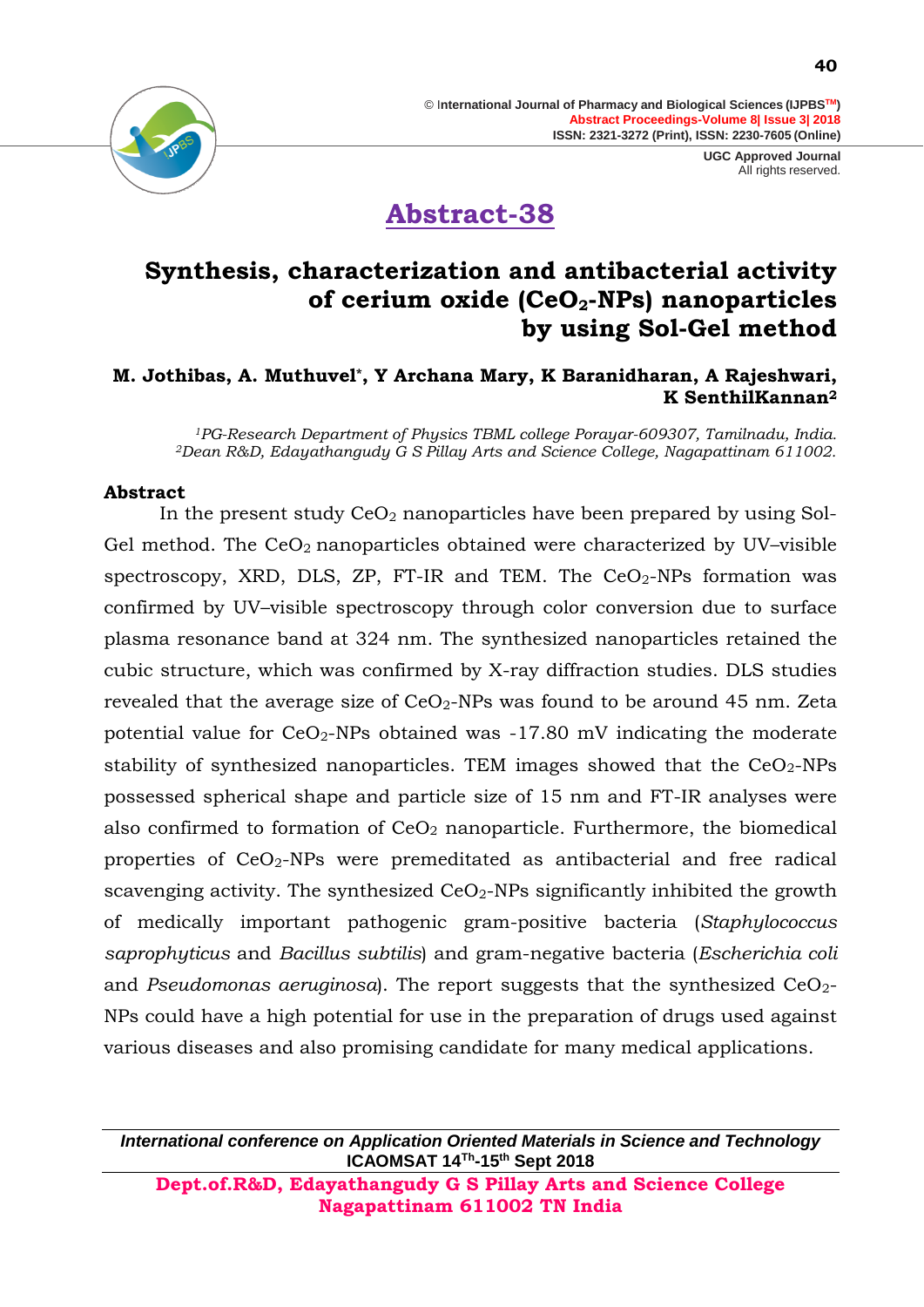# Abstract-38

## Synthesis, characterization and antibacterial activity of cerium oxide ($CeO_2$-NPs) nanoparticles by using Sol-Gel method

**M. Jothibas, A. Muthuvel*, Y Archana Mary, K Baranidharan, A Rajeshwari, K SenthilKannan[2]**

*[1]PG-Research Department of Physics TBML college Porayar-609307, Tamilnadu, India.*
*[2]Dean R&D, Edayathangudy G S Pillay Arts and Science College, Nagapattinam 611002.*

### Abstract

In the present study $CeO_2$ nanoparticles have been prepared by using Sol-Gel method. The $CeO_2$ nanoparticles obtained were characterized by UV–visible spectroscopy, XRD, DLS, ZP, FT-IR and TEM. The $CeO_2$-NPs formation was confirmed by UV–visible spectroscopy through color conversion due to surface plasma resonance band at 324 nm. The synthesized nanoparticles retained the cubic structure, which was confirmed by X-ray diffraction studies. DLS studies revealed that the average size of $CeO_2$-NPs was found to be around 45 nm. Zeta potential value for $CeO_2$-NPs obtained was -17.80 mV indicating the moderate stability of synthesized nanoparticles. TEM images showed that the $CeO_2$-NPs possessed spherical shape and particle size of 15 nm and FT-IR analyses were also confirmed to formation of $CeO_2$ nanoparticle. Furthermore, the biomedical properties of $CeO_2$-NPs were premeditated as antibacterial and free radical scavenging activity. The synthesized $CeO_2$-NPs significantly inhibited the growth of medically important pathogenic gram-positive bacteria (*Staphylococcus saprophyticus* and *Bacillus subtilis*) and gram-negative bacteria (*Escherichia coli* and *Pseudomonas aeruginosa*). The report suggests that the synthesized $CeO_2$-NPs could have a high potential for use in the preparation of drugs used against various diseases and also promising candidate for many medical applications.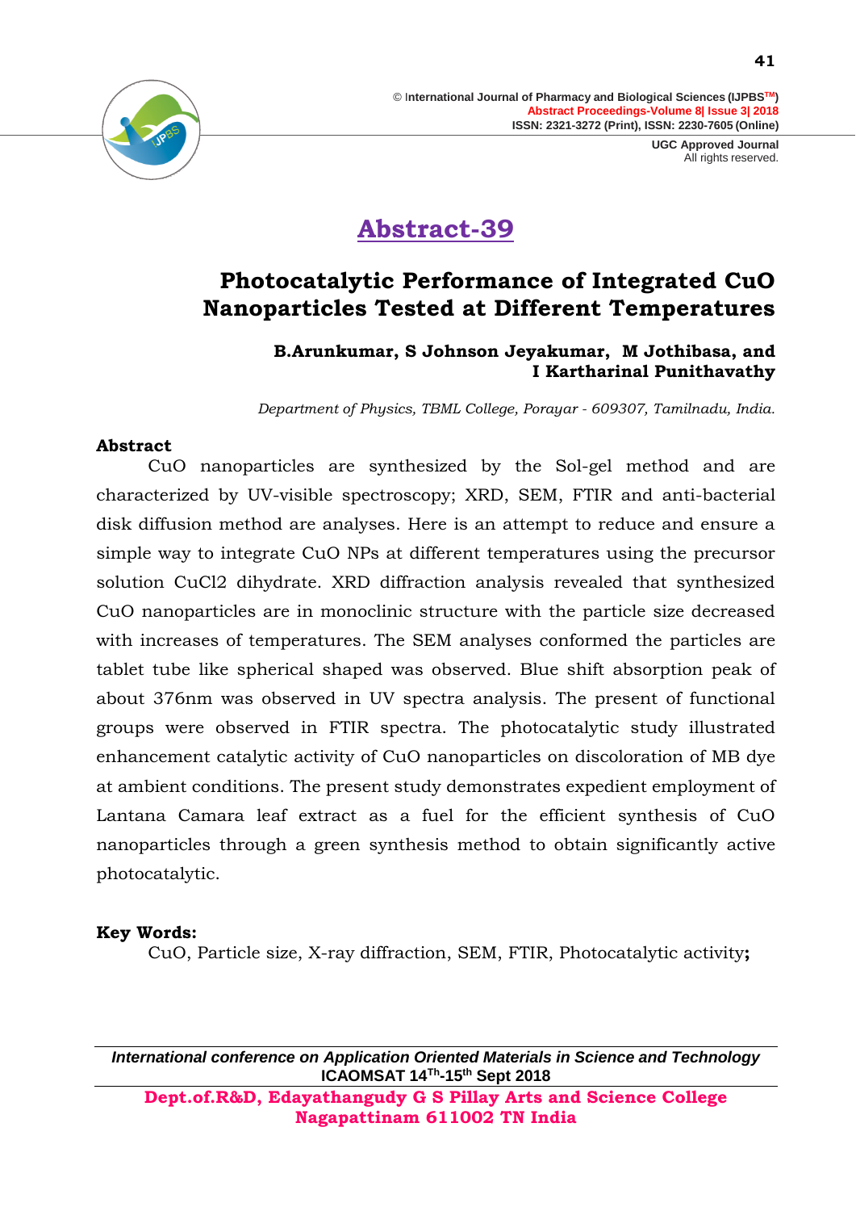## Abstract-39

# Photocatalytic Performance of Integrated CuO Nanoparticles Tested at Different Temperatures

**B.Arunkumar, S Johnson Jeyakumar, M Jothibasa, and I Kartharinal Punithavathy**

*Department of Physics, TBML College, Porayar - 609307, Tamilnadu, India.*

### Abstract

CuO nanoparticles are synthesized by the Sol-gel method and are characterized by UV-visible spectroscopy; XRD, SEM, FTIR and anti-bacterial disk diffusion method are analyses. Here is an attempt to reduce and ensure a simple way to integrate CuO NPs at different temperatures using the precursor solution $CuCl_2$ dihydrate. XRD diffraction analysis revealed that synthesized CuO nanoparticles are in monoclinic structure with the particle size decreased with increases of temperatures. The SEM analyses conformed the particles are tablet tube like spherical shaped was observed. Blue shift absorption peak of about 376nm was observed in UV spectra analysis. The present of functional groups were observed in FTIR spectra. The photocatalytic study illustrated enhancement catalytic activity of CuO nanoparticles on discoloration of MB dye at ambient conditions. The present study demonstrates expedient employment of Lantana Camara leaf extract as a fuel for the efficient synthesis of CuO nanoparticles through a green synthesis method to obtain significantly active photocatalytic.

**Key Words:**

CuO, Particle size, X-ray diffraction, SEM, FTIR, Photocatalytic activity**;**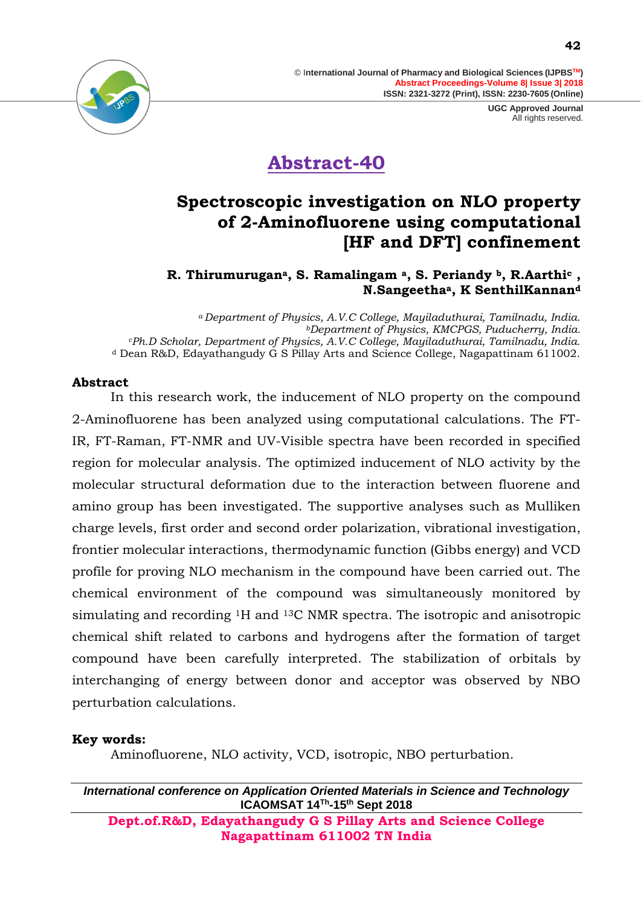# Abstract-40

## Spectroscopic investigation on NLO property of 2-Aminofluorene using computational [HF and DFT] confinement

**R. Thirumurugan[a], S. Ramalingam [a], S. Periandy [b], R.Aarthi[c], N.Sangeetha[a], K SenthilKannan[d]**

*[a] Department of Physics, A.V.C College, Mayiladuthurai, Tamilnadu, India.*
*[b] Department of Physics, KMCPGS, Puducherry, India.*
*[c] Ph.D Scholar, Department of Physics, A.V.C College, Mayiladuthurai, Tamilnadu, India.*
[d] Dean R&D, Edayathangudy G S Pillay Arts and Science College, Nagapattinam 611002.

**Abstract**

In this research work, the inducement of NLO property on the compound 2-Aminofluorene has been analyzed using computational calculations. The FT-IR, FT-Raman, FT-NMR and UV-Visible spectra have been recorded in specified region for molecular analysis. The optimized inducement of NLO activity by the molecular structural deformation due to the interaction between fluorene and amino group has been investigated. The supportive analyses such as Mulliken charge levels, first order and second order polarization, vibrational investigation, frontier molecular interactions, thermodynamic function (Gibbs energy) and VCD profile for proving NLO mechanism in the compound have been carried out. The chemical environment of the compound was simultaneously monitored by simulating and recording $^{1}H$ and $^{13}C$ NMR spectra. The isotropic and anisotropic chemical shift related to carbons and hydrogens after the formation of target compound have been carefully interpreted. The stabilization of orbitals by interchanging of energy between donor and acceptor was observed by NBO perturbation calculations.

**Key words:**

Aminofluorene, NLO activity, VCD, isotropic, NBO perturbation.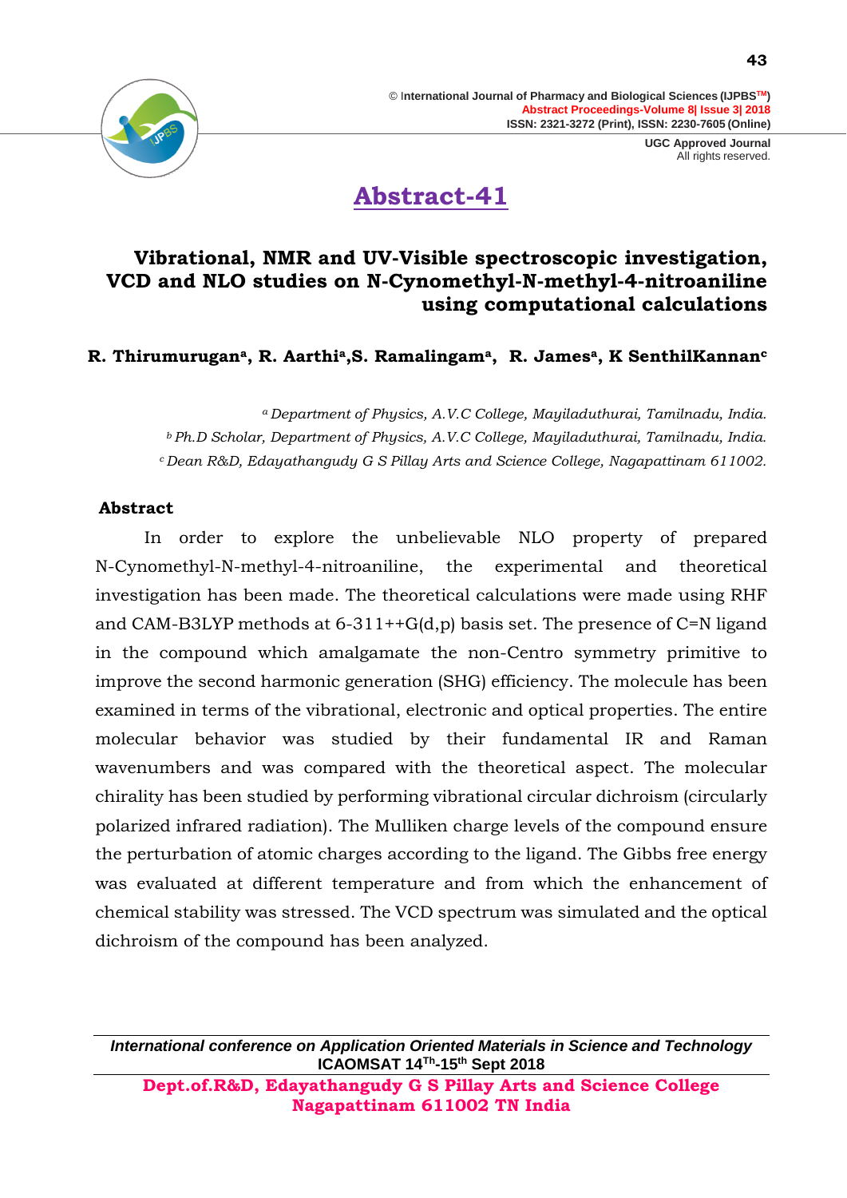# Abstract-41

## Vibrational, NMR and UV-Visible spectroscopic investigation, VCD and NLO studies on N-Cynomethyl-N-methyl-4-nitroaniline using computational calculations

**R. Thirumurugan[a], R. Aarthi[a], S. Ramalingam[a], R. James[a], K SenthilKannan[c]**

*[a] Department of Physics, A.V.C College, Mayiladuthurai, Tamilnadu, India.*
*[b] Ph.D Scholar, Department of Physics, A.V.C College, Mayiladuthurai, Tamilnadu, India.*
*[c] Dean R&D, Edayathangudy G S Pillay Arts and Science College, Nagapattinam 611002.*

### Abstract

In order to explore the unbelievable NLO property of prepared N-Cynomethyl-N-methyl-4-nitroaniline, the experimental and theoretical investigation has been made. The theoretical calculations were made using RHF and CAM-B3LYP methods at 6-311++G(d,p) basis set. The presence of C=N ligand in the compound which amalgamate the non-Centro symmetry primitive to improve the second harmonic generation (SHG) efficiency. The molecule has been examined in terms of the vibrational, electronic and optical properties. The entire molecular behavior was studied by their fundamental IR and Raman wavenumbers and was compared with the theoretical aspect. The molecular chirality has been studied by performing vibrational circular dichroism (circularly polarized infrared radiation). The Mulliken charge levels of the compound ensure the perturbation of atomic charges according to the ligand. The Gibbs free energy was evaluated at different temperature and from which the enhancement of chemical stability was stressed. The VCD spectrum was simulated and the optical dichroism of the compound has been analyzed.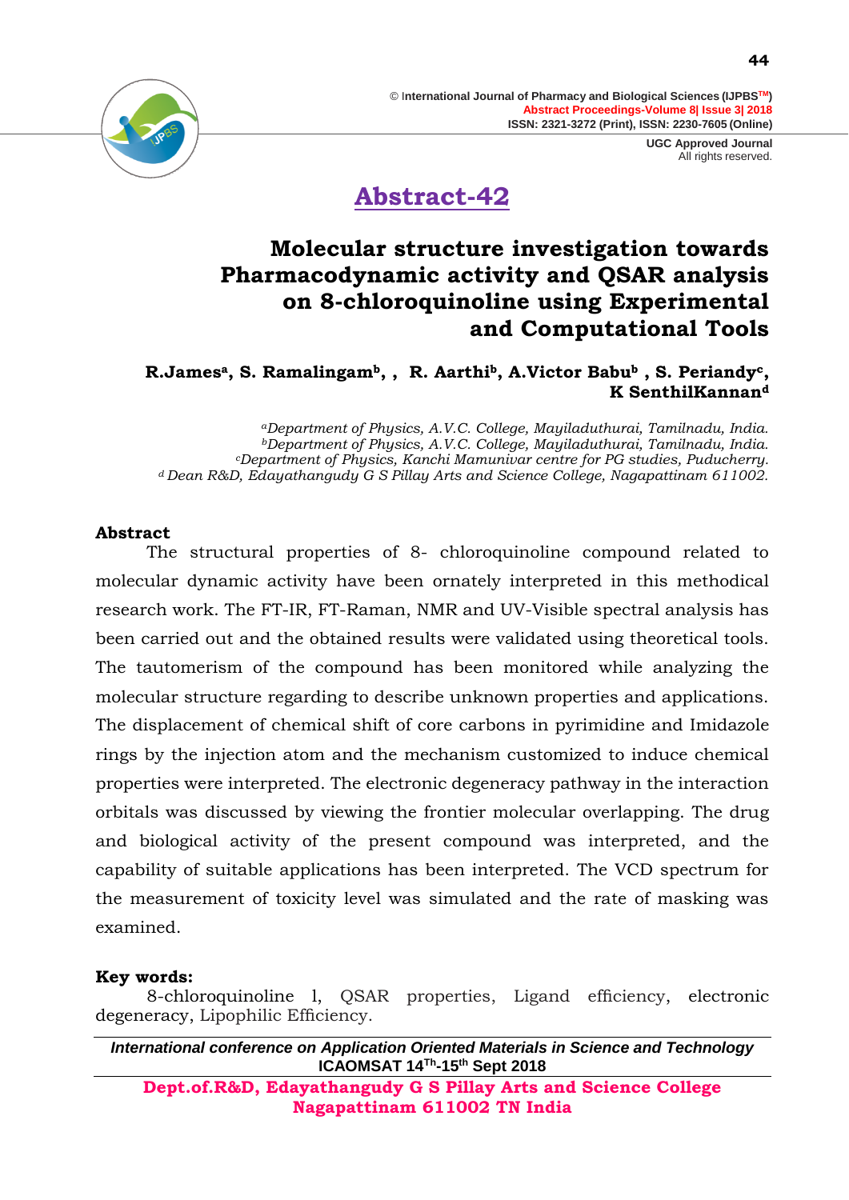# Abstract-42

## Molecular structure investigation towards Pharmacodynamic activity and QSAR analysis on 8-chloroquinoline using Experimental and Computational Tools

**R.James[a], S. Ramalingam[b], , R. Aarthi[b], A.Victor Babu[b] , S. Periandy[c], K SenthilKannan[d]**

*[a]Department of Physics, A.V.C. College, Mayiladuthurai, Tamilnadu, India.*
*[b]Department of Physics, A.V.C. College, Mayiladuthurai, Tamilnadu, India.*
*[c]Department of Physics, Kanchi Mamunivar centre for PG studies, Puducherry.*
*[d] Dean R&D, Edayathangudy G S Pillay Arts and Science College, Nagapattinam 611002.*

### Abstract

The structural properties of 8- chloroquinoline compound related to molecular dynamic activity have been ornately interpreted in this methodical research work. The FT-IR, FT-Raman, NMR and UV-Visible spectral analysis has been carried out and the obtained results were validated using theoretical tools. The tautomerism of the compound has been monitored while analyzing the molecular structure regarding to describe unknown properties and applications. The displacement of chemical shift of core carbons in pyrimidine and Imidazole rings by the injection atom and the mechanism customized to induce chemical properties were interpreted. The electronic degeneracy pathway in the interaction orbitals was discussed by viewing the frontier molecular overlapping. The drug and biological activity of the present compound was interpreted, and the capability of suitable applications has been interpreted. The VCD spectrum for the measurement of toxicity level was simulated and the rate of masking was examined.

**Key words:**
8-chloroquinoline l, QSAR properties, Ligand efficiency, electronic degeneracy, Lipophilic Efficiency.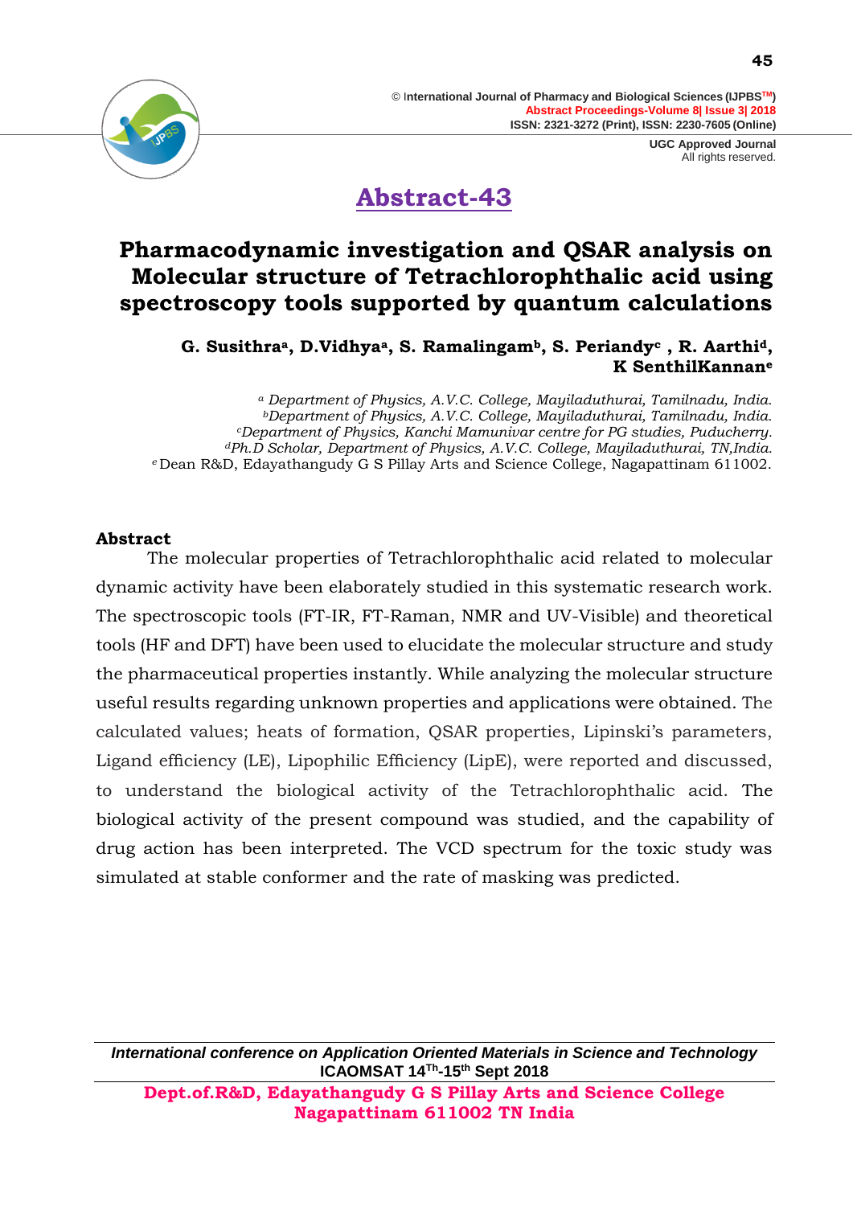## Abstract-43

# Pharmacodynamic investigation and QSAR analysis on Molecular structure of Tetrachlorophthalic acid using spectroscopy tools supported by quantum calculations

**G. Susithra[a], D.Vidhya[a], S. Ramalingam[b], S. Periandy[c] , R. Aarthi[d], K SenthilKannan[e]**

*[a] Department of Physics, A.V.C. College, Mayiladuthurai, Tamilnadu, India.*
*[b]Department of Physics, A.V.C. College, Mayiladuthurai, Tamilnadu, India.*
*[c]Department of Physics, Kanchi Mamunivar centre for PG studies, Puducherry.*
*[d]Ph.D Scholar, Department of Physics, A.V.C. College, Mayiladuthurai, TN,India.*
[e] Dean R&D, Edayathangudy G S Pillay Arts and Science College, Nagapattinam 611002.

**Abstract**

The molecular properties of Tetrachlorophthalic acid related to molecular dynamic activity have been elaborately studied in this systematic research work. The spectroscopic tools (FT-IR, FT-Raman, NMR and UV-Visible) and theoretical tools (HF and DFT) have been used to elucidate the molecular structure and study the pharmaceutical properties instantly. While analyzing the molecular structure useful results regarding unknown properties and applications were obtained. The calculated values; heats of formation, QSAR properties, Lipinski's parameters, Ligand efficiency (LE), Lipophilic Efficiency (LipE), were reported and discussed, to understand the biological activity of the Tetrachlorophthalic acid. The biological activity of the present compound was studied, and the capability of drug action has been interpreted. The VCD spectrum for the toxic study was simulated at stable conformer and the rate of masking was predicted.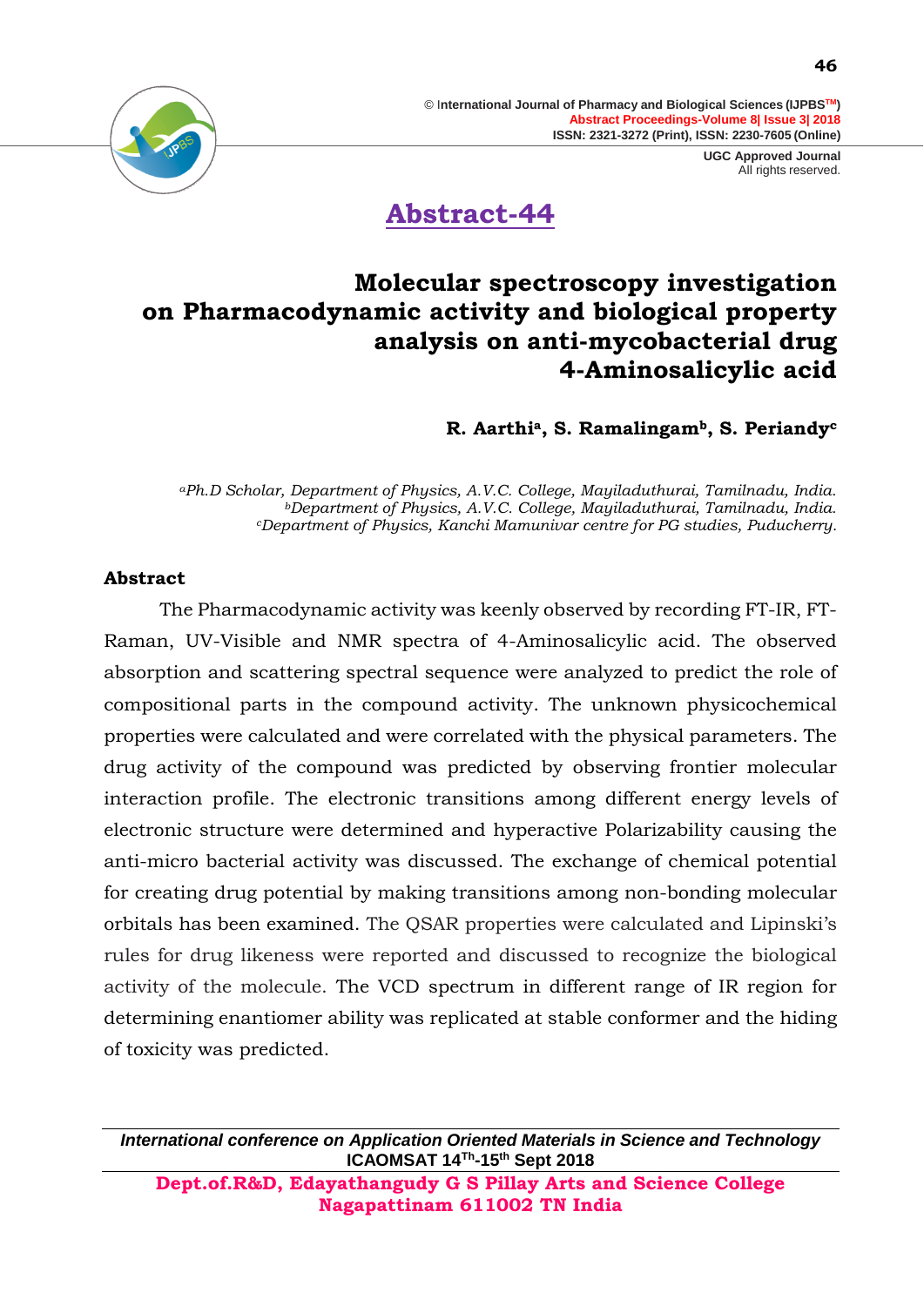## Abstract-44

# Molecular spectroscopy investigation on Pharmacodynamic activity and biological property analysis on anti-mycobacterial drug 4-Aminosalicylic acid

**R. Aarthi[a], S. Ramalingam[b], S. Periandy[c]**

*[a]Ph.D Scholar, Department of Physics, A.V.C. College, Mayiladuthurai, Tamilnadu, India.*
*[b]Department of Physics, A.V.C. College, Mayiladuthurai, Tamilnadu, India.*
*[c]Department of Physics, Kanchi Mamunivar centre for PG studies, Puducherry.*

### Abstract

The Pharmacodynamic activity was keenly observed by recording FT-IR, FT-Raman, UV-Visible and NMR spectra of 4-Aminosalicylic acid. The observed absorption and scattering spectral sequence were analyzed to predict the role of compositional parts in the compound activity. The unknown physicochemical properties were calculated and were correlated with the physical parameters. The drug activity of the compound was predicted by observing frontier molecular interaction profile. The electronic transitions among different energy levels of electronic structure were determined and hyperactive Polarizability causing the anti-micro bacterial activity was discussed. The exchange of chemical potential for creating drug potential by making transitions among non-bonding molecular orbitals has been examined. The QSAR properties were calculated and Lipinski's rules for drug likeness were reported and discussed to recognize the biological activity of the molecule. The VCD spectrum in different range of IR region for determining enantiomer ability was replicated at stable conformer and the hiding of toxicity was predicted.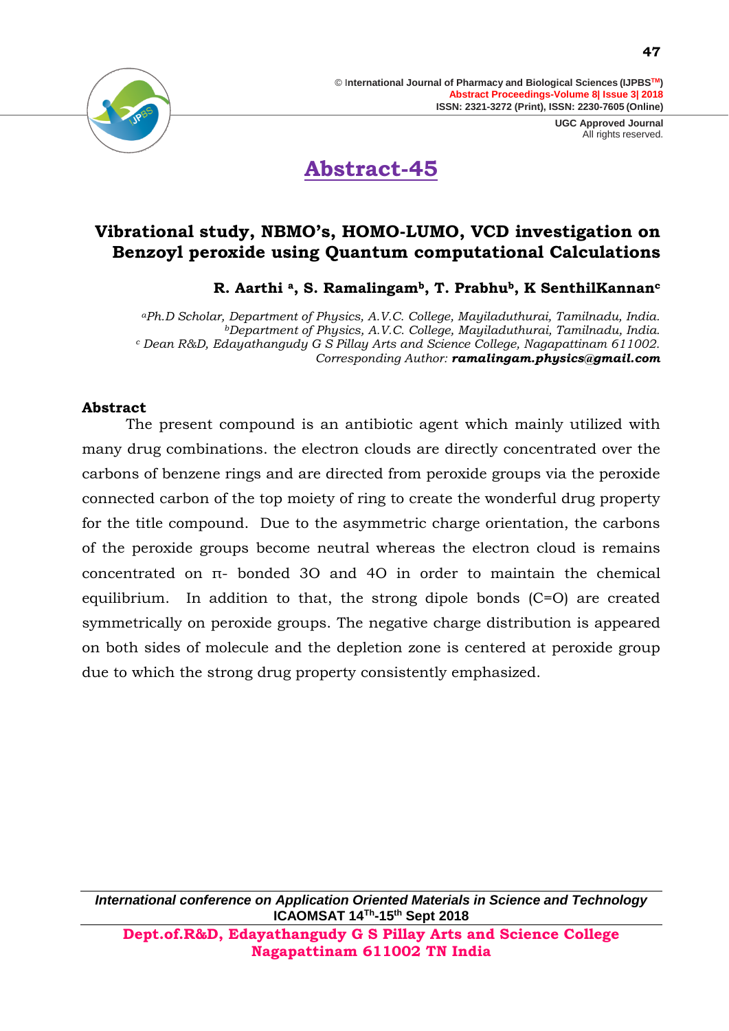# Abstract-45

## Vibrational study, NBMO's, HOMO-LUMO, VCD investigation on Benzoyl peroxide using Quantum computational Calculations

**R. Aarthi [a], S. Ramalingam[b], T. Prabhu[b], K SenthilKannan[c]**

*[a]Ph.D Scholar, Department of Physics, A.V.C. College, Mayiladuthurai, Tamilnadu, India.*
*[b]Department of Physics, A.V.C. College, Mayiladuthurai, Tamilnadu, India.*
*[c] Dean R&D, Edayathangudy G S Pillay Arts and Science College, Nagapattinam 611002.*
*Corresponding Author:* ***ramalingam.physics@gmail.com***

### Abstract

The present compound is an antibiotic agent which mainly utilized with many drug combinations. the electron clouds are directly concentrated over the carbons of benzene rings and are directed from peroxide groups via the peroxide connected carbon of the top moiety of ring to create the wonderful drug property for the title compound. Due to the asymmetric charge orientation, the carbons of the peroxide groups become neutral whereas the electron cloud is remains concentrated on π- bonded 3O and 4O in order to maintain the chemical equilibrium. In addition to that, the strong dipole bonds (C=O) are created symmetrically on peroxide groups. The negative charge distribution is appeared on both sides of molecule and the depletion zone is centered at peroxide group due to which the strong drug property consistently emphasized.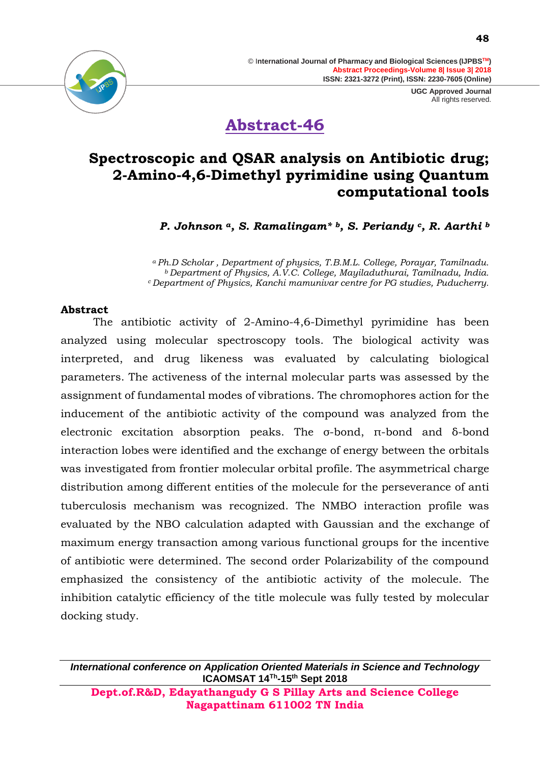# Abstract-46

## Spectroscopic and QSAR analysis on Antibiotic drug; 2-Amino-4,6-Dimethyl pyrimidine using Quantum computational tools

***P. Johnson [a], S. Ramalingam* [b], S. Periandy [c], R. Aarthi [b]***

*[a] Ph.D Scholar , Department of physics, T.B.M.L. College, Porayar, Tamilnadu.*
*[b] Department of Physics, A.V.C. College, Mayiladuthurai, Tamilnadu, India.*
*[c] Department of Physics, Kanchi mamunivar centre for PG studies, Puducherry.*

**Abstract**

The antibiotic activity of 2-Amino-4,6-Dimethyl pyrimidine has been analyzed using molecular spectroscopy tools. The biological activity was interpreted, and drug likeness was evaluated by calculating biological parameters. The activeness of the internal molecular parts was assessed by the assignment of fundamental modes of vibrations. The chromophores action for the inducement of the antibiotic activity of the compound was analyzed from the electronic excitation absorption peaks. The σ-bond, π-bond and δ-bond interaction lobes were identified and the exchange of energy between the orbitals was investigated from frontier molecular orbital profile. The asymmetrical charge distribution among different entities of the molecule for the perseverance of anti tuberculosis mechanism was recognized. The NMBO interaction profile was evaluated by the NBO calculation adapted with Gaussian and the exchange of maximum energy transaction among various functional groups for the incentive of antibiotic were determined. The second order Polarizability of the compound emphasized the consistency of the antibiotic activity of the molecule. The inhibition catalytic efficiency of the title molecule was fully tested by molecular docking study.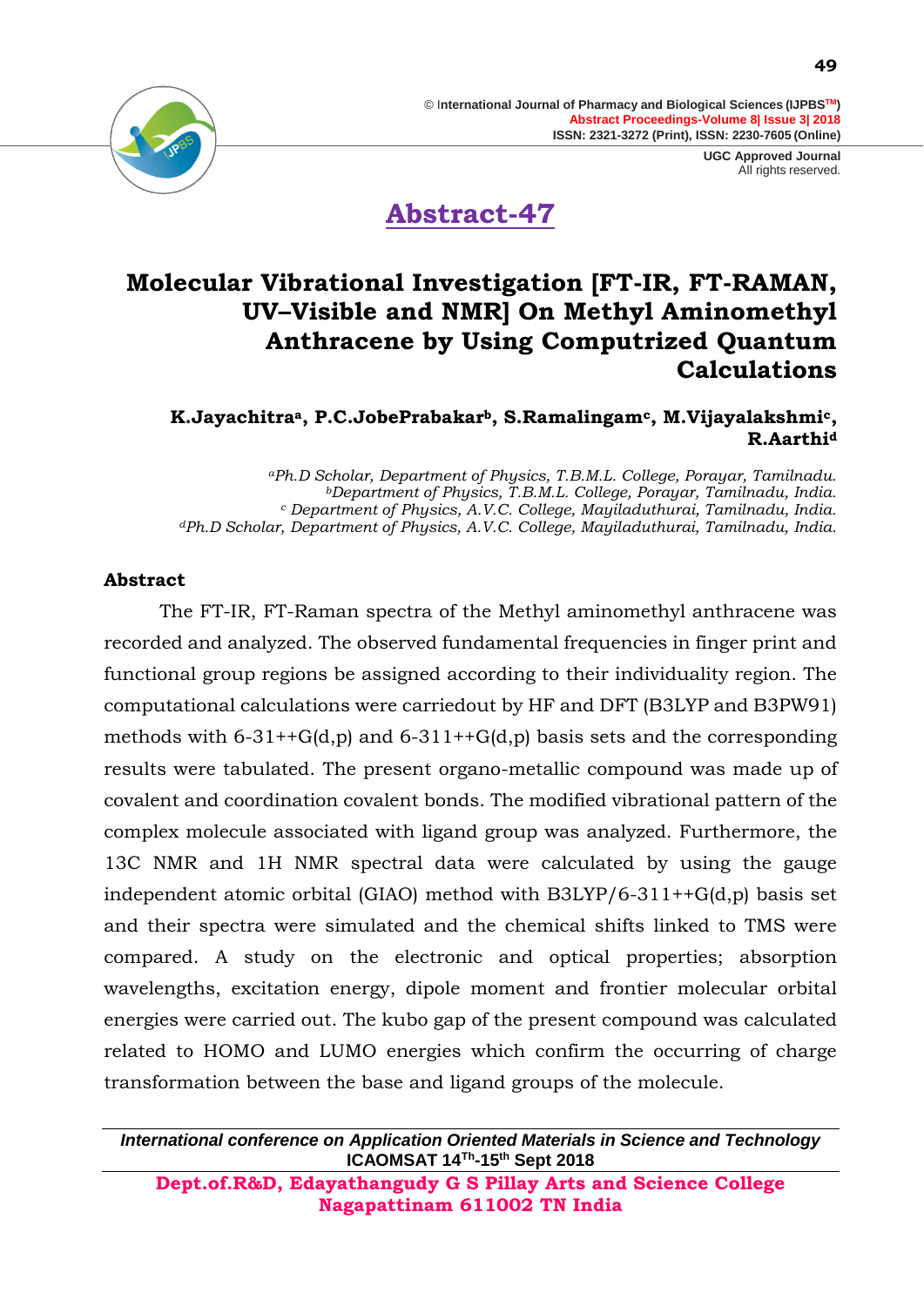# Abstract-47

## Molecular Vibrational Investigation [FT-IR, FT-RAMAN, UV–Visible and NMR] On Methyl Aminomethyl Anthracene by Using Computrized Quantum Calculations

**K.Jayachitra[a], P.C.JobePrabakar[b], S.Ramalingam[c], M.Vijayalakshmi[c], R.Aarthi[d]**

*[a]Ph.D Scholar, Department of Physics, T.B.M.L. College, Porayar, Tamilnadu.*
*[b]Department of Physics, T.B.M.L. College, Porayar, Tamilnadu, India.*
*[c] Department of Physics, A.V.C. College, Mayiladuthurai, Tamilnadu, India.*
*[d]Ph.D Scholar, Department of Physics, A.V.C. College, Mayiladuthurai, Tamilnadu, India.*

### Abstract

The FT-IR, FT-Raman spectra of the Methyl aminomethyl anthracene was recorded and analyzed. The observed fundamental frequencies in finger print and functional group regions be assigned according to their individuality region. The computational calculations were carriedout by HF and DFT (B3LYP and B3PW91) methods with 6-31++G(d,p) and 6-311++G(d,p) basis sets and the corresponding results were tabulated. The present organo-metallic compound was made up of covalent and coordination covalent bonds. The modified vibrational pattern of the complex molecule associated with ligand group was analyzed. Furthermore, the 13C NMR and 1H NMR spectral data were calculated by using the gauge independent atomic orbital (GIAO) method with B3LYP/6-311++G(d,p) basis set and their spectra were simulated and the chemical shifts linked to TMS were compared. A study on the electronic and optical properties; absorption wavelengths, excitation energy, dipole moment and frontier molecular orbital energies were carried out. The kubo gap of the present compound was calculated related to HOMO and LUMO energies which confirm the occurring of charge transformation between the base and ligand groups of the molecule.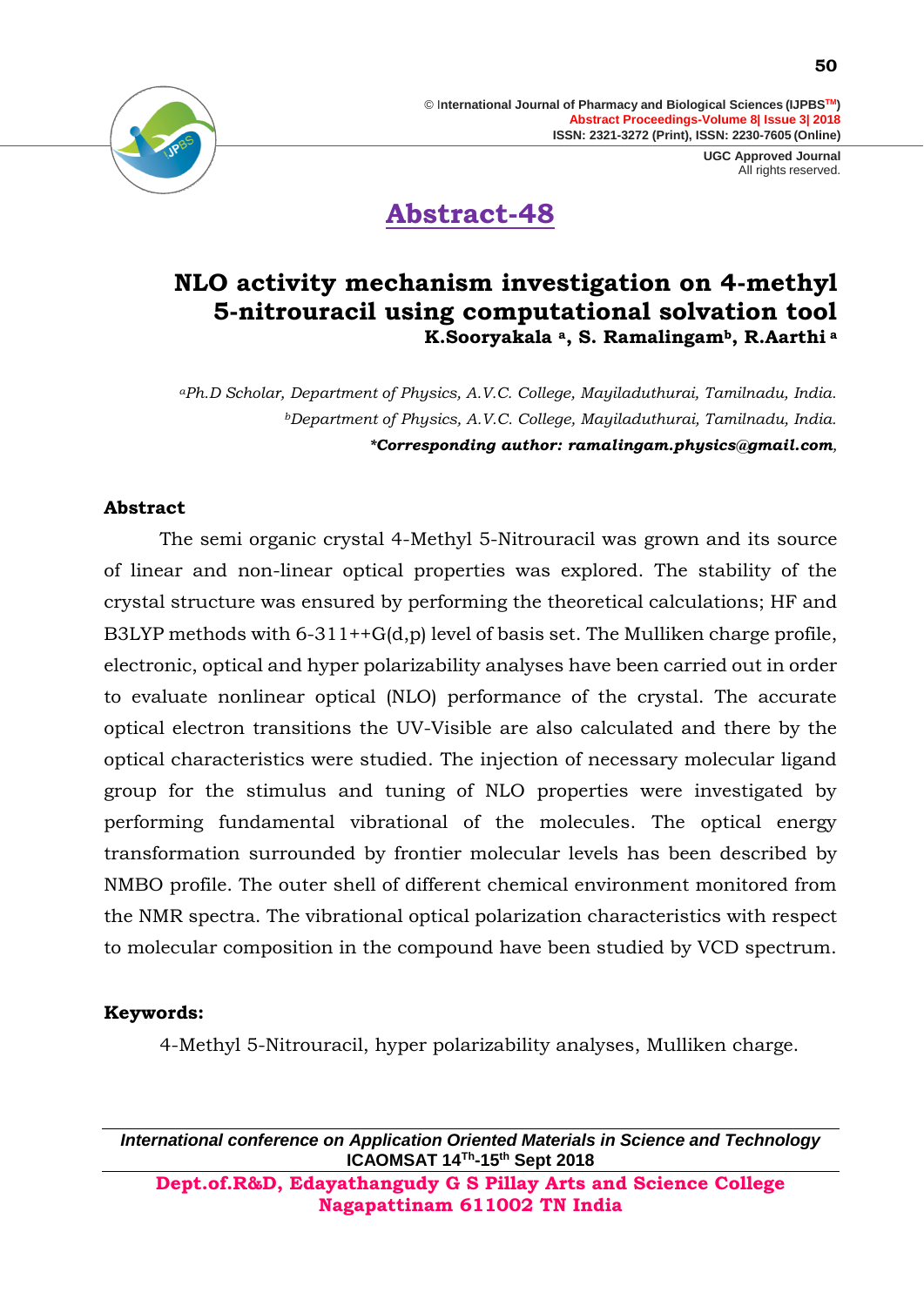# Abstract-48

## NLO activity mechanism investigation on 4-methyl 5-nitrouracil using computational solvation tool

**K.Sooryakala [a], S. Ramalingam[b], R.Aarthi [a]**

*[a]Ph.D Scholar, Department of Physics, A.V.C. College, Mayiladuthurai, Tamilnadu, India.*
*[b]Department of Physics, A.V.C. College, Mayiladuthurai, Tamilnadu, India.*
***Corresponding author: ramalingam.physics@gmail.com**,

### Abstract

The semi organic crystal 4-Methyl 5-Nitrouracil was grown and its source of linear and non-linear optical properties was explored. The stability of the crystal structure was ensured by performing the theoretical calculations; HF and B3LYP methods with 6-311++G(d,p) level of basis set. The Mulliken charge profile, electronic, optical and hyper polarizability analyses have been carried out in order to evaluate nonlinear optical (NLO) performance of the crystal. The accurate optical electron transitions the UV-Visible are also calculated and there by the optical characteristics were studied. The injection of necessary molecular ligand group for the stimulus and tuning of NLO properties were investigated by performing fundamental vibrational of the molecules. The optical energy transformation surrounded by frontier molecular levels has been described by NMBO profile. The outer shell of different chemical environment monitored from the NMR spectra. The vibrational optical polarization characteristics with respect to molecular composition in the compound have been studied by VCD spectrum.

### Keywords:

4-Methyl 5-Nitrouracil, hyper polarizability analyses, Mulliken charge.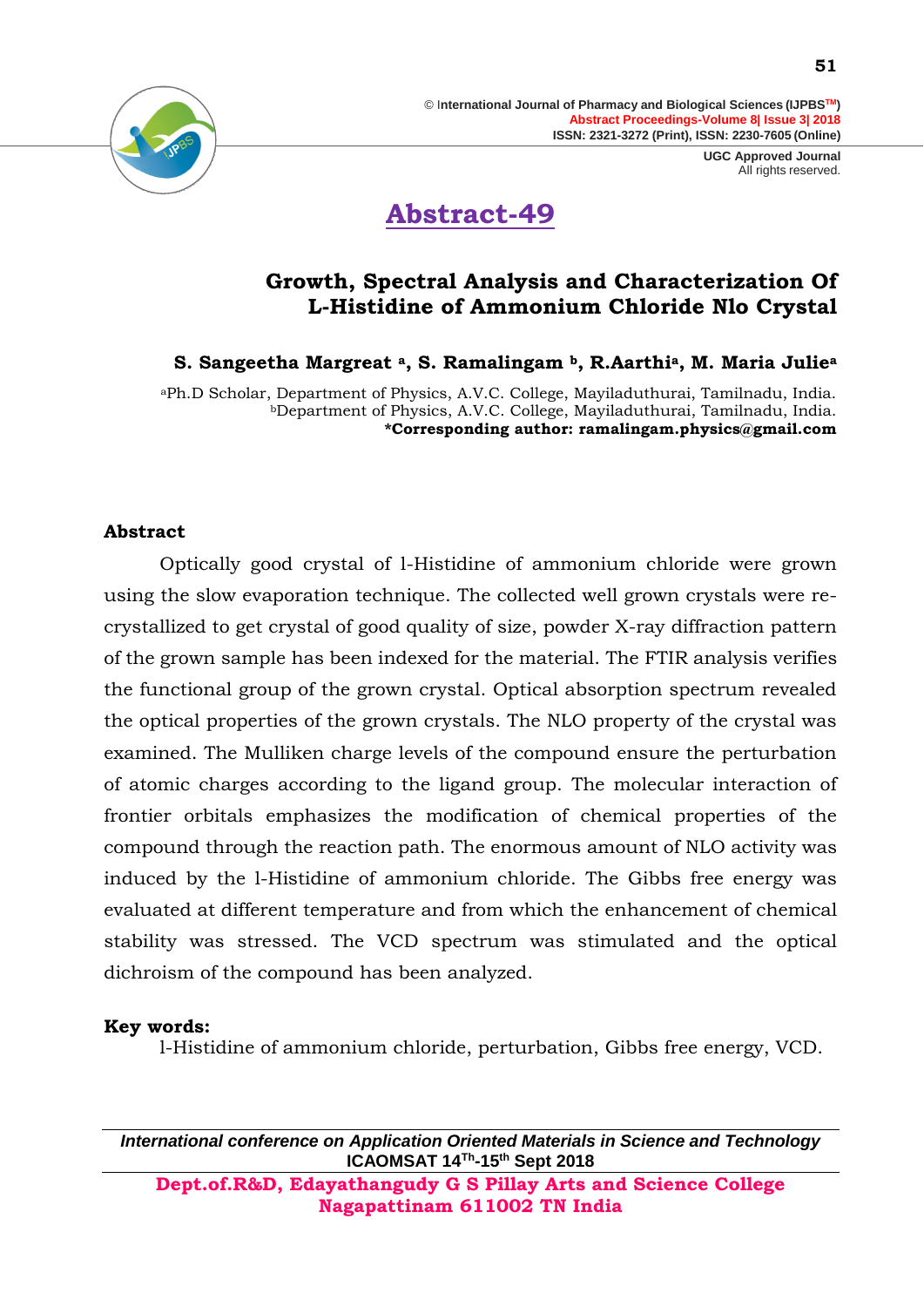# Abstract-49

## Growth, Spectral Analysis and Characterization Of L-Histidine of Ammonium Chloride Nlo Crystal

**S. Sangeetha Margreat [a], S. Ramalingam [b], R.Aarthi[a], M. Maria Julie[a]**

[a]Ph.D Scholar, Department of Physics, A.V.C. College, Mayiladuthurai, Tamilnadu, India.
[b]Department of Physics, A.V.C. College, Mayiladuthurai, Tamilnadu, India.
**\*Corresponding author: ramalingam.physics@gmail.com**

### Abstract

Optically good crystal of l-Histidine of ammonium chloride were grown using the slow evaporation technique. The collected well grown crystals were re-crystallized to get crystal of good quality of size, powder X-ray diffraction pattern of the grown sample has been indexed for the material. The FTIR analysis verifies the functional group of the grown crystal. Optical absorption spectrum revealed the optical properties of the grown crystals. The NLO property of the crystal was examined. The Mulliken charge levels of the compound ensure the perturbation of atomic charges according to the ligand group. The molecular interaction of frontier orbitals emphasizes the modification of chemical properties of the compound through the reaction path. The enormous amount of NLO activity was induced by the l-Histidine of ammonium chloride. The Gibbs free energy was evaluated at different temperature and from which the enhancement of chemical stability was stressed. The VCD spectrum was stimulated and the optical dichroism of the compound has been analyzed.

**Key words:**

l-Histidine of ammonium chloride, perturbation, Gibbs free energy, VCD.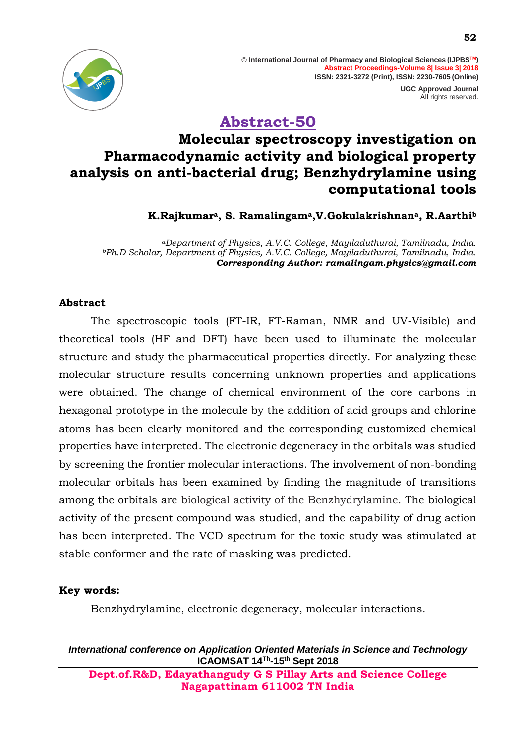# Abstract-50

## Molecular spectroscopy investigation on Pharmacodynamic activity and biological property analysis on anti-bacterial drug; Benzhydrylamine using computational tools

**K.Rajkumar[a], S. Ramalingam[a], V.Gokulakrishnan[a], R.Aarthi[b]**

*[a]Department of Physics, A.V.C. College, Mayiladuthurai, Tamilnadu, India.*
*[b]Ph.D Scholar, Department of Physics, A.V.C. College, Mayiladuthurai, Tamilnadu, India.*
***Corresponding Author: ramalingam.physics@gmail.com***

### Abstract

The spectroscopic tools (FT-IR, FT-Raman, NMR and UV-Visible) and theoretical tools (HF and DFT) have been used to illuminate the molecular structure and study the pharmaceutical properties directly. For analyzing these molecular structure results concerning unknown properties and applications were obtained. The change of chemical environment of the core carbons in hexagonal prototype in the molecule by the addition of acid groups and chlorine atoms has been clearly monitored and the corresponding customized chemical properties have interpreted. The electronic degeneracy in the orbitals was studied by screening the frontier molecular interactions. The involvement of non-bonding molecular orbitals has been examined by finding the magnitude of transitions among the orbitals are biological activity of the Benzhydrylamine. The biological activity of the present compound was studied, and the capability of drug action has been interpreted. The VCD spectrum for the toxic study was stimulated at stable conformer and the rate of masking was predicted.

**Key words:**

Benzhydrylamine, electronic degeneracy, molecular interactions.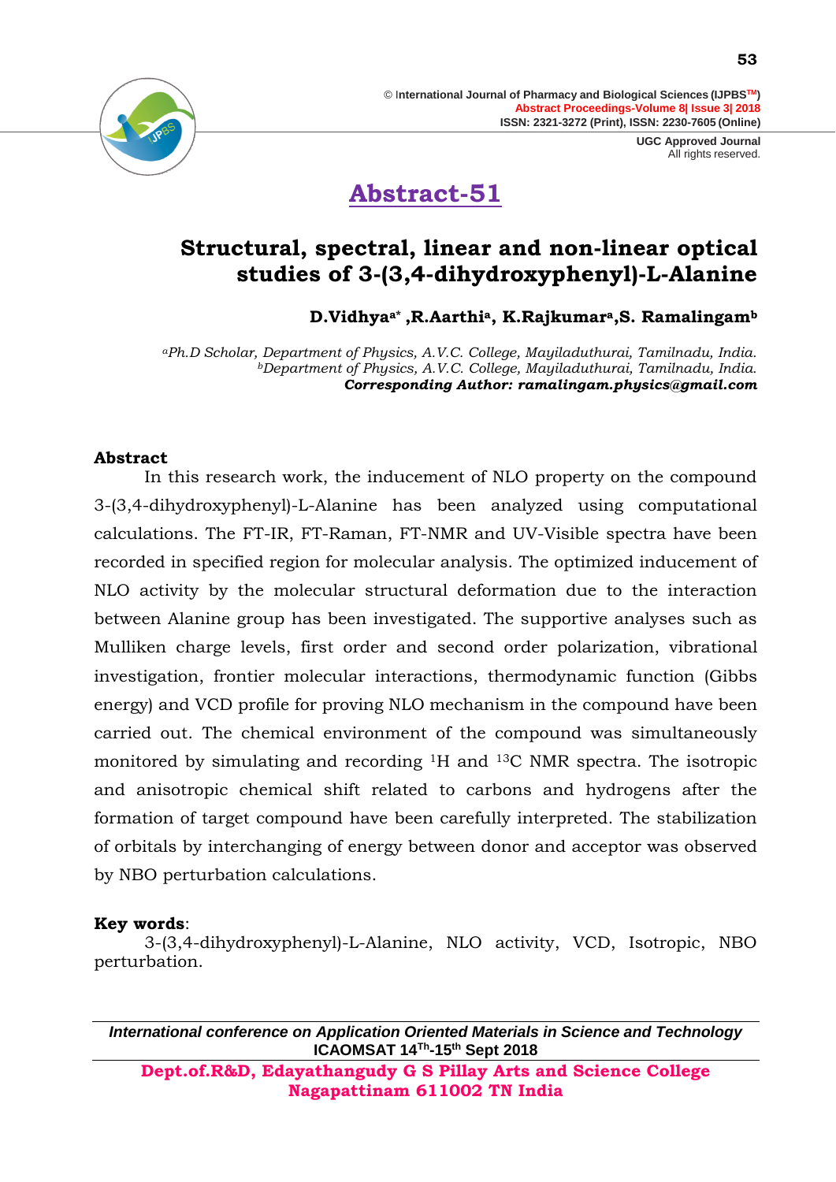# Abstract-51

## Structural, spectral, linear and non-linear optical studies of 3-(3,4-dihydroxyphenyl)-L-Alanine

**D.Vidhya[a*] ,R.Aarthi[a], K.Rajkumar[a],S. Ramalingam[b]**

*[a]Ph.D Scholar, Department of Physics, A.V.C. College, Mayiladuthurai, Tamilnadu, India.*
*[b]Department of Physics, A.V.C. College, Mayiladuthurai, Tamilnadu, India.*
***Corresponding Author: ramalingam.physics@gmail.com***

### Abstract

In this research work, the inducement of NLO property on the compound 3-(3,4-dihydroxyphenyl)-L-Alanine has been analyzed using computational calculations. The FT-IR, FT-Raman, FT-NMR and UV-Visible spectra have been recorded in specified region for molecular analysis. The optimized inducement of NLO activity by the molecular structural deformation due to the interaction between Alanine group has been investigated. The supportive analyses such as Mulliken charge levels, first order and second order polarization, vibrational investigation, frontier molecular interactions, thermodynamic function (Gibbs energy) and VCD profile for proving NLO mechanism in the compound have been carried out. The chemical environment of the compound was simultaneously monitored by simulating and recording $^{1}H$ and $^{13}C$ NMR spectra. The isotropic and anisotropic chemical shift related to carbons and hydrogens after the formation of target compound have been carefully interpreted. The stabilization of orbitals by interchanging of energy between donor and acceptor was observed by NBO perturbation calculations.

**Key words**:
3-(3,4-dihydroxyphenyl)-L-Alanine, NLO activity, VCD, Isotropic, NBO perturbation.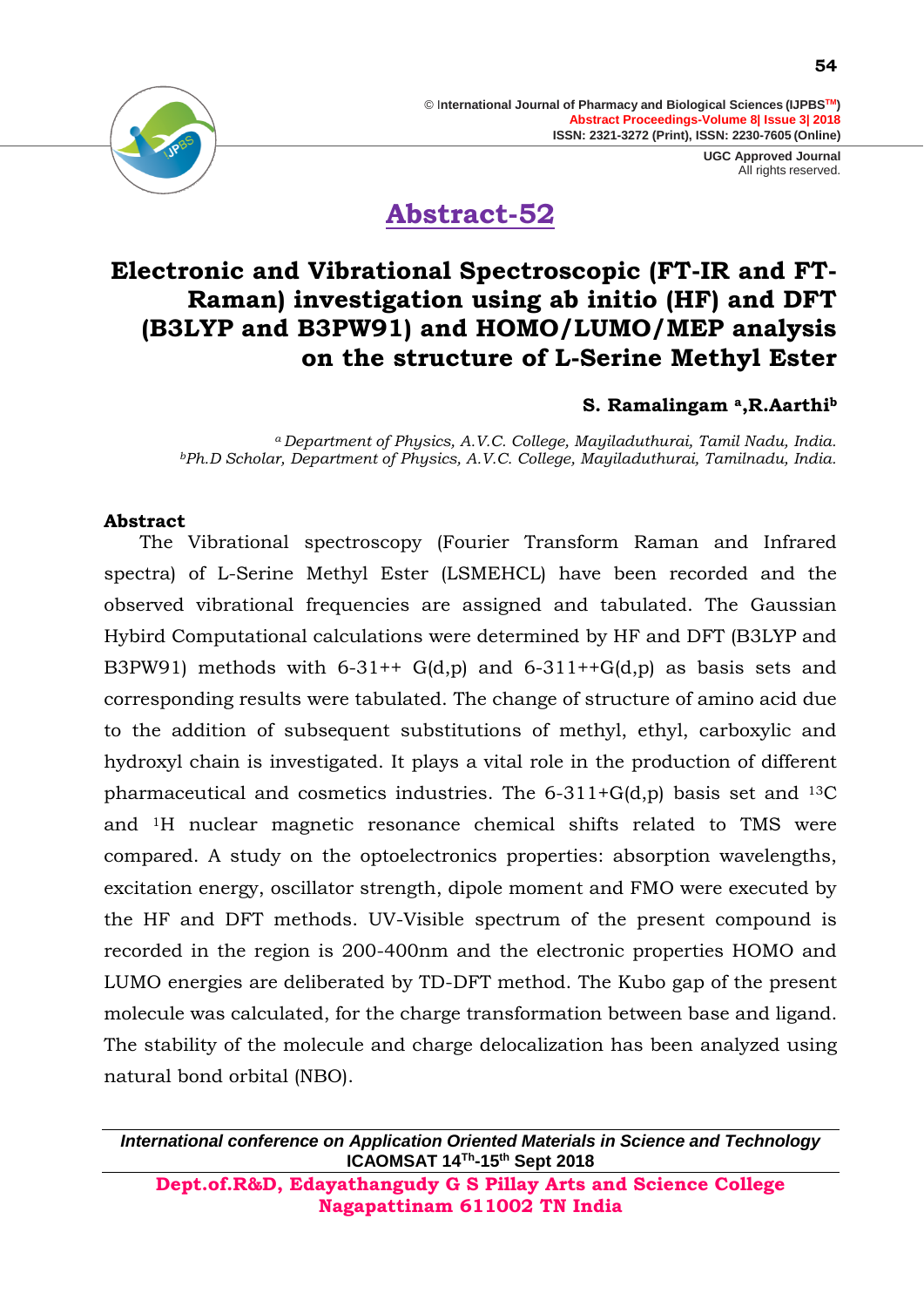## Abstract-52

# Electronic and Vibrational Spectroscopic (FT-IR and FT-Raman) investigation using ab initio (HF) and DFT (B3LYP and B3PW91) and HOMO/LUMO/MEP analysis on the structure of L-Serine Methyl Ester

**S. Ramalingam [a], R.Aarthi[b]**

*[a] Department of Physics, A.V.C. College, Mayiladuthurai, Tamil Nadu, India.*
*[b] Ph.D Scholar, Department of Physics, A.V.C. College, Mayiladuthurai, Tamilnadu, India.*

### Abstract

The Vibrational spectroscopy (Fourier Transform Raman and Infrared spectra) of L-Serine Methyl Ester (LSMEHCL) have been recorded and the observed vibrational frequencies are assigned and tabulated. The Gaussian Hybird Computational calculations were determined by HF and DFT (B3LYP and B3PW91) methods with 6-31++ G(d,p) and 6-311++G(d,p) as basis sets and corresponding results were tabulated. The change of structure of amino acid due to the addition of subsequent substitutions of methyl, ethyl, carboxylic and hydroxyl chain is investigated. It plays a vital role in the production of different pharmaceutical and cosmetics industries. The 6-311+G(d,p) basis set and $^{13}C$ and $^{1}H$ nuclear magnetic resonance chemical shifts related to TMS were compared. A study on the optoelectronics properties: absorption wavelengths, excitation energy, oscillator strength, dipole moment and FMO were executed by the HF and DFT methods. UV-Visible spectrum of the present compound is recorded in the region is 200-400nm and the electronic properties HOMO and LUMO energies are deliberated by TD-DFT method. The Kubo gap of the present molecule was calculated, for the charge transformation between base and ligand. The stability of the molecule and charge delocalization has been analyzed using natural bond orbital (NBO).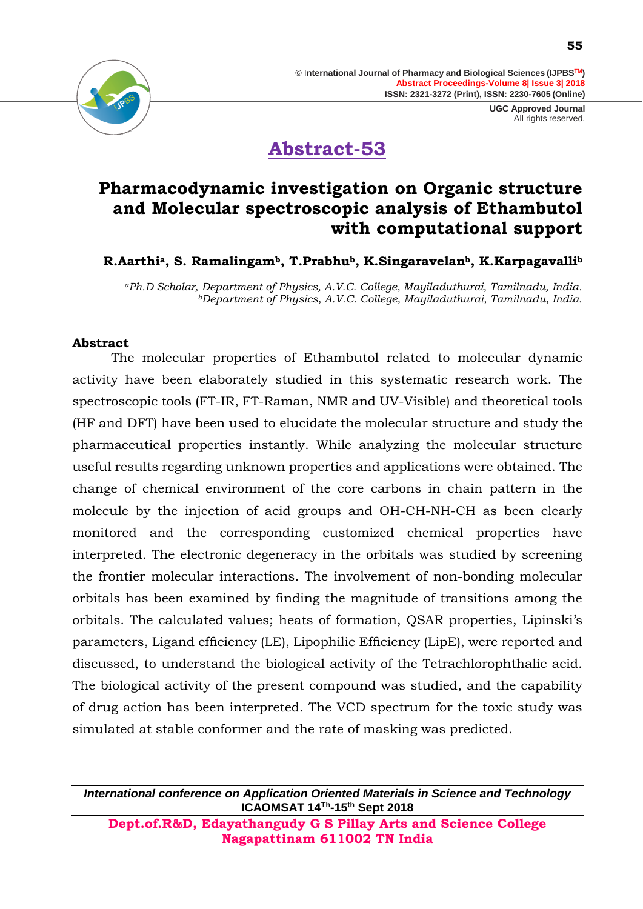## Abstract-53

# Pharmacodynamic investigation on Organic structure and Molecular spectroscopic analysis of Ethambutol with computational support

**R.Aarthi[a], S. Ramalingam[b], T.Prabhu[b], K.Singaravelan[b], K.Karpagavalli[b]**

*[a]Ph.D Scholar, Department of Physics, A.V.C. College, Mayiladuthurai, Tamilnadu, India.*
*[b]Department of Physics, A.V.C. College, Mayiladuthurai, Tamilnadu, India.*

### Abstract

The molecular properties of Ethambutol related to molecular dynamic activity have been elaborately studied in this systematic research work. The spectroscopic tools (FT-IR, FT-Raman, NMR and UV-Visible) and theoretical tools (HF and DFT) have been used to elucidate the molecular structure and study the pharmaceutical properties instantly. While analyzing the molecular structure useful results regarding unknown properties and applications were obtained. The change of chemical environment of the core carbons in chain pattern in the molecule by the injection of acid groups and OH-CH-NH-CH as been clearly monitored and the corresponding customized chemical properties have interpreted. The electronic degeneracy in the orbitals was studied by screening the frontier molecular interactions. The involvement of non-bonding molecular orbitals has been examined by finding the magnitude of transitions among the orbitals. The calculated values; heats of formation, QSAR properties, Lipinski's parameters, Ligand efficiency (LE), Lipophilic Efficiency (LipE), were reported and discussed, to understand the biological activity of the Tetrachlorophthalic acid. The biological activity of the present compound was studied, and the capability of drug action has been interpreted. The VCD spectrum for the toxic study was simulated at stable conformer and the rate of masking was predicted.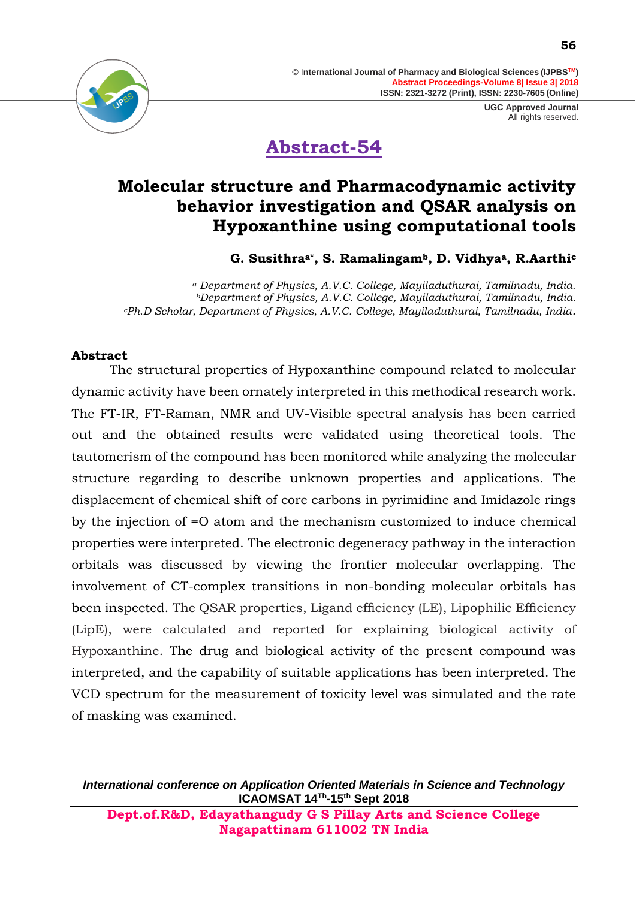# Abstract-54

## Molecular structure and Pharmacodynamic activity behavior investigation and QSAR analysis on Hypoxanthine using computational tools

**G. Susithra[a*], S. Ramalingam[b], D. Vidhya[a], R.Aarthi[c]**

*[a] Department of Physics, A.V.C. College, Mayiladuthurai, Tamilnadu, India.*
*[b] Department of Physics, A.V.C. College, Mayiladuthurai, Tamilnadu, India.*
*[c] Ph.D Scholar, Department of Physics, A.V.C. College, Mayiladuthurai, Tamilnadu, India.*

### Abstract

The structural properties of Hypoxanthine compound related to molecular dynamic activity have been ornately interpreted in this methodical research work. The FT-IR, FT-Raman, NMR and UV-Visible spectral analysis has been carried out and the obtained results were validated using theoretical tools. The tautomerism of the compound has been monitored while analyzing the molecular structure regarding to describe unknown properties and applications. The displacement of chemical shift of core carbons in pyrimidine and Imidazole rings by the injection of =O atom and the mechanism customized to induce chemical properties were interpreted. The electronic degeneracy pathway in the interaction orbitals was discussed by viewing the frontier molecular overlapping. The involvement of CT-complex transitions in non-bonding molecular orbitals has been inspected. The QSAR properties, Ligand efficiency (LE), Lipophilic Efficiency (LipE), were calculated and reported for explaining biological activity of Hypoxanthine. The drug and biological activity of the present compound was interpreted, and the capability of suitable applications has been interpreted. The VCD spectrum for the measurement of toxicity level was simulated and the rate of masking was examined.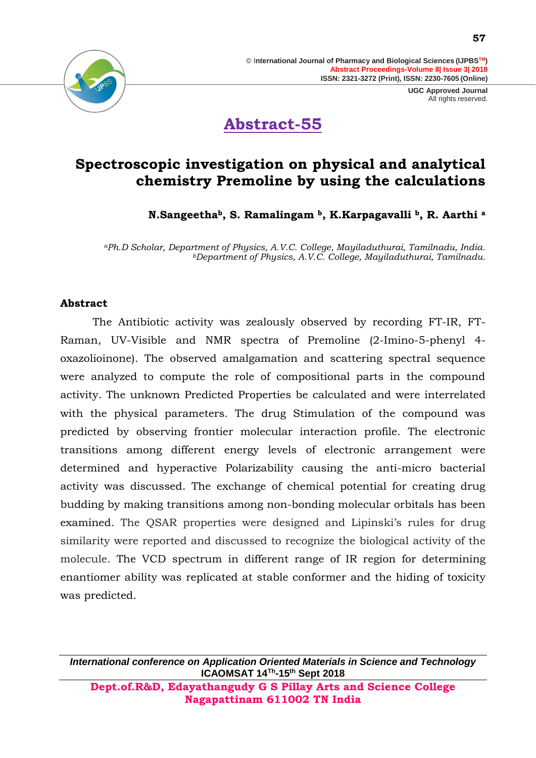# Abstract-55

## Spectroscopic investigation on physical and analytical chemistry Premoline by using the calculations

**N.Sangeetha[b], S. Ramalingam [b], K.Karpagavalli [b], R. Aarthi [a]**

*[a]Ph.D Scholar, Department of Physics, A.V.C. College, Mayiladuthurai, Tamilnadu, India.*
*[b]Department of Physics, A.V.C. College, Mayiladuthurai, Tamilnadu.*

### Abstract

The Antibiotic activity was zealously observed by recording FT-IR, FT-Raman, UV-Visible and NMR spectra of Premoline (2-Imino-5-phenyl 4-oxazolioinone). The observed amalgamation and scattering spectral sequence were analyzed to compute the role of compositional parts in the compound activity. The unknown Predicted Properties be calculated and were interrelated with the physical parameters. The drug Stimulation of the compound was predicted by observing frontier molecular interaction profile. The electronic transitions among different energy levels of electronic arrangement were determined and hyperactive Polarizability causing the anti-micro bacterial activity was discussed. The exchange of chemical potential for creating drug budding by making transitions among non-bonding molecular orbitals has been examined. The QSAR properties were designed and Lipinski's rules for drug similarity were reported and discussed to recognize the biological activity of the molecule. The VCD spectrum in different range of IR region for determining enantiomer ability was replicated at stable conformer and the hiding of toxicity was predicted.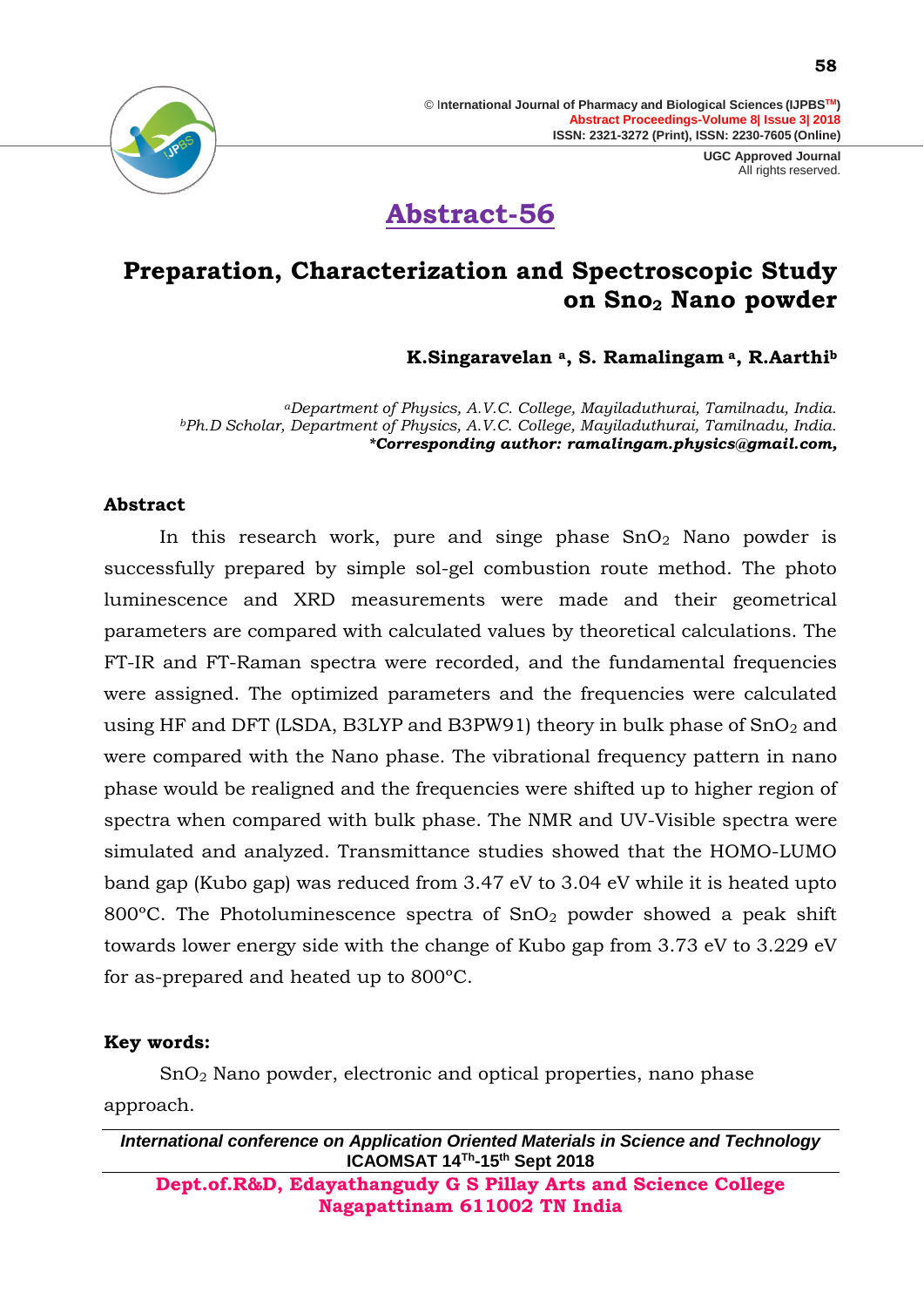# Abstract-56

## Preparation, Characterization and Spectroscopic Study on Sno$_2$ Nano powder

**K.Singaravelan [a], S. Ramalingam [a], R.Aarthi[b]**

*[a]Department of Physics, A.V.C. College, Mayiladuthurai, Tamilnadu, India.*
*[b]Ph.D Scholar, Department of Physics, A.V.C. College, Mayiladuthurai, Tamilnadu, India.*
***Corresponding author: ramalingam.physics@gmail.com,***

### Abstract

In this research work, pure and singe phase $SnO_2$ Nano powder is successfully prepared by simple sol-gel combustion route method. The photo luminescence and XRD measurements were made and their geometrical parameters are compared with calculated values by theoretical calculations. The FT-IR and FT-Raman spectra were recorded, and the fundamental frequencies were assigned. The optimized parameters and the frequencies were calculated using HF and DFT (LSDA, B3LYP and B3PW91) theory in bulk phase of $SnO_2$ and were compared with the Nano phase. The vibrational frequency pattern in nano phase would be realigned and the frequencies were shifted up to higher region of spectra when compared with bulk phase. The NMR and UV-Visible spectra were simulated and analyzed. Transmittance studies showed that the HOMO-LUMO band gap (Kubo gap) was reduced from 3.47 eV to 3.04 eV while it is heated upto 800°C. The Photoluminescence spectra of $SnO_2$ powder showed a peak shift towards lower energy side with the change of Kubo gap from 3.73 eV to 3.229 eV for as-prepared and heated up to 800°C.

**Key words:**

$SnO_2$ Nano powder, electronic and optical properties, nano phase approach.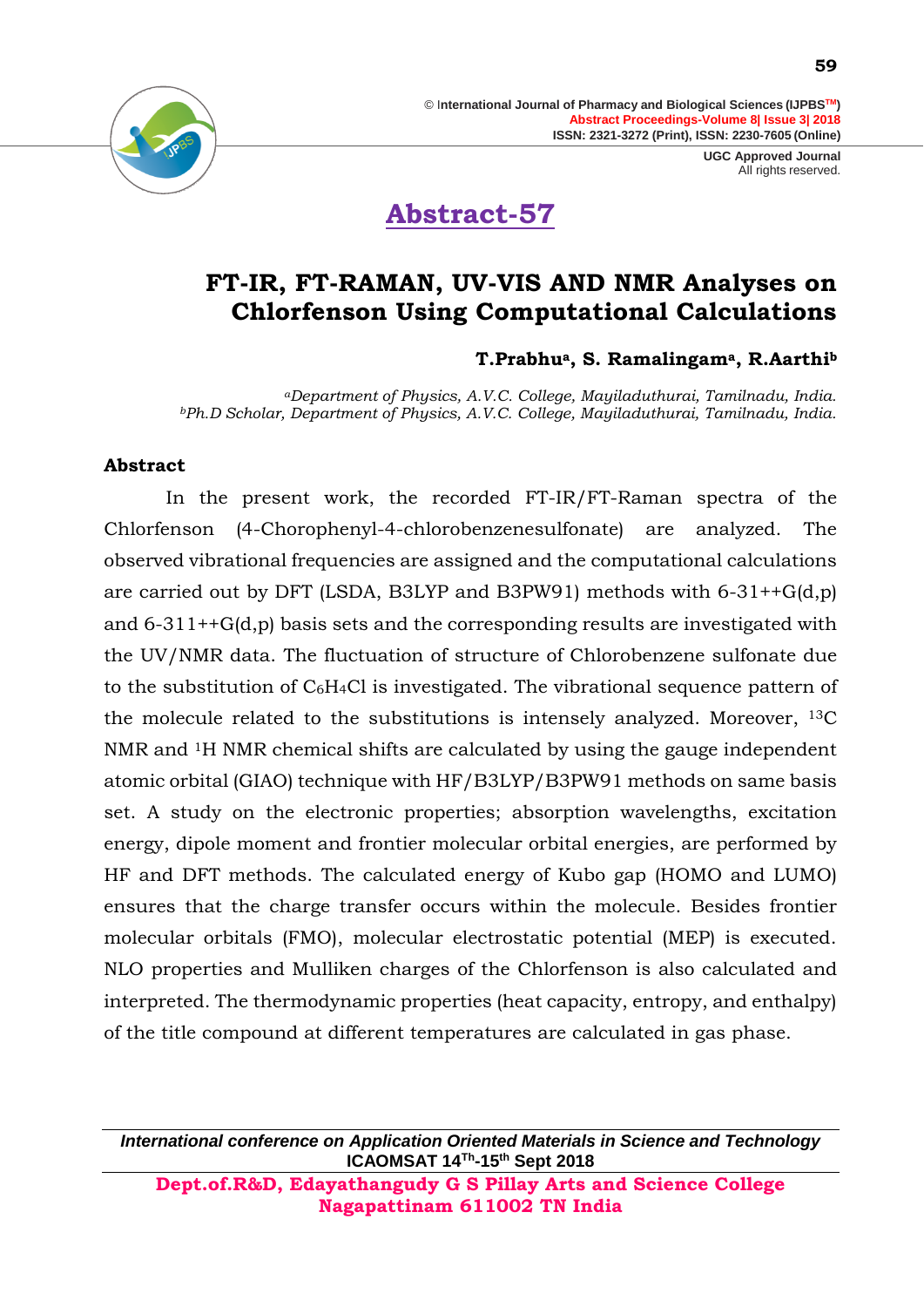## Abstract-57

# FT-IR, FT-RAMAN, UV-VIS AND NMR Analyses on Chlorfenson Using Computational Calculations

**T.Prabhu[a], S. Ramalingam[a], R.Aarthi[b]**

*[a]Department of Physics, A.V.C. College, Mayiladuthurai, Tamilnadu, India.*
*[b]Ph.D Scholar, Department of Physics, A.V.C. College, Mayiladuthurai, Tamilnadu, India.*

### Abstract

In the present work, the recorded FT-IR/FT-Raman spectra of the Chlorfenson (4-Chorophenyl-4-chlorobenzenesulfonate) are analyzed. The observed vibrational frequencies are assigned and the computational calculations are carried out by DFT (LSDA, B3LYP and B3PW91) methods with 6-31++G(d,p) and 6-311++G(d,p) basis sets and the corresponding results are investigated with the UV/NMR data. The fluctuation of structure of Chlorobenzene sulfonate due to the substitution of $C_6H_4Cl$ is investigated. The vibrational sequence pattern of the molecule related to the substitutions is intensely analyzed. Moreover, $^{13}C$ NMR and $^{1}H$ NMR chemical shifts are calculated by using the gauge independent atomic orbital (GIAO) technique with HF/B3LYP/B3PW91 methods on same basis set. A study on the electronic properties; absorption wavelengths, excitation energy, dipole moment and frontier molecular orbital energies, are performed by HF and DFT methods. The calculated energy of Kubo gap (HOMO and LUMO) ensures that the charge transfer occurs within the molecule. Besides frontier molecular orbitals (FMO), molecular electrostatic potential (MEP) is executed. NLO properties and Mulliken charges of the Chlorfenson is also calculated and interpreted. The thermodynamic properties (heat capacity, entropy, and enthalpy) of the title compound at different temperatures are calculated in gas phase.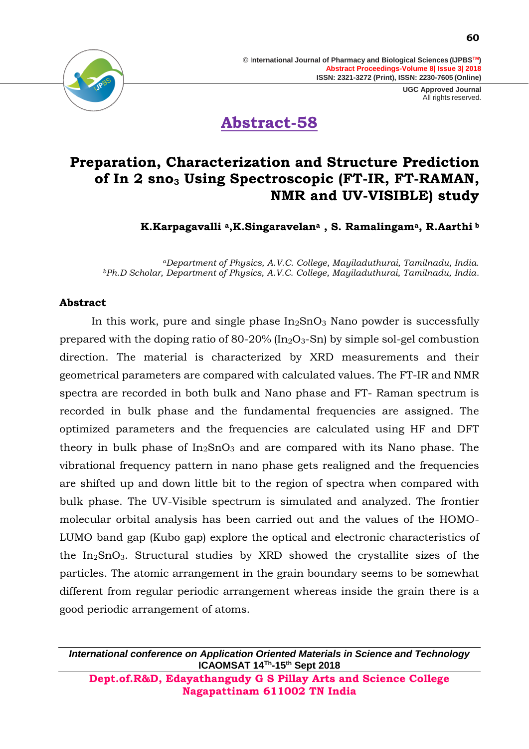## Abstract-58

# Preparation, Characterization and Structure Prediction of In 2 sno$_3$ Using Spectroscopic (FT-IR, FT-RAMAN, NMR and UV-VISIBLE) study

**K.Karpagavalli [a],K.Singaravelan[a] , S. Ramalingam[a], R.Aarthi [b]**

*[a]Department of Physics, A.V.C. College, Mayiladuthurai, Tamilnadu, India.*
*[b]Ph.D Scholar, Department of Physics, A.V.C. College, Mayiladuthurai, Tamilnadu, India.*

### Abstract

In this work, pure and single phase $In_2SnO_3$ Nano powder is successfully prepared with the doping ratio of 80-20% ($In_2O_3$-Sn) by simple sol-gel combustion direction. The material is characterized by XRD measurements and their geometrical parameters are compared with calculated values. The FT-IR and NMR spectra are recorded in both bulk and Nano phase and FT- Raman spectrum is recorded in bulk phase and the fundamental frequencies are assigned. The optimized parameters and the frequencies are calculated using HF and DFT theory in bulk phase of $In_2SnO_3$ and are compared with its Nano phase. The vibrational frequency pattern in nano phase gets realigned and the frequencies are shifted up and down little bit to the region of spectra when compared with bulk phase. The UV-Visible spectrum is simulated and analyzed. The frontier molecular orbital analysis has been carried out and the values of the HOMO-LUMO band gap (Kubo gap) explore the optical and electronic characteristics of the $In_2SnO_3$. Structural studies by XRD showed the crystallite sizes of the particles. The atomic arrangement in the grain boundary seems to be somewhat different from regular periodic arrangement whereas inside the grain there is a good periodic arrangement of atoms.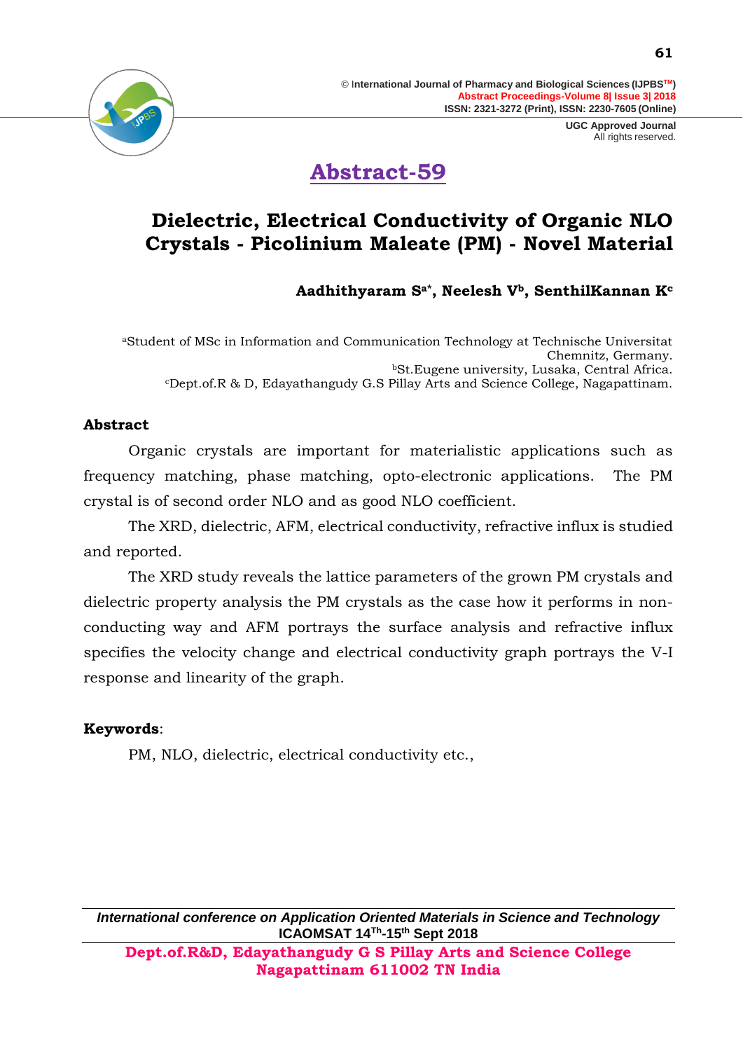# Abstract-59

## Dielectric, Electrical Conductivity of Organic NLO Crystals - Picolinium Maleate (PM) - Novel Material

**Aadhithyaram S[a*], Neelesh V[b], SenthilKannan K[c]**

[a]Student of MSc in Information and Communication Technology at Technische Universitat Chemnitz, Germany.
[b]St.Eugene university, Lusaka, Central Africa.
[c]Dept.of.R & D, Edayathangudy G.S Pillay Arts and Science College, Nagapattinam.

### Abstract

Organic crystals are important for materialistic applications such as frequency matching, phase matching, opto-electronic applications. The PM crystal is of second order NLO and as good NLO coefficient.

The XRD, dielectric, AFM, electrical conductivity, refractive influx is studied and reported.

The XRD study reveals the lattice parameters of the grown PM crystals and dielectric property analysis the PM crystals as the case how it performs in non-conducting way and AFM portrays the surface analysis and refractive influx specifies the velocity change and electrical conductivity graph portrays the V-I response and linearity of the graph.

**Keywords**:

PM, NLO, dielectric, electrical conductivity etc.,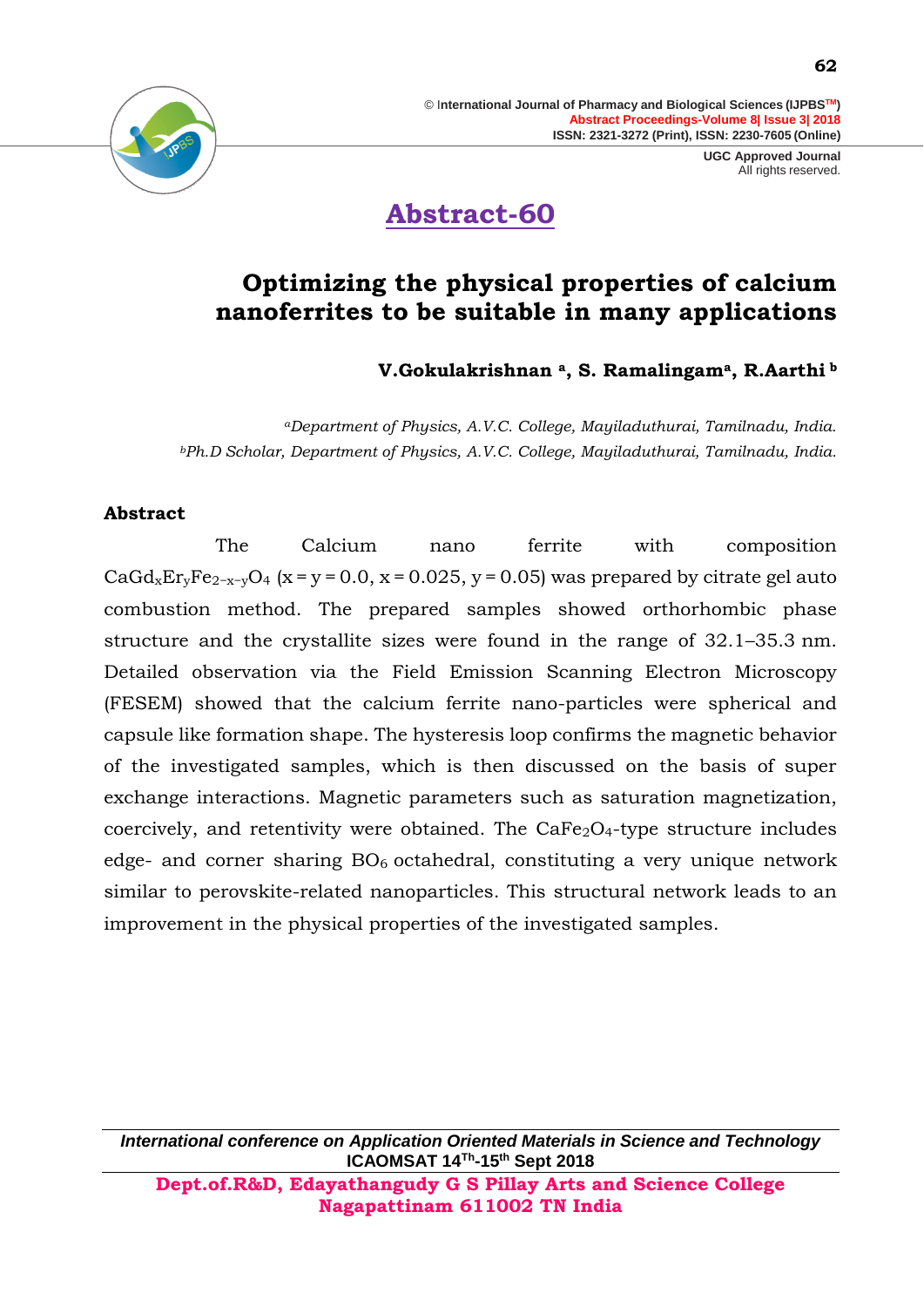## Abstract-60

# Optimizing the physical properties of calcium nanoferrites to be suitable in many applications

**V.Gokulakrishnan [a], S. Ramalingam[a], R.Aarthi [b]**

*[a]Department of Physics, A.V.C. College, Mayiladuthurai, Tamilnadu, India.*
*[b]Ph.D Scholar, Department of Physics, A.V.C. College, Mayiladuthurai, Tamilnadu, India.*

### Abstract

The Calcium nano ferrite with composition $CaGd_xEr_yFe_{2-x-y}O_4$ ($x = y = 0.0$, $x = 0.025$, $y = 0.05$) was prepared by citrate gel auto combustion method. The prepared samples showed orthorhombic phase structure and the crystallite sizes were found in the range of 32.1–35.3 nm. Detailed observation via the Field Emission Scanning Electron Microscopy (FESEM) showed that the calcium ferrite nano-particles were spherical and capsule like formation shape. The hysteresis loop confirms the magnetic behavior of the investigated samples, which is then discussed on the basis of super exchange interactions. Magnetic parameters such as saturation magnetization, coercively, and retentivity were obtained. The $CaFe_2O_4$-type structure includes edge- and corner sharing $BO_6$ octahedral, constituting a very unique network similar to perovskite-related nanoparticles. This structural network leads to an improvement in the physical properties of the investigated samples.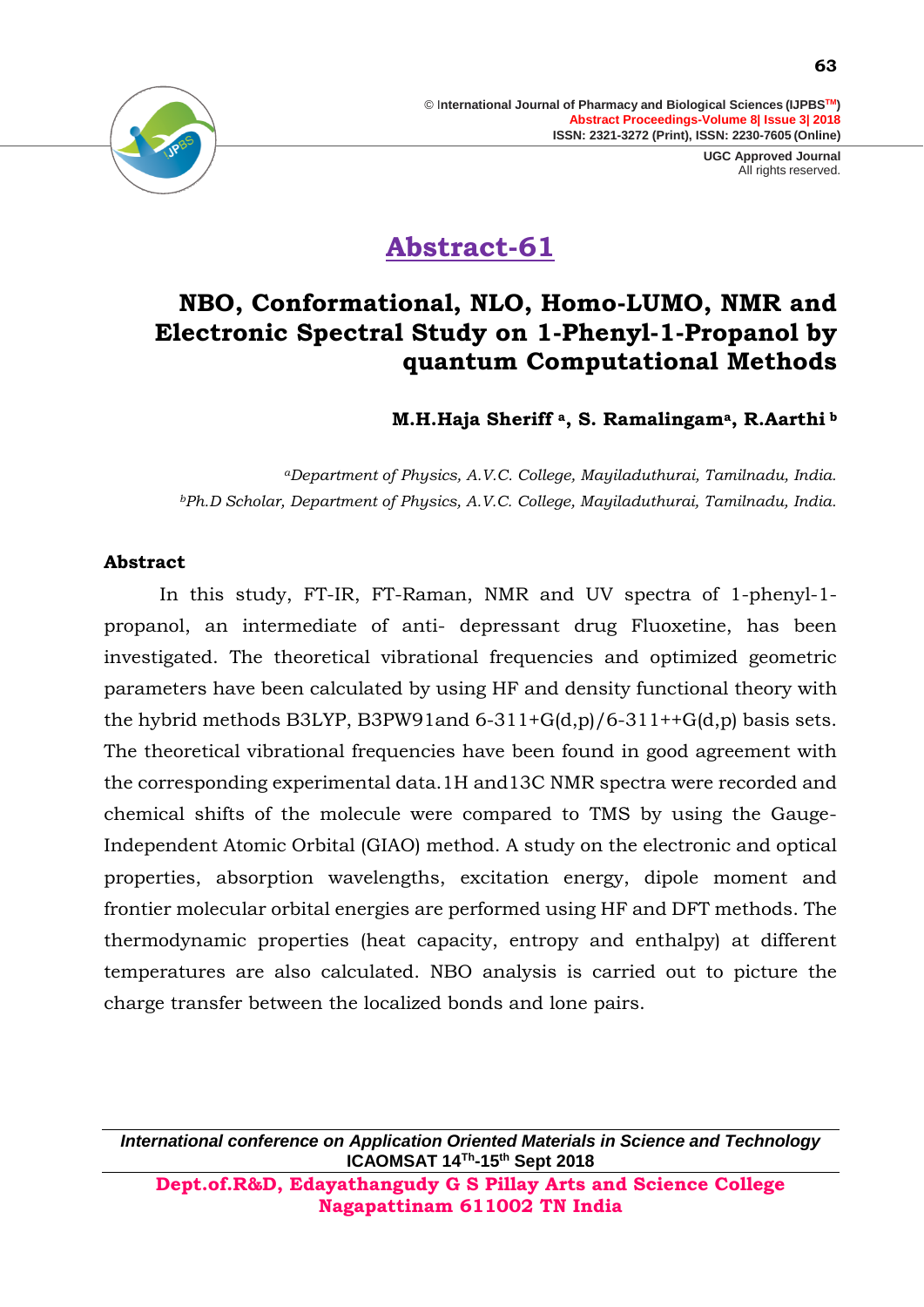# Abstract-61

## NBO, Conformational, NLO, Homo-LUMO, NMR and Electronic Spectral Study on 1-Phenyl-1-Propanol by quantum Computational Methods

**M.H.Haja Sheriff [a], S. Ramalingam[a], R.Aarthi [b]**

*[a]Department of Physics, A.V.C. College, Mayiladuthurai, Tamilnadu, India.*
*[b]Ph.D Scholar, Department of Physics, A.V.C. College, Mayiladuthurai, Tamilnadu, India.*

### Abstract

In this study, FT-IR, FT-Raman, NMR and UV spectra of 1-phenyl-1-propanol, an intermediate of anti- depressant drug Fluoxetine, has been investigated. The theoretical vibrational frequencies and optimized geometric parameters have been calculated by using HF and density functional theory with the hybrid methods B3LYP, B3PW91and 6-311+G(d,p)/6-311++G(d,p) basis sets. The theoretical vibrational frequencies have been found in good agreement with the corresponding experimental data.1H and13C NMR spectra were recorded and chemical shifts of the molecule were compared to TMS by using the Gauge-Independent Atomic Orbital (GIAO) method. A study on the electronic and optical properties, absorption wavelengths, excitation energy, dipole moment and frontier molecular orbital energies are performed using HF and DFT methods. The thermodynamic properties (heat capacity, entropy and enthalpy) at different temperatures are also calculated. NBO analysis is carried out to picture the charge transfer between the localized bonds and lone pairs.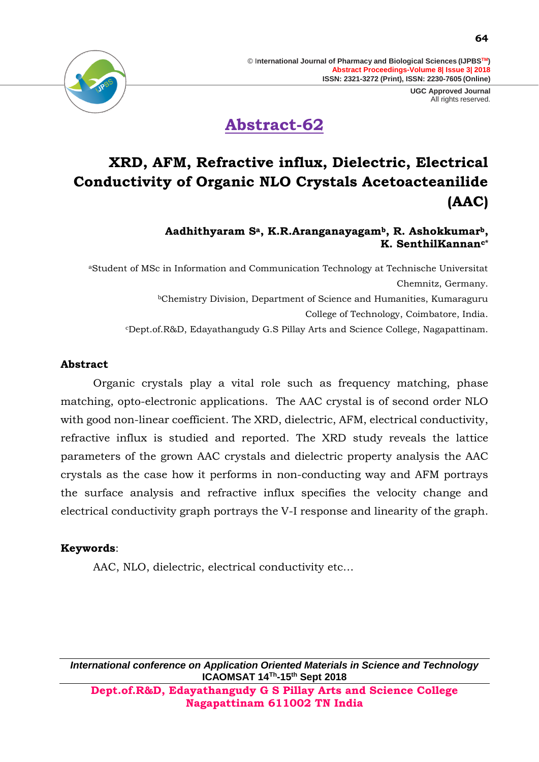# Abstract-62

## XRD, AFM, Refractive influx, Dielectric, Electrical Conductivity of Organic NLO Crystals Acetoacteanilide (AAC)

**Aadhithyaram S[a], K.R.Aranganayagam[b], R. Ashokkumar[b], K. SenthilKannan[c*]**

[a]Student of MSc in Information and Communication Technology at Technische Universitat Chemnitz, Germany.

[b]Chemistry Division, Department of Science and Humanities, Kumaraguru College of Technology, Coimbatore, India.

[c]Dept.of.R&D, Edayathangudy G.S Pillay Arts and Science College, Nagapattinam.

### Abstract

Organic crystals play a vital role such as frequency matching, phase matching, opto-electronic applications. The AAC crystal is of second order NLO with good non-linear coefficient. The XRD, dielectric, AFM, electrical conductivity, refractive influx is studied and reported. The XRD study reveals the lattice parameters of the grown AAC crystals and dielectric property analysis the AAC crystals as the case how it performs in non-conducting way and AFM portrays the surface analysis and refractive influx specifies the velocity change and electrical conductivity graph portrays the V-I response and linearity of the graph.

**Keywords**:

AAC, NLO, dielectric, electrical conductivity etc…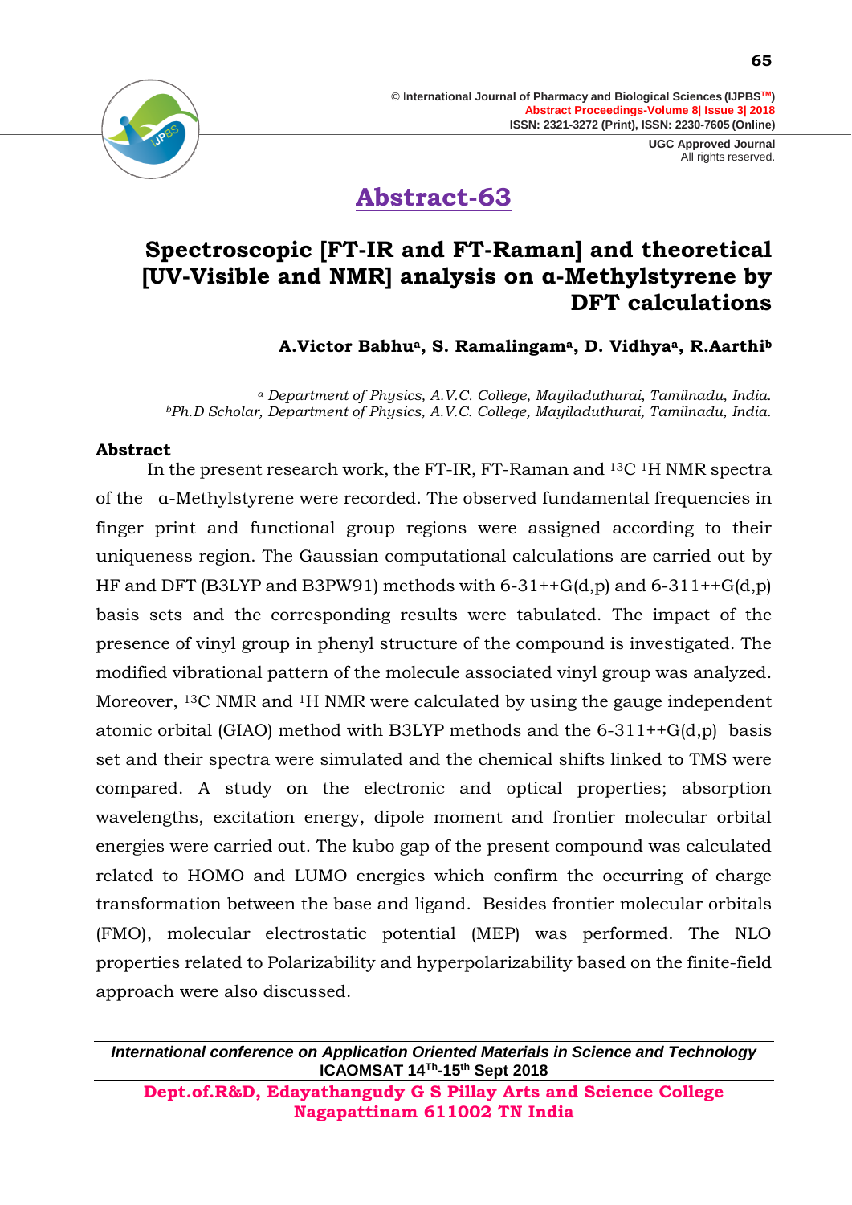# Abstract-63

## Spectroscopic [FT-IR and FT-Raman] and theoretical [UV-Visible and NMR] analysis on α-Methylstyrene by DFT calculations

**A.Victor Babhu[a], S. Ramalingam[a], D. Vidhya[a], R.Aarthi[b]**

*[a] Department of Physics, A.V.C. College, Mayiladuthurai, Tamilnadu, India.*
*[b]Ph.D Scholar, Department of Physics, A.V.C. College, Mayiladuthurai, Tamilnadu, India.*

### Abstract

In the present research work, the FT-IR, FT-Raman and $^{13}C$ $^{1}H$ NMR spectra of the α-Methylstyrene were recorded. The observed fundamental frequencies in finger print and functional group regions were assigned according to their uniqueness region. The Gaussian computational calculations are carried out by HF and DFT (B3LYP and B3PW91) methods with 6-31++G(d,p) and 6-311++G(d,p) basis sets and the corresponding results were tabulated. The impact of the presence of vinyl group in phenyl structure of the compound is investigated. The modified vibrational pattern of the molecule associated vinyl group was analyzed. Moreover, $^{13}C$ NMR and $^{1}H$ NMR were calculated by using the gauge independent atomic orbital (GIAO) method with B3LYP methods and the 6-311++G(d,p) basis set and their spectra were simulated and the chemical shifts linked to TMS were compared. A study on the electronic and optical properties; absorption wavelengths, excitation energy, dipole moment and frontier molecular orbital energies were carried out. The kubo gap of the present compound was calculated related to HOMO and LUMO energies which confirm the occurring of charge transformation between the base and ligand. Besides frontier molecular orbitals (FMO), molecular electrostatic potential (MEP) was performed. The NLO properties related to Polarizability and hyperpolarizability based on the finite-field approach were also discussed.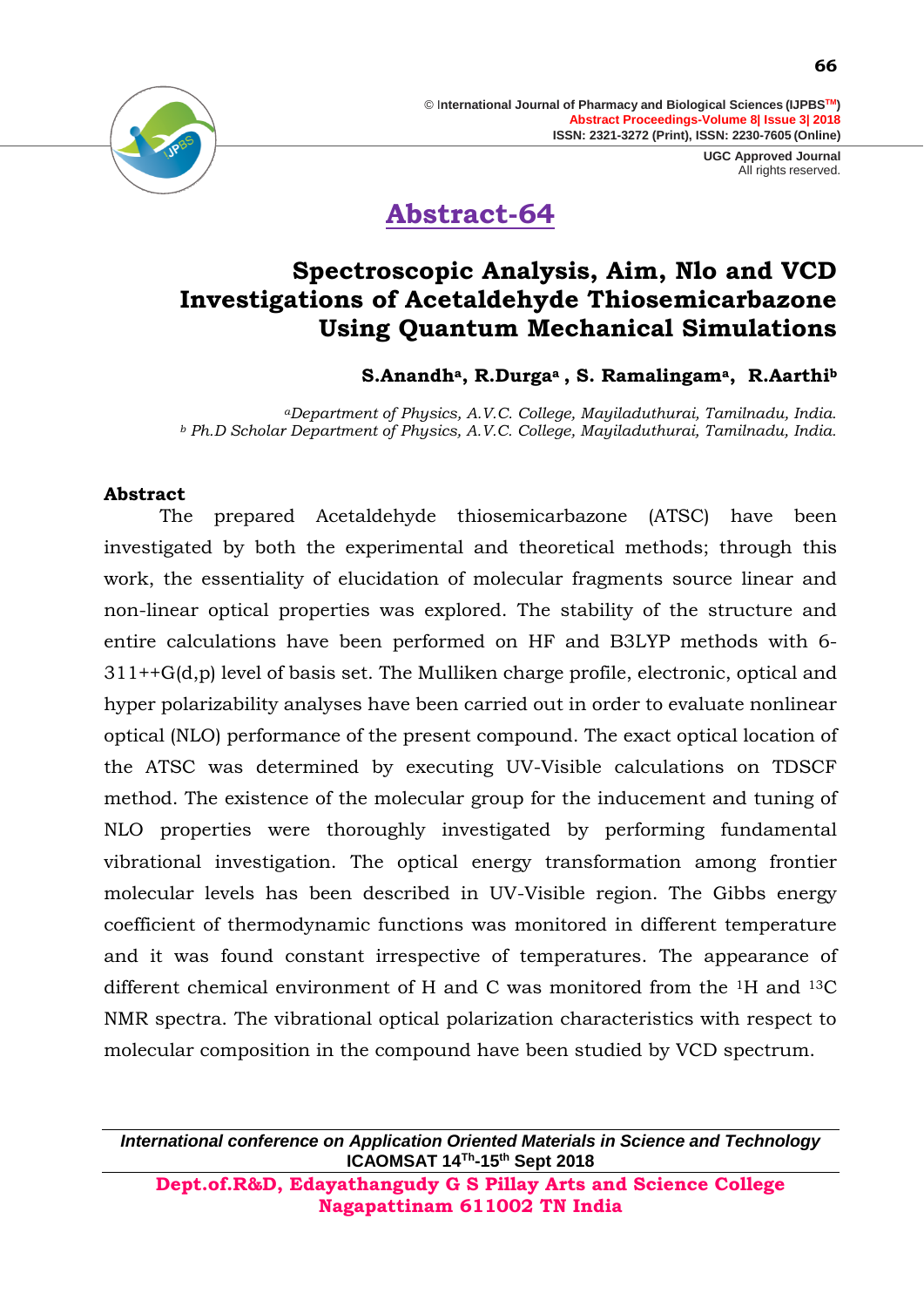# Abstract-64

## Spectroscopic Analysis, Aim, Nlo and VCD Investigations of Acetaldehyde Thiosemicarbazone Using Quantum Mechanical Simulations

**S.Anandh[a], R.Durga[a] , S. Ramalingam[a], R.Aarthi[b]**

*[a]Department of Physics, A.V.C. College, Mayiladuthurai, Tamilnadu, India.*
*[b] Ph.D Scholar Department of Physics, A.V.C. College, Mayiladuthurai, Tamilnadu, India.*

### Abstract

The prepared Acetaldehyde thiosemicarbazone (ATSC) have been investigated by both the experimental and theoretical methods; through this work, the essentiality of elucidation of molecular fragments source linear and non-linear optical properties was explored. The stability of the structure and entire calculations have been performed on HF and B3LYP methods with 6-311++G(d,p) level of basis set. The Mulliken charge profile, electronic, optical and hyper polarizability analyses have been carried out in order to evaluate nonlinear optical (NLO) performance of the present compound. The exact optical location of the ATSC was determined by executing UV-Visible calculations on TDSCF method. The existence of the molecular group for the inducement and tuning of NLO properties were thoroughly investigated by performing fundamental vibrational investigation. The optical energy transformation among frontier molecular levels has been described in UV-Visible region. The Gibbs energy coefficient of thermodynamic functions was monitored in different temperature and it was found constant irrespective of temperatures. The appearance of different chemical environment of H and C was monitored from the $^{1}H$ and $^{13}C$ NMR spectra. The vibrational optical polarization characteristics with respect to molecular composition in the compound have been studied by VCD spectrum.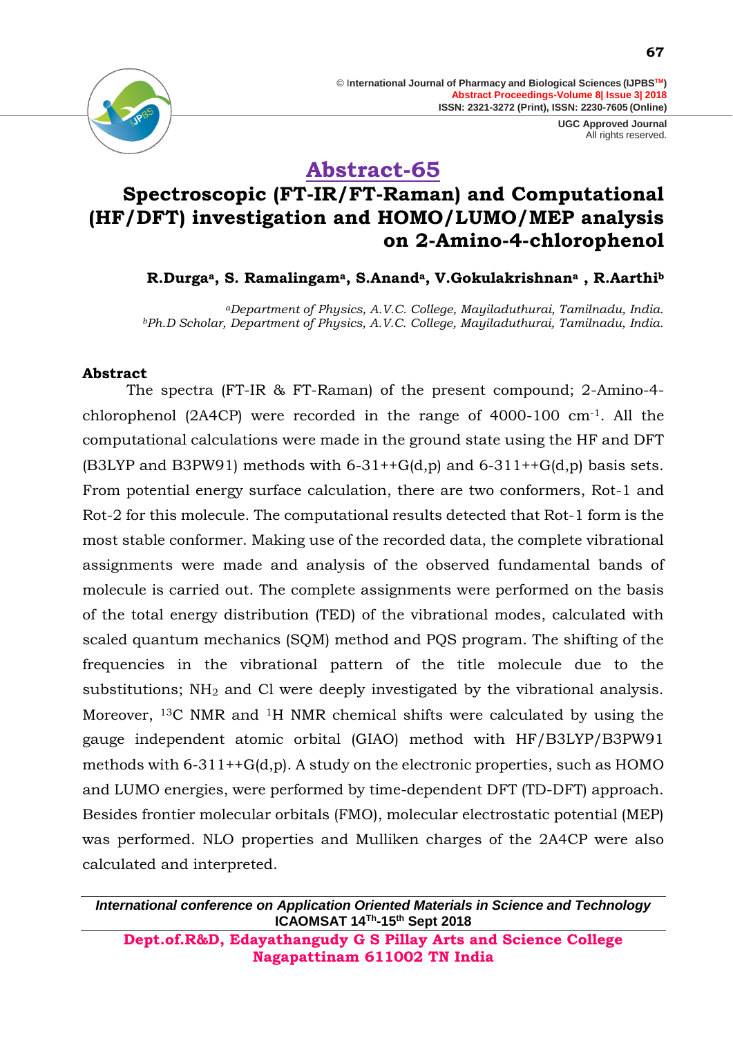## Abstract-65

# Spectroscopic (FT-IR/FT-Raman) and Computational (HF/DFT) investigation and HOMO/LUMO/MEP analysis on 2-Amino-4-chlorophenol

**R.Durga[a], S. Ramalingam[a], S.Anand[a], V.Gokulakrishnan[a] , R.Aarthi[b]**

*[a]Department of Physics, A.V.C. College, Mayiladuthurai, Tamilnadu, India.*
*[b]Ph.D Scholar, Department of Physics, A.V.C. College, Mayiladuthurai, Tamilnadu, India.*

### Abstract

The spectra (FT-IR & FT-Raman) of the present compound; 2-Amino-4-chlorophenol (2A4CP) were recorded in the range of 4000-100 $cm^{-1}$. All the computational calculations were made in the ground state using the HF and DFT (B3LYP and B3PW91) methods with 6-31++G(d,p) and 6-311++G(d,p) basis sets. From potential energy surface calculation, there are two conformers, Rot-1 and Rot-2 for this molecule. The computational results detected that Rot-1 form is the most stable conformer. Making use of the recorded data, the complete vibrational assignments were made and analysis of the observed fundamental bands of molecule is carried out. The complete assignments were performed on the basis of the total energy distribution (TED) of the vibrational modes, calculated with scaled quantum mechanics (SQM) method and PQS program. The shifting of the frequencies in the vibrational pattern of the title molecule due to the substitutions; $NH_2$ and Cl were deeply investigated by the vibrational analysis. Moreover, $^{13}C$ NMR and $^{1}H$ NMR chemical shifts were calculated by using the gauge independent atomic orbital (GIAO) method with HF/B3LYP/B3PW91 methods with 6-311++G(d,p). A study on the electronic properties, such as HOMO and LUMO energies, were performed by time-dependent DFT (TD-DFT) approach. Besides frontier molecular orbitals (FMO), molecular electrostatic potential (MEP) was performed. NLO properties and Mulliken charges of the 2A4CP were also calculated and interpreted.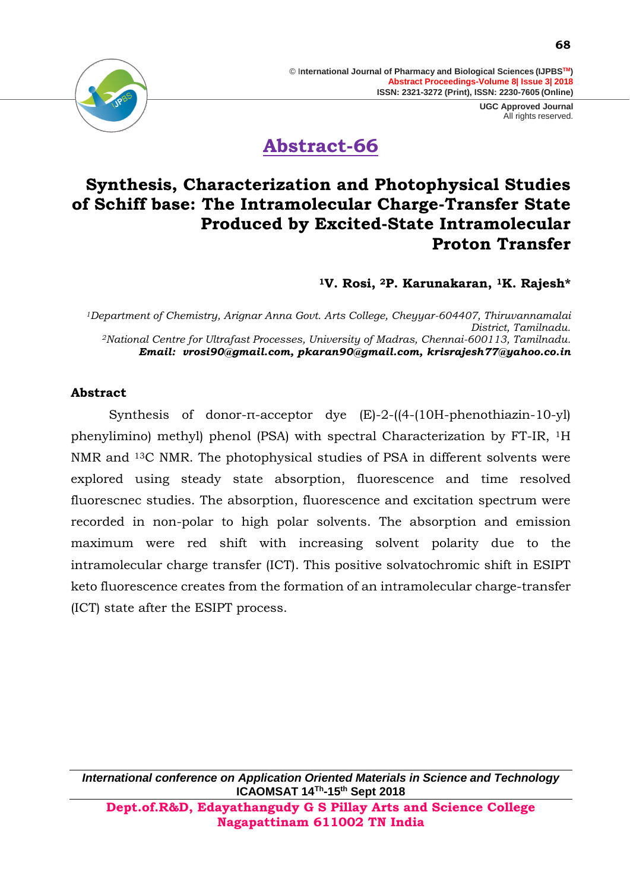# Abstract-66

## Synthesis, Characterization and Photophysical Studies of Schiff base: The Intramolecular Charge-Transfer State Produced by Excited-State Intramolecular Proton Transfer

**[1]V. Rosi, [2]P. Karunakaran, [1]K. Rajesh***

*[1]Department of Chemistry, Arignar Anna Govt. Arts College, Cheyyar-604407, Thiruvannamalai District, Tamilnadu.*
*[2]National Centre for Ultrafast Processes, University of Madras, Chennai-600113, Tamilnadu.*
***Email: vrosi90@gmail.com, pkaran90@gmail.com, krisrajesh77@yahoo.co.in***

### Abstract

Synthesis of donor-π-acceptor dye (E)-2-((4-(10H-phenothiazin-10-yl) phenylimino) methyl) phenol (PSA) with spectral Characterization by FT-IR, $^{1}$H NMR and $^{13}$C NMR. The photophysical studies of PSA in different solvents were explored using steady state absorption, fluorescence and time resolved fluorescnec studies. The absorption, fluorescence and excitation spectrum were recorded in non-polar to high polar solvents. The absorption and emission maximum were red shift with increasing solvent polarity due to the intramolecular charge transfer (ICT). This positive solvatochromic shift in ESIPT keto fluorescence creates from the formation of an intramolecular charge-transfer (ICT) state after the ESIPT process.